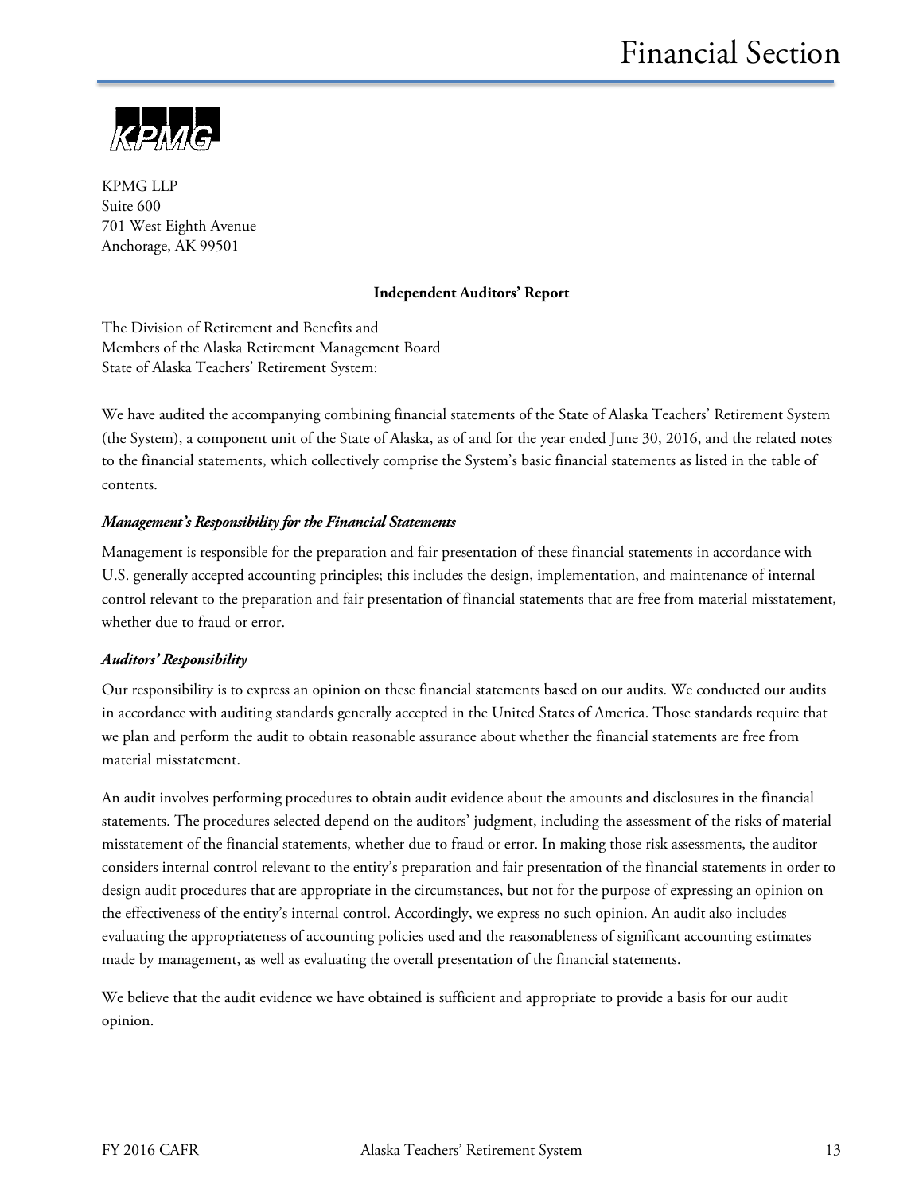KPMG LLP
Suite 600
701 West Eighth Avenue
Anchorage, AK 99501

## Independent Auditors' Report

The Division of Retirement and Benefits and
Members of the Alaska Retirement Management Board
State of Alaska Teachers' Retirement System:

We have audited the accompanying combining financial statements of the State of Alaska Teachers' Retirement System (the System), a component unit of the State of Alaska, as of and for the year ended June 30, 2016, and the related notes to the financial statements, which collectively comprise the System's basic financial statements as listed in the table of contents.

***Management's Responsibility for the Financial Statements***

Management is responsible for the preparation and fair presentation of these financial statements in accordance with U.S. generally accepted accounting principles; this includes the design, implementation, and maintenance of internal control relevant to the preparation and fair presentation of financial statements that are free from material misstatement, whether due to fraud or error.

***Auditors' Responsibility***

Our responsibility is to express an opinion on these financial statements based on our audits. We conducted our audits in accordance with auditing standards generally accepted in the United States of America. Those standards require that we plan and perform the audit to obtain reasonable assurance about whether the financial statements are free from material misstatement.

An audit involves performing procedures to obtain audit evidence about the amounts and disclosures in the financial statements. The procedures selected depend on the auditors' judgment, including the assessment of the risks of material misstatement of the financial statements, whether due to fraud or error. In making those risk assessments, the auditor considers internal control relevant to the entity's preparation and fair presentation of the financial statements in order to design audit procedures that are appropriate in the circumstances, but not for the purpose of expressing an opinion on the effectiveness of the entity's internal control. Accordingly, we express no such opinion. An audit also includes evaluating the appropriateness of accounting policies used and the reasonableness of significant accounting estimates made by management, as well as evaluating the overall presentation of the financial statements.

We believe that the audit evidence we have obtained is sufficient and appropriate to provide a basis for our audit opinion.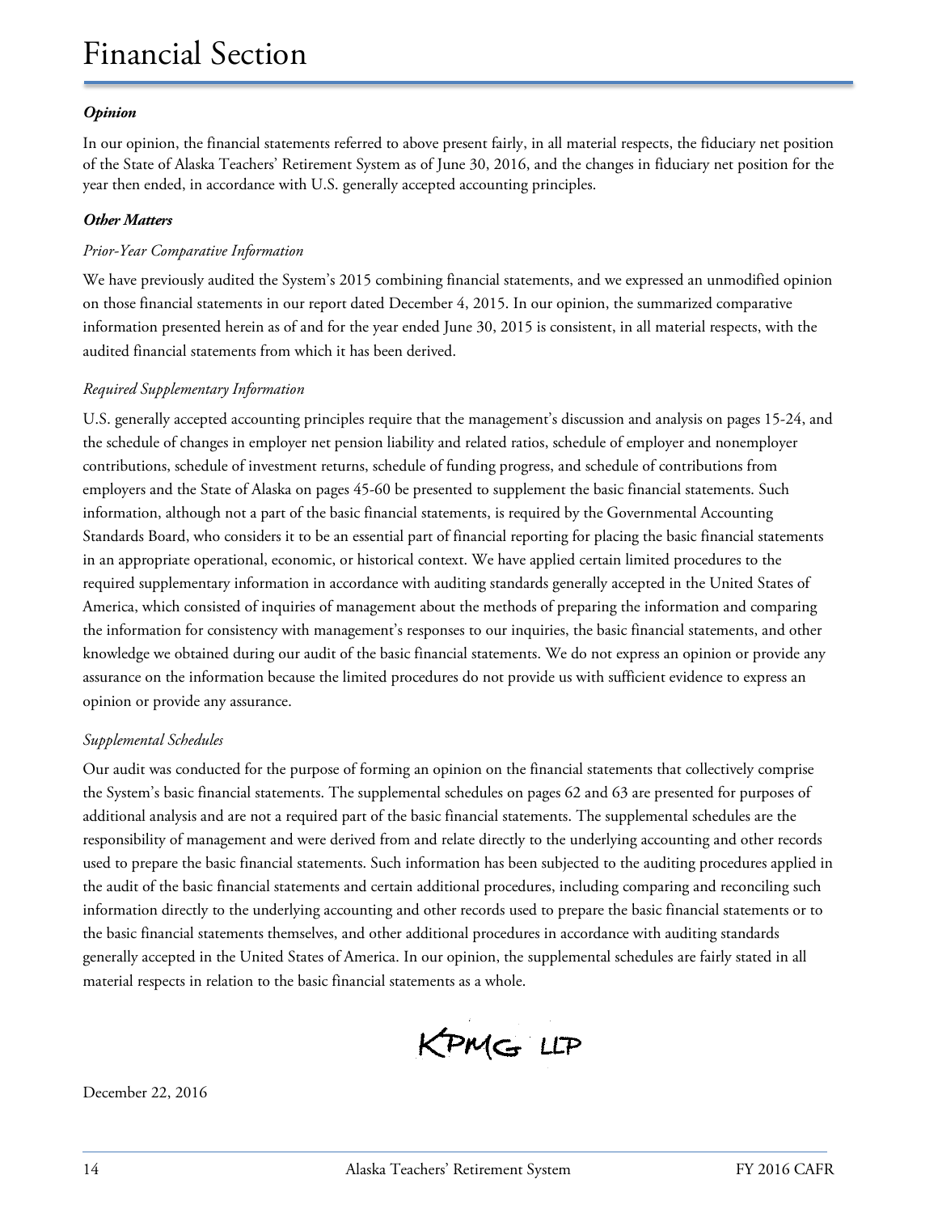***Opinion***

In our opinion, the financial statements referred to above present fairly, in all material respects, the fiduciary net position of the State of Alaska Teachers' Retirement System as of June 30, 2016, and the changes in fiduciary net position for the year then ended, in accordance with U.S. generally accepted accounting principles.

***Other Matters***

*Prior-Year Comparative Information*

We have previously audited the System's 2015 combining financial statements, and we expressed an unmodified opinion on those financial statements in our report dated December 4, 2015. In our opinion, the summarized comparative information presented herein as of and for the year ended June 30, 2015 is consistent, in all material respects, with the audited financial statements from which it has been derived.

*Required Supplementary Information*

U.S. generally accepted accounting principles require that the management's discussion and analysis on pages 15-24, and the schedule of changes in employer net pension liability and related ratios, schedule of employer and nonemployer contributions, schedule of investment returns, schedule of funding progress, and schedule of contributions from employers and the State of Alaska on pages 45-60 be presented to supplement the basic financial statements. Such information, although not a part of the basic financial statements, is required by the Governmental Accounting Standards Board, who considers it to be an essential part of financial reporting for placing the basic financial statements in an appropriate operational, economic, or historical context. We have applied certain limited procedures to the required supplementary information in accordance with auditing standards generally accepted in the United States of America, which consisted of inquiries of management about the methods of preparing the information and comparing the information for consistency with management's responses to our inquiries, the basic financial statements, and other knowledge we obtained during our audit of the basic financial statements. We do not express an opinion or provide any assurance on the information because the limited procedures do not provide us with sufficient evidence to express an opinion or provide any assurance.

*Supplemental Schedules*

Our audit was conducted for the purpose of forming an opinion on the financial statements that collectively comprise the System's basic financial statements. The supplemental schedules on pages 62 and 63 are presented for purposes of additional analysis and are not a required part of the basic financial statements. The supplemental schedules are the responsibility of management and were derived from and relate directly to the underlying accounting and other records used to prepare the basic financial statements. Such information has been subjected to the auditing procedures applied in the audit of the basic financial statements and certain additional procedures, including comparing and reconciling such information directly to the underlying accounting and other records used to prepare the basic financial statements or to the basic financial statements themselves, and other additional procedures in accordance with auditing standards generally accepted in the United States of America. In our opinion, the supplemental schedules are fairly stated in all material respects in relation to the basic financial statements as a whole.

KPMG LLP

December 22, 2016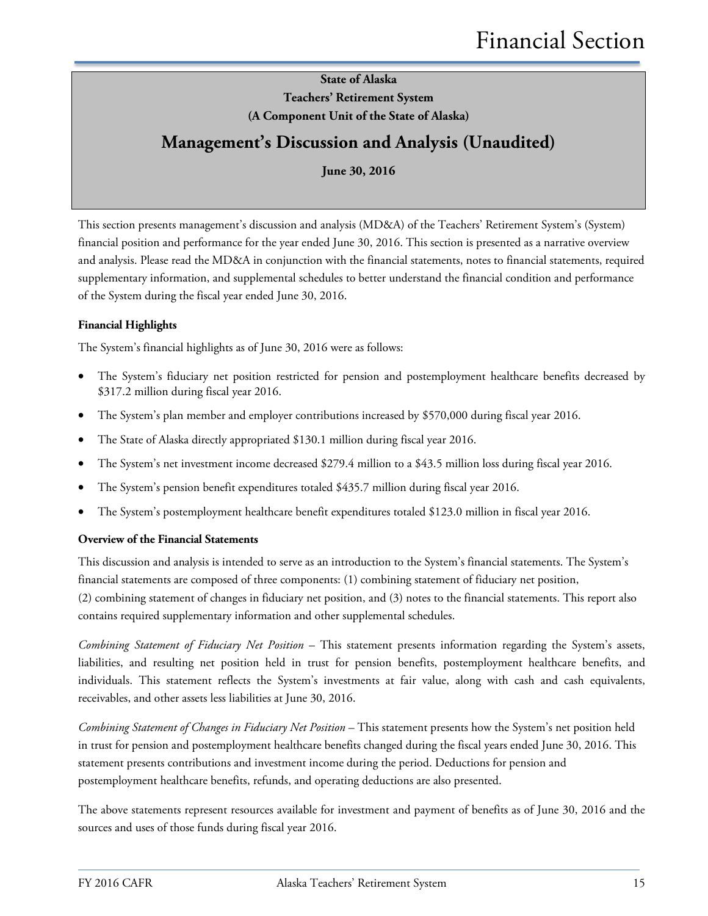# State of Alaska
## Teachers' Retirement System
### (A Component Unit of the State of Alaska)

## Management's Discussion and Analysis (Unaudited)

**June 30, 2016**

This section presents management's discussion and analysis (MD&A) of the Teachers' Retirement System's (System) financial position and performance for the year ended June 30, 2016. This section is presented as a narrative overview and analysis. Please read the MD&A in conjunction with the financial statements, notes to financial statements, required supplementary information, and supplemental schedules to better understand the financial condition and performance of the System during the fiscal year ended June 30, 2016.

**Financial Highlights**

The System's financial highlights as of June 30, 2016 were as follows:

- The System's fiduciary net position restricted for pension and postemployment healthcare benefits decreased by $317.2 million during fiscal year 2016.
- The System's plan member and employer contributions increased by $570,000 during fiscal year 2016.
- The State of Alaska directly appropriated $130.1 million during fiscal year 2016.
- The System's net investment income decreased $279.4 million to a $43.5 million loss during fiscal year 2016.
- The System's pension benefit expenditures totaled $435.7 million during fiscal year 2016.
- The System's postemployment healthcare benefit expenditures totaled $123.0 million in fiscal year 2016.

**Overview of the Financial Statements**

This discussion and analysis is intended to serve as an introduction to the System's financial statements. The System's financial statements are composed of three components: (1) combining statement of fiduciary net position, (2) combining statement of changes in fiduciary net position, and (3) notes to the financial statements. This report also contains required supplementary information and other supplemental schedules.

*Combining Statement of Fiduciary Net Position* – This statement presents information regarding the System's assets, liabilities, and resulting net position held in trust for pension benefits, postemployment healthcare benefits, and individuals. This statement reflects the System's investments at fair value, along with cash and cash equivalents, receivables, and other assets less liabilities at June 30, 2016.

*Combining Statement of Changes in Fiduciary Net Position* – This statement presents how the System's net position held in trust for pension and postemployment healthcare benefits changed during the fiscal years ended June 30, 2016. This statement presents contributions and investment income during the period. Deductions for pension and postemployment healthcare benefits, refunds, and operating deductions are also presented.

The above statements represent resources available for investment and payment of benefits as of June 30, 2016 and the sources and uses of those funds during fiscal year 2016.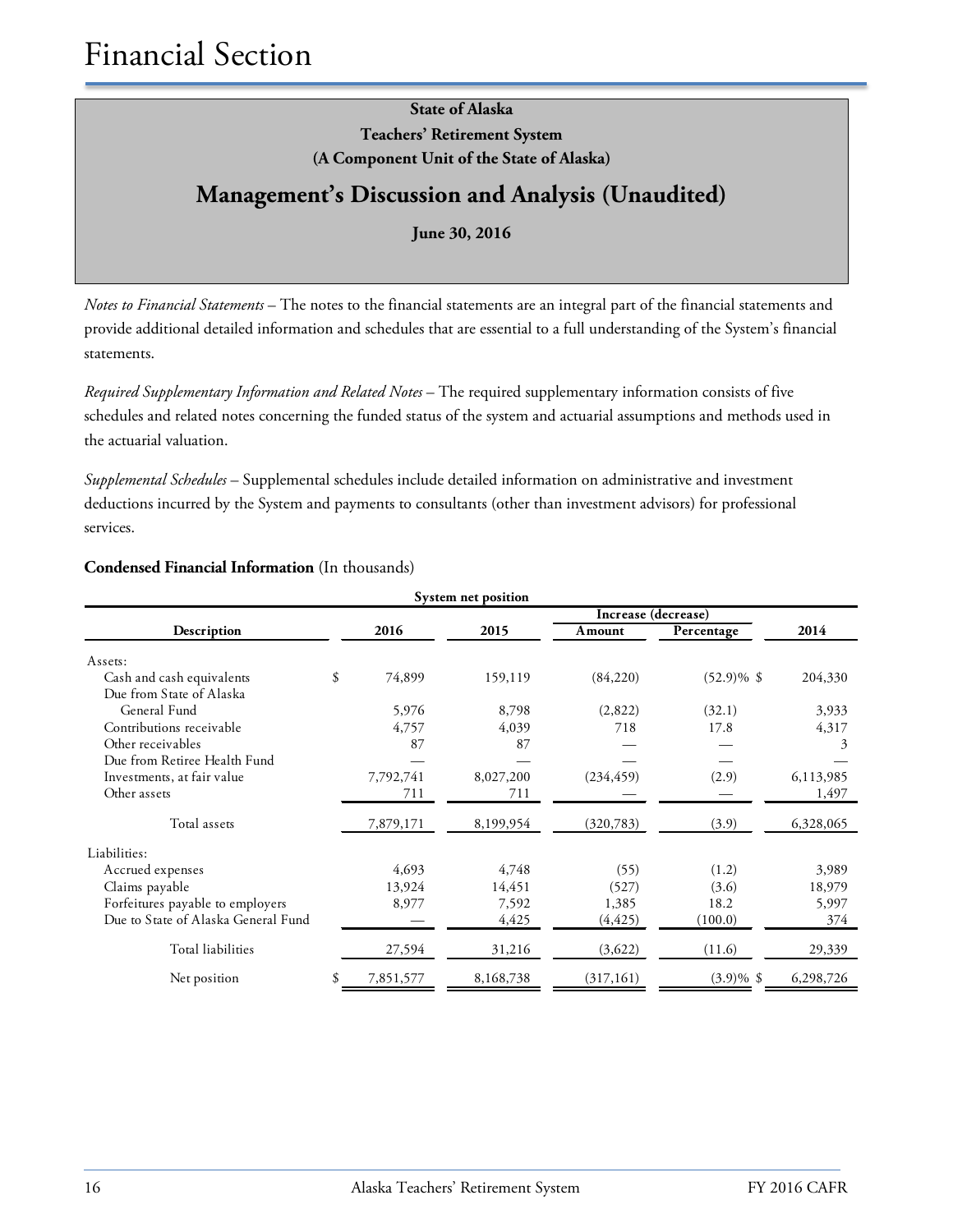# Financial Section

**State of Alaska**
**Teachers' Retirement System**
**(A Component Unit of the State of Alaska)**

## Management's Discussion and Analysis (Unaudited)

**June 30, 2016**

*Notes to Financial Statements* – The notes to the financial statements are an integral part of the financial statements and provide additional detailed information and schedules that are essential to a full understanding of the System's financial statements.

*Required Supplementary Information and Related Notes* – The required supplementary information consists of five schedules and related notes concerning the funded status of the system and actuarial assumptions and methods used in the actuarial valuation.

*Supplemental Schedules* – Supplemental schedules include detailed information on administrative and investment deductions incurred by the System and payments to consultants (other than investment advisors) for professional services.

**Condensed Financial Information** (In thousands)

System net position

| Description | 2016 | 2015 | Increase (decrease) Amount | Increase (decrease) Percentage | 2014 |
|---|---|---|---|---|---|
| Assets: | | | | | |
| Cash and cash equivalents | $ 74,899 | 159,119 | (84,220) | (52.9)% | $ 204,330 |
| Due from State of Alaska General Fund | 5,976 | 8,798 | (2,822) | (32.1) | 3,933 |
| Contributions receivable | 4,757 | 4,039 | 718 | 17.8 | 4,317 |
| Other receivables | 87 | 87 | — | — | 3 |
| Due from Retiree Health Fund | — | — | — | — | — |
| Investments, at fair value | 7,792,741 | 8,027,200 | (234,459) | (2.9) | 6,113,985 |
| Other assets | 711 | 711 | — | — | 1,497 |
| Total assets | 7,879,171 | 8,199,954 | (320,783) | (3.9) | 6,328,065 |
| Liabilities: | | | | | |
| Accrued expenses | 4,693 | 4,748 | (55) | (1.2) | 3,989 |
| Claims payable | 13,924 | 14,451 | (527) | (3.6) | 18,979 |
| Forfeitures payable to employers | 8,977 | 7,592 | 1,385 | 18.2 | 5,997 |
| Due to State of Alaska General Fund | — | 4,425 | (4,425) | (100.0) | 374 |
| Total liabilities | 27,594 | 31,216 | (3,622) | (11.6) | 29,339 |
| Net position | $ 7,851,577 | 8,168,738 | (317,161) | (3.9)% | $ 6,298,726 |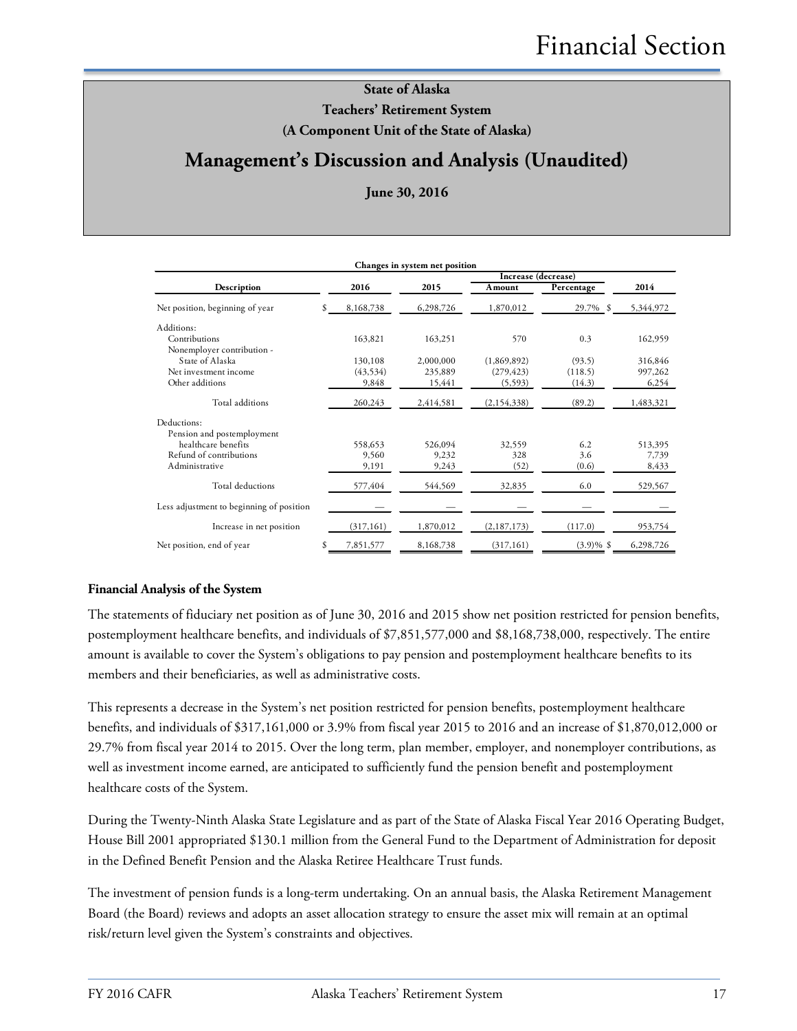State of Alaska
Teachers' Retirement System
(A Component Unit of the State of Alaska)

# Management's Discussion and Analysis (Unaudited)

June 30, 2016

**Changes in system net position**

| Description | 2016 | 2015 | Increase (decrease) Amount | Percentage | 2014 |
|---|---|---|---|---|---|
| Net position, beginning of year | $ 8,168,738 | 6,298,726 | 1,870,012 | 29.7% | $ 5,344,972 |
| Additions: | | | | | |
| Contributions | 163,821 | 163,251 | 570 | 0.3 | 162,959 |
| Nonemployer contribution - State of Alaska | 130,108 | 2,000,000 | (1,869,892) | (93.5) | 316,846 |
| Net investment income | (43,534) | 235,889 | (279,423) | (118.5) | 997,262 |
| Other additions | 9,848 | 15,441 | (5,593) | (14.3) | 6,254 |
| Total additions | 260,243 | 2,414,581 | (2,154,338) | (89.2) | 1,483,321 |
| Deductions: | | | | | |
| Pension and postemployment healthcare benefits | 558,653 | 526,094 | 32,559 | 6.2 | 513,395 |
| Refund of contributions | 9,560 | 9,232 | 328 | 3.6 | 7,739 |
| Administrative | 9,191 | 9,243 | (52) | (0.6) | 8,433 |
| Total deductions | 577,404 | 544,569 | 32,835 | 6.0 | 529,567 |
| Less adjustment to beginning of position | — | — | — | — | — |
| Increase in net position | (317,161) | 1,870,012 | (2,187,173) | (117.0) | 953,754 |
| Net position, end of year | $ 7,851,577 | 8,168,738 | (317,161) | (3.9)% | $ 6,298,726 |

**Financial Analysis of the System**

The statements of fiduciary net position as of June 30, 2016 and 2015 show net position restricted for pension benefits, postemployment healthcare benefits, and individuals of $7,851,577,000 and $8,168,738,000, respectively. The entire amount is available to cover the System's obligations to pay pension and postemployment healthcare benefits to its members and their beneficiaries, as well as administrative costs.

This represents a decrease in the System's net position restricted for pension benefits, postemployment healthcare benefits, and individuals of $317,161,000 or 3.9% from fiscal year 2015 to 2016 and an increase of $1,870,012,000 or 29.7% from fiscal year 2014 to 2015. Over the long term, plan member, employer, and nonemployer contributions, as well as investment income earned, are anticipated to sufficiently fund the pension benefit and postemployment healthcare costs of the System.

During the Twenty-Ninth Alaska State Legislature and as part of the State of Alaska Fiscal Year 2016 Operating Budget, House Bill 2001 appropriated $130.1 million from the General Fund to the Department of Administration for deposit in the Defined Benefit Pension and the Alaska Retiree Healthcare Trust funds.

The investment of pension funds is a long-term undertaking. On an annual basis, the Alaska Retirement Management Board (the Board) reviews and adopts an asset allocation strategy to ensure the asset mix will remain at an optimal risk/return level given the System's constraints and objectives.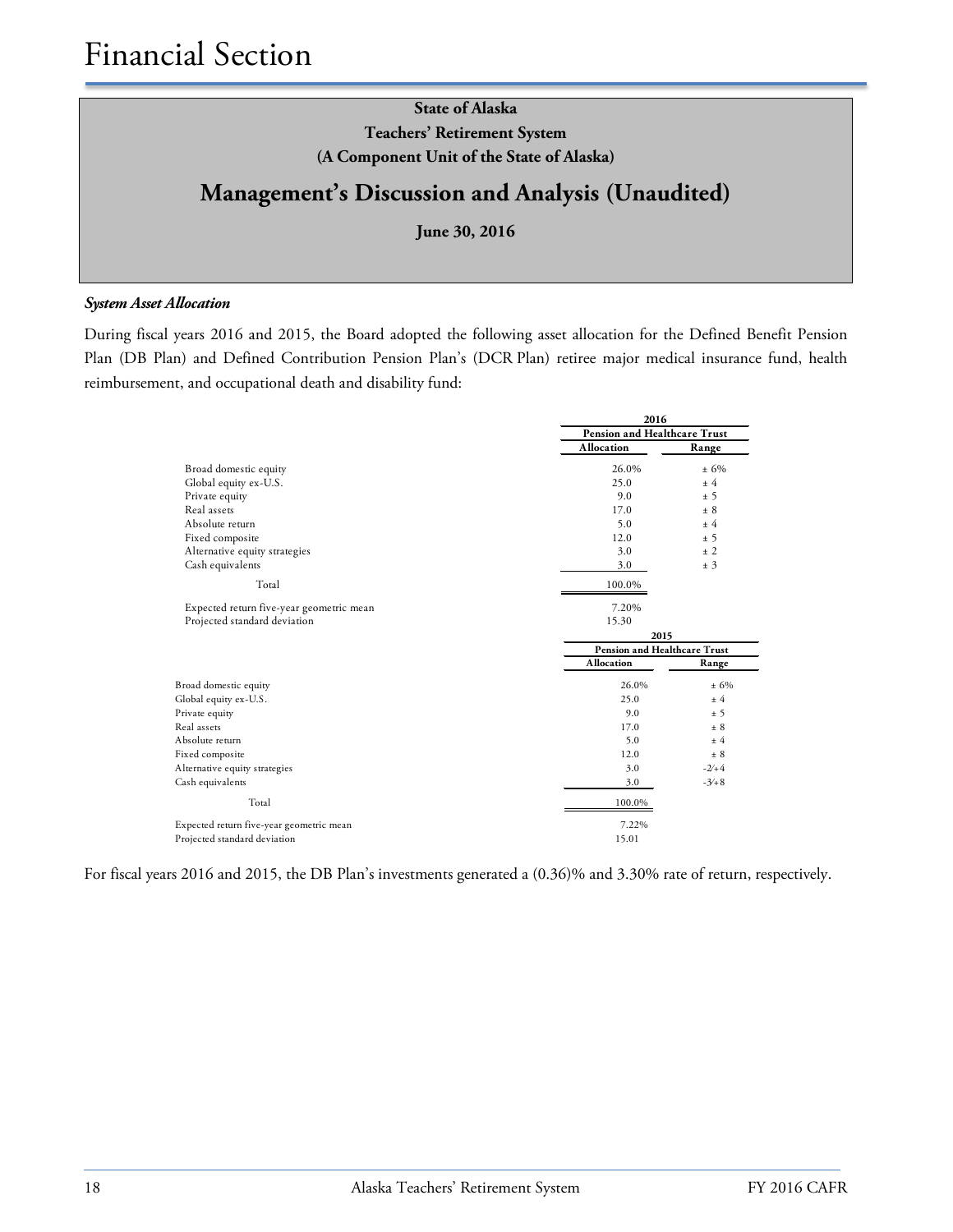# Financial Section

**State of Alaska**
**Teachers' Retirement System**
**(A Component Unit of the State of Alaska)**

## Management's Discussion and Analysis (Unaudited)

**June 30, 2016**

***System Asset Allocation***

During fiscal years 2016 and 2015, the Board adopted the following asset allocation for the Defined Benefit Pension Plan (DB Plan) and Defined Contribution Pension Plan's (DCR Plan) retiree major medical insurance fund, health reimbursement, and occupational death and disability fund:

| | 2016 | |
|---|---|---|
| | Pension and Healthcare Trust | |
| | Allocation | Range |
| Broad domestic equity | 26.0% | ± 6% |
| Global equity ex-U.S. | 25.0 | ± 4 |
| Private equity | 9.0 | ± 5 |
| Real assets | 17.0 | ± 8 |
| Absolute return | 5.0 | ± 4 |
| Fixed composite | 12.0 | ± 5 |
| Alternative equity strategies | 3.0 | ± 2 |
| Cash equivalents | 3.0 | ± 3 |
| Total | 100.0% | |
| Expected return five-year geometric mean | 7.20% | |
| Projected standard deviation | 15.30 | |

| | 2015 | |
|---|---|---|
| | Pension and Healthcare Trust | |
| | Allocation | Range |
| Broad domestic equity | 26.0% | ± 6% |
| Global equity ex-U.S. | 25.0 | ± 4 |
| Private equity | 9.0 | ± 5 |
| Real assets | 17.0 | ± 8 |
| Absolute return | 5.0 | ± 4 |
| Fixed composite | 12.0 | ± 8 |
| Alternative equity strategies | 3.0 | -2/+4 |
| Cash equivalents | 3.0 | -3/+8 |
| Total | 100.0% | |
| Expected return five-year geometric mean | 7.22% | |
| Projected standard deviation | 15.01 | |

For fiscal years 2016 and 2015, the DB Plan's investments generated a (0.36)% and 3.30% rate of return, respectively.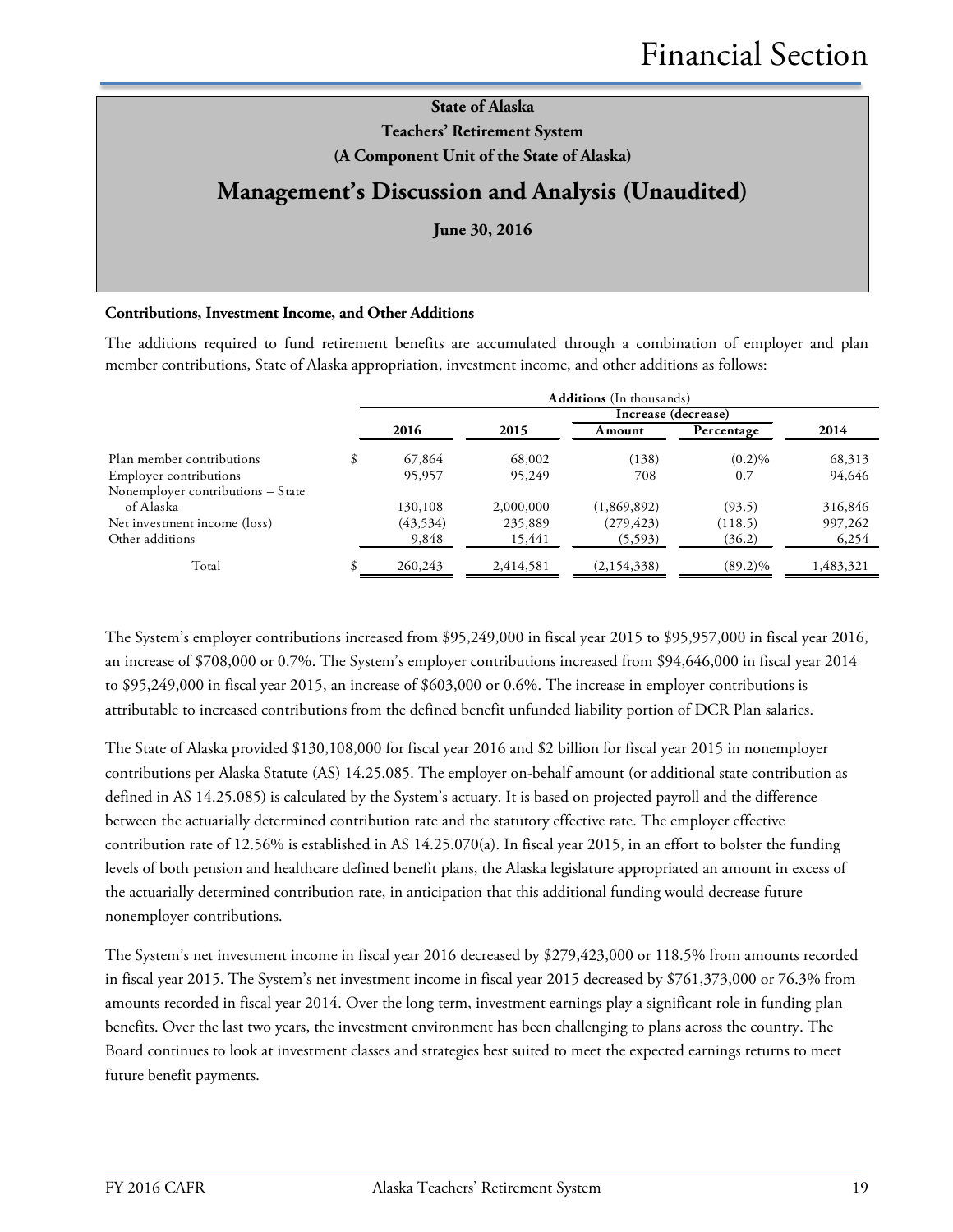**State of Alaska**
**Teachers' Retirement System**
**(A Component Unit of the State of Alaska)**

## Management's Discussion and Analysis (Unaudited)

**June 30, 2016**

### Contributions, Investment Income, and Other Additions

The additions required to fund retirement benefits are accumulated through a combination of employer and plan member contributions, State of Alaska appropriation, investment income, and other additions as follows:

| | **Additions** (In thousands) | | | | |
|---|---|---|---|---|---|
| | | | Increase (decrease) | | |
| | 2016 | 2015 | Amount | Percentage | 2014 |
| Plan member contributions | $ 67,864 | 68,002 | (138) | (0.2)% | 68,313 |
| Employer contributions | 95,957 | 95,249 | 708 | 0.7 | 94,646 |
| Nonemployer contributions – State of Alaska | 130,108 | 2,000,000 | (1,869,892) | (93.5) | 316,846 |
| Net investment income (loss) | (43,534) | 235,889 | (279,423) | (118.5) | 997,262 |
| Other additions | 9,848 | 15,441 | (5,593) | (36.2) | 6,254 |
| Total | $ 260,243 | 2,414,581 | (2,154,338) | (89.2)% | 1,483,321 |

The System's employer contributions increased from $95,249,000 in fiscal year 2015 to $95,957,000 in fiscal year 2016, an increase of $708,000 or 0.7%. The System's employer contributions increased from $94,646,000 in fiscal year 2014 to $95,249,000 in fiscal year 2015, an increase of $603,000 or 0.6%. The increase in employer contributions is attributable to increased contributions from the defined benefit unfunded liability portion of DCR Plan salaries.

The State of Alaska provided $130,108,000 for fiscal year 2016 and $2 billion for fiscal year 2015 in nonemployer contributions per Alaska Statute (AS) 14.25.085. The employer on-behalf amount (or additional state contribution as defined in AS 14.25.085) is calculated by the System's actuary. It is based on projected payroll and the difference between the actuarially determined contribution rate and the statutory effective rate. The employer effective contribution rate of 12.56% is established in AS 14.25.070(a). In fiscal year 2015, in an effort to bolster the funding levels of both pension and healthcare defined benefit plans, the Alaska legislature appropriated an amount in excess of the actuarially determined contribution rate, in anticipation that this additional funding would decrease future nonemployer contributions.

The System's net investment income in fiscal year 2016 decreased by $279,423,000 or 118.5% from amounts recorded in fiscal year 2015. The System's net investment income in fiscal year 2015 decreased by $761,373,000 or 76.3% from amounts recorded in fiscal year 2014. Over the long term, investment earnings play a significant role in funding plan benefits. Over the last two years, the investment environment has been challenging to plans across the country. The Board continues to look at investment classes and strategies best suited to meet the expected earnings returns to meet future benefit payments.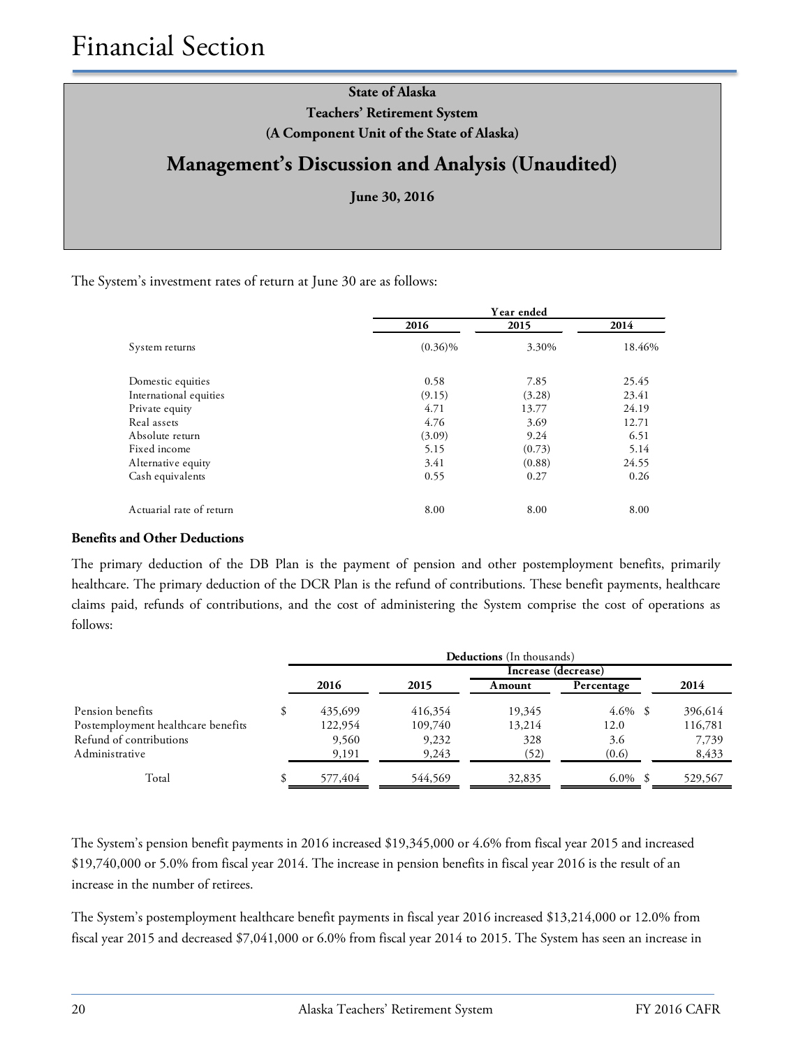State of Alaska
Teachers' Retirement System
(A Component Unit of the State of Alaska)

## Management's Discussion and Analysis (Unaudited)

June 30, 2016

The System's investment rates of return at June 30 are as follows:

| | Year ended | | |
|---|---|---|---|
| | 2016 | 2015 | 2014 |
| System returns | (0.36)% | 3.30% | 18.46% |
| Domestic equities | 0.58 | 7.85 | 25.45 |
| International equities | (9.15) | (3.28) | 23.41 |
| Private equity | 4.71 | 13.77 | 24.19 |
| Real assets | 4.76 | 3.69 | 12.71 |
| Absolute return | (3.09) | 9.24 | 6.51 |
| Fixed income | 5.15 | (0.73) | 5.14 |
| Alternative equity | 3.41 | (0.88) | 24.55 |
| Cash equivalents | 0.55 | 0.27 | 0.26 |
| Actuarial rate of return | 8.00 | 8.00 | 8.00 |

### Benefits and Other Deductions

The primary deduction of the DB Plan is the payment of pension and other postemployment benefits, primarily healthcare. The primary deduction of the DCR Plan is the refund of contributions. These benefit payments, healthcare claims paid, refunds of contributions, and the cost of administering the System comprise the cost of operations as follows:

| | **Deductions** (In thousands) | | | | |
|---|---|---|---|---|---|
| | | | Increase (decrease) | | |
| | 2016 | 2015 | Amount | Percentage | 2014 |
| Pension benefits | $ 435,699 | 416,354 | 19,345 | 4.6% | $ 396,614 |
| Postemployment healthcare benefits | 122,954 | 109,740 | 13,214 | 12.0 | 116,781 |
| Refund of contributions | 9,560 | 9,232 | 328 | 3.6 | 7,739 |
| Administrative | 9,191 | 9,243 | (52) | (0.6) | 8,433 |
| Total | $ 577,404 | 544,569 | 32,835 | 6.0% | $ 529,567 |

The System's pension benefit payments in 2016 increased $19,345,000 or 4.6% from fiscal year 2015 and increased $19,740,000 or 5.0% from fiscal year 2014. The increase in pension benefits in fiscal year 2016 is the result of an increase in the number of retirees.

The System's postemployment healthcare benefit payments in fiscal year 2016 increased $13,214,000 or 12.0% from fiscal year 2015 and decreased $7,041,000 or 6.0% from fiscal year 2014 to 2015. The System has seen an increase in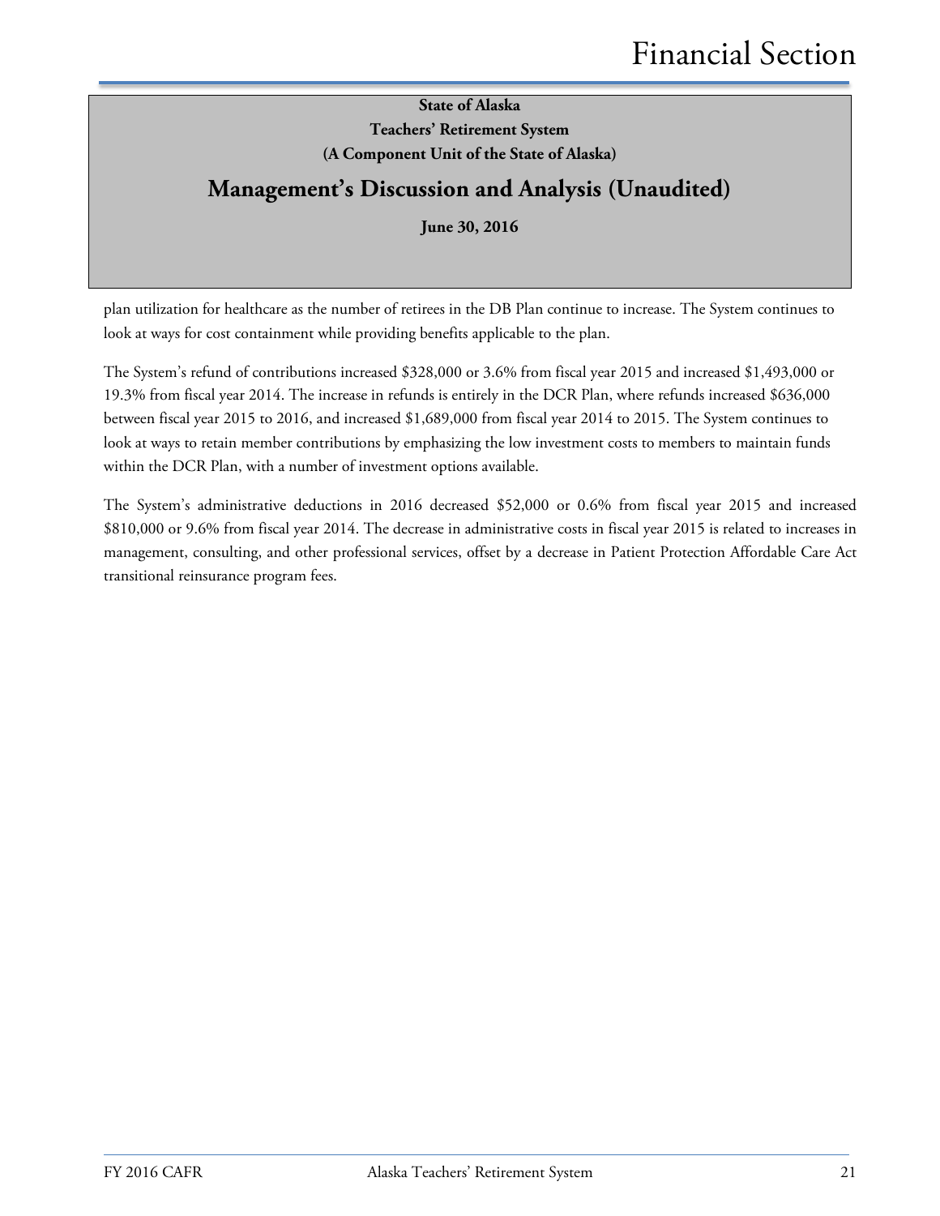plan utilization for healthcare as the number of retirees in the DB Plan continue to increase. The System continues to look at ways for cost containment while providing benefits applicable to the plan.

The System's refund of contributions increased $328,000 or 3.6% from fiscal year 2015 and increased $1,493,000 or 19.3% from fiscal year 2014. The increase in refunds is entirely in the DCR Plan, where refunds increased $636,000 between fiscal year 2015 to 2016, and increased $1,689,000 from fiscal year 2014 to 2015. The System continues to look at ways to retain member contributions by emphasizing the low investment costs to members to maintain funds within the DCR Plan, with a number of investment options available.

The System's administrative deductions in 2016 decreased $52,000 or 0.6% from fiscal year 2015 and increased $810,000 or 9.6% from fiscal year 2014. The decrease in administrative costs in fiscal year 2015 is related to increases in management, consulting, and other professional services, offset by a decrease in Patient Protection Affordable Care Act transitional reinsurance program fees.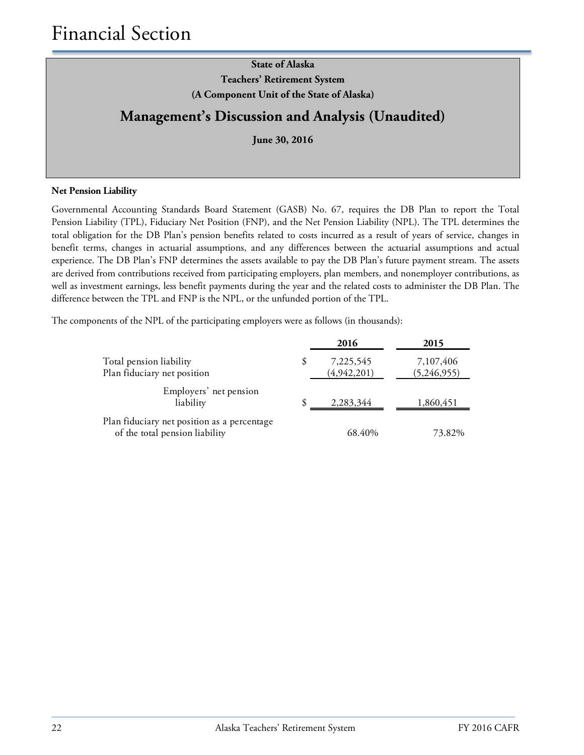# Financial Section

**State of Alaska**
**Teachers' Retirement System**
**(A Component Unit of the State of Alaska)**

## Management's Discussion and Analysis (Unaudited)

**June 30, 2016**

### Net Pension Liability

Governmental Accounting Standards Board Statement (GASB) No. 67, requires the DB Plan to report the Total Pension Liability (TPL), Fiduciary Net Position (FNP), and the Net Pension Liability (NPL). The TPL determines the total obligation for the DB Plan's pension benefits related to costs incurred as a result of years of service, changes in benefit terms, changes in actuarial assumptions, and any differences between the actuarial assumptions and actual experience. The DB Plan's FNP determines the assets available to pay the DB Plan's future payment stream. The assets are derived from contributions received from participating employers, plan members, and nonemployer contributions, as well as investment earnings, less benefit payments during the year and the related costs to administer the DB Plan. The difference between the TPL and FNP is the NPL, or the unfunded portion of the TPL.

The components of the NPL of the participating employers were as follows (in thousands):

| | 2016 | 2015 |
|---|---|---|
| Total pension liability | $ 7,225,545 | 7,107,406 |
| Plan fiduciary net position | (4,942,201) | (5,246,955) |
| Employers' net pension liability | $ 2,283,344 | 1,860,451 |
| Plan fiduciary net position as a percentage of the total pension liability | 68.40% | 73.82% |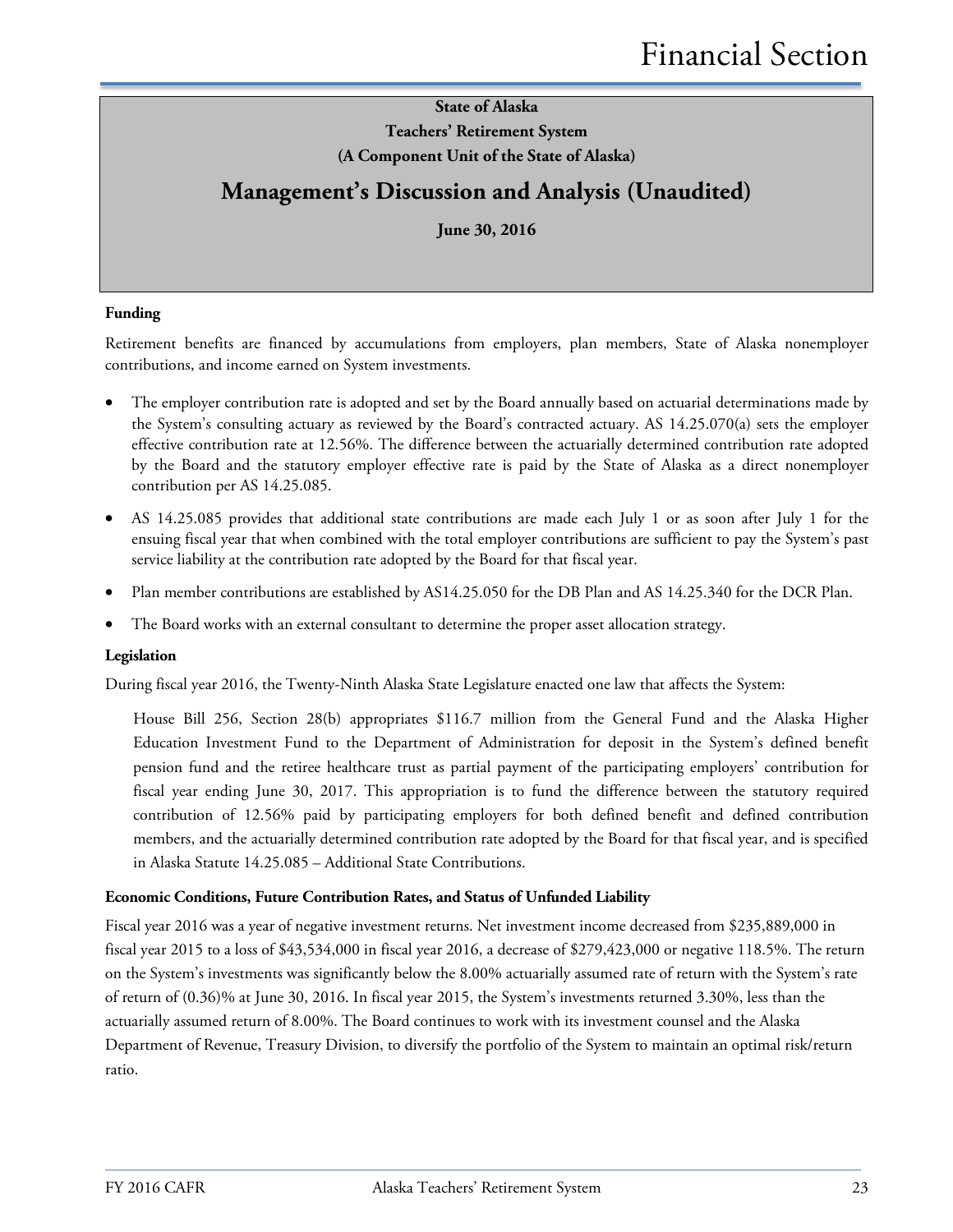**State of Alaska**

**Teachers' Retirement System**

**(A Component Unit of the State of Alaska)**

## Management's Discussion and Analysis (Unaudited)

**June 30, 2016**

**Funding**

Retirement benefits are financed by accumulations from employers, plan members, State of Alaska nonemployer contributions, and income earned on System investments.

- The employer contribution rate is adopted and set by the Board annually based on actuarial determinations made by the System's consulting actuary as reviewed by the Board's contracted actuary. AS 14.25.070(a) sets the employer effective contribution rate at 12.56%. The difference between the actuarially determined contribution rate adopted by the Board and the statutory employer effective rate is paid by the State of Alaska as a direct nonemployer contribution per AS 14.25.085.
- AS 14.25.085 provides that additional state contributions are made each July 1 or as soon after July 1 for the ensuing fiscal year that when combined with the total employer contributions are sufficient to pay the System's past service liability at the contribution rate adopted by the Board for that fiscal year.
- Plan member contributions are established by AS14.25.050 for the DB Plan and AS 14.25.340 for the DCR Plan.
- The Board works with an external consultant to determine the proper asset allocation strategy.

**Legislation**

During fiscal year 2016, the Twenty-Ninth Alaska State Legislature enacted one law that affects the System:

> House Bill 256, Section 28(b) appropriates $116.7 million from the General Fund and the Alaska Higher Education Investment Fund to the Department of Administration for deposit in the System's defined benefit pension fund and the retiree healthcare trust as partial payment of the participating employers' contribution for fiscal year ending June 30, 2017. This appropriation is to fund the difference between the statutory required contribution of 12.56% paid by participating employers for both defined benefit and defined contribution members, and the actuarially determined contribution rate adopted by the Board for that fiscal year, and is specified in Alaska Statute 14.25.085 – Additional State Contributions.

**Economic Conditions, Future Contribution Rates, and Status of Unfunded Liability**

Fiscal year 2016 was a year of negative investment returns. Net investment income decreased from $235,889,000 in fiscal year 2015 to a loss of $43,534,000 in fiscal year 2016, a decrease of $279,423,000 or negative 118.5%. The return on the System's investments was significantly below the 8.00% actuarially assumed rate of return with the System's rate of return of (0.36)% at June 30, 2016. In fiscal year 2015, the System's investments returned 3.30%, less than the actuarially assumed return of 8.00%. The Board continues to work with its investment counsel and the Alaska Department of Revenue, Treasury Division, to diversify the portfolio of the System to maintain an optimal risk/return ratio.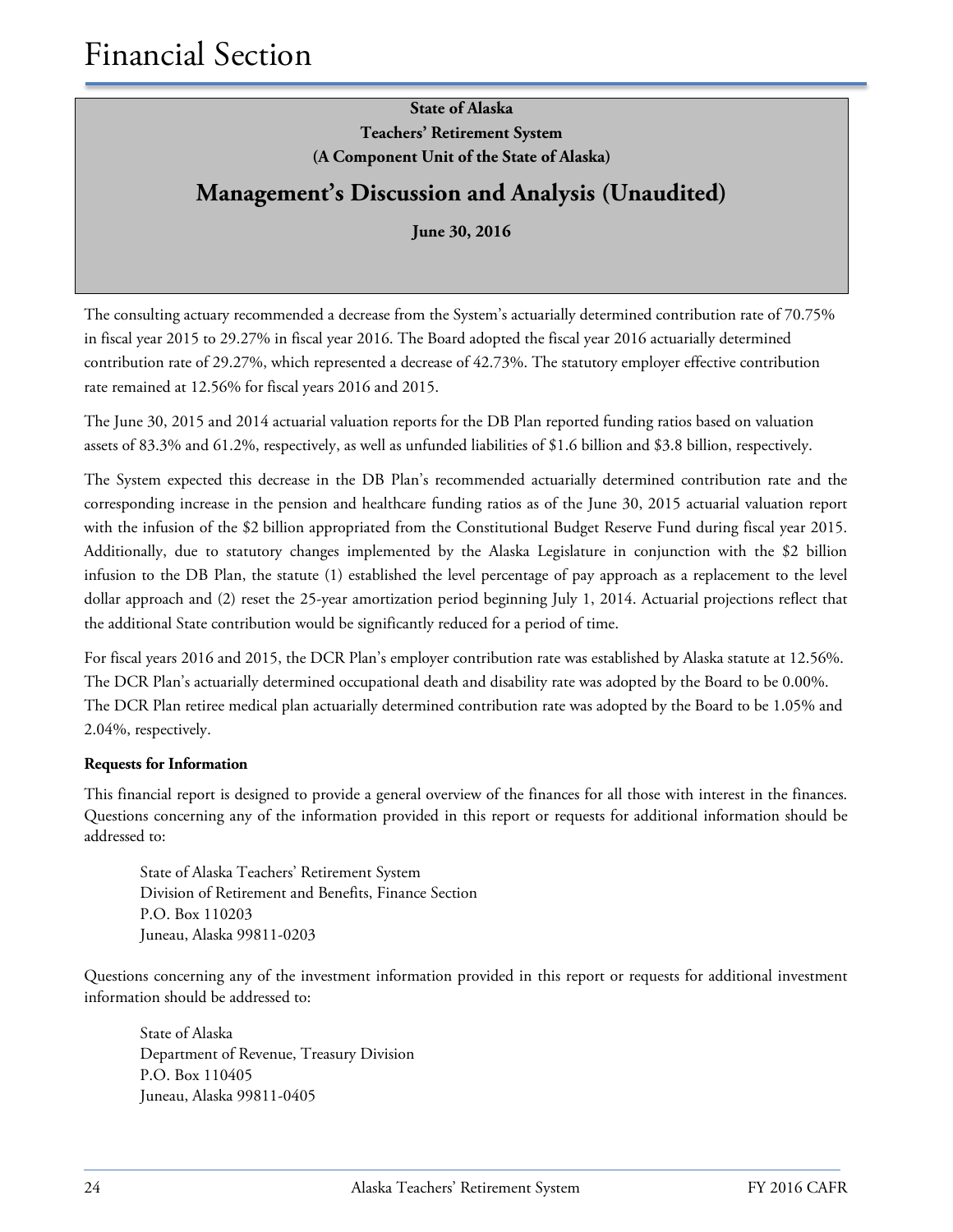State of Alaska
Teachers' Retirement System
(A Component Unit of the State of Alaska)

## Management's Discussion and Analysis (Unaudited)

June 30, 2016

The consulting actuary recommended a decrease from the System's actuarially determined contribution rate of 70.75% in fiscal year 2015 to 29.27% in fiscal year 2016. The Board adopted the fiscal year 2016 actuarially determined contribution rate of 29.27%, which represented a decrease of 42.73%. The statutory employer effective contribution rate remained at 12.56% for fiscal years 2016 and 2015.

The June 30, 2015 and 2014 actuarial valuation reports for the DB Plan reported funding ratios based on valuation assets of 83.3% and 61.2%, respectively, as well as unfunded liabilities of $1.6 billion and $3.8 billion, respectively.

The System expected this decrease in the DB Plan's recommended actuarially determined contribution rate and the corresponding increase in the pension and healthcare funding ratios as of the June 30, 2015 actuarial valuation report with the infusion of the $2 billion appropriated from the Constitutional Budget Reserve Fund during fiscal year 2015. Additionally, due to statutory changes implemented by the Alaska Legislature in conjunction with the $2 billion infusion to the DB Plan, the statute (1) established the level percentage of pay approach as a replacement to the level dollar approach and (2) reset the 25-year amortization period beginning July 1, 2014. Actuarial projections reflect that the additional State contribution would be significantly reduced for a period of time.

For fiscal years 2016 and 2015, the DCR Plan's employer contribution rate was established by Alaska statute at 12.56%. The DCR Plan's actuarially determined occupational death and disability rate was adopted by the Board to be 0.00%. The DCR Plan retiree medical plan actuarially determined contribution rate was adopted by the Board to be 1.05% and 2.04%, respectively.

**Requests for Information**

This financial report is designed to provide a general overview of the finances for all those with interest in the finances. Questions concerning any of the information provided in this report or requests for additional information should be addressed to:

State of Alaska Teachers' Retirement System
Division of Retirement and Benefits, Finance Section
P.O. Box 110203
Juneau, Alaska 99811-0203

Questions concerning any of the investment information provided in this report or requests for additional investment information should be addressed to:

State of Alaska
Department of Revenue, Treasury Division
P.O. Box 110405
Juneau, Alaska 99811-0405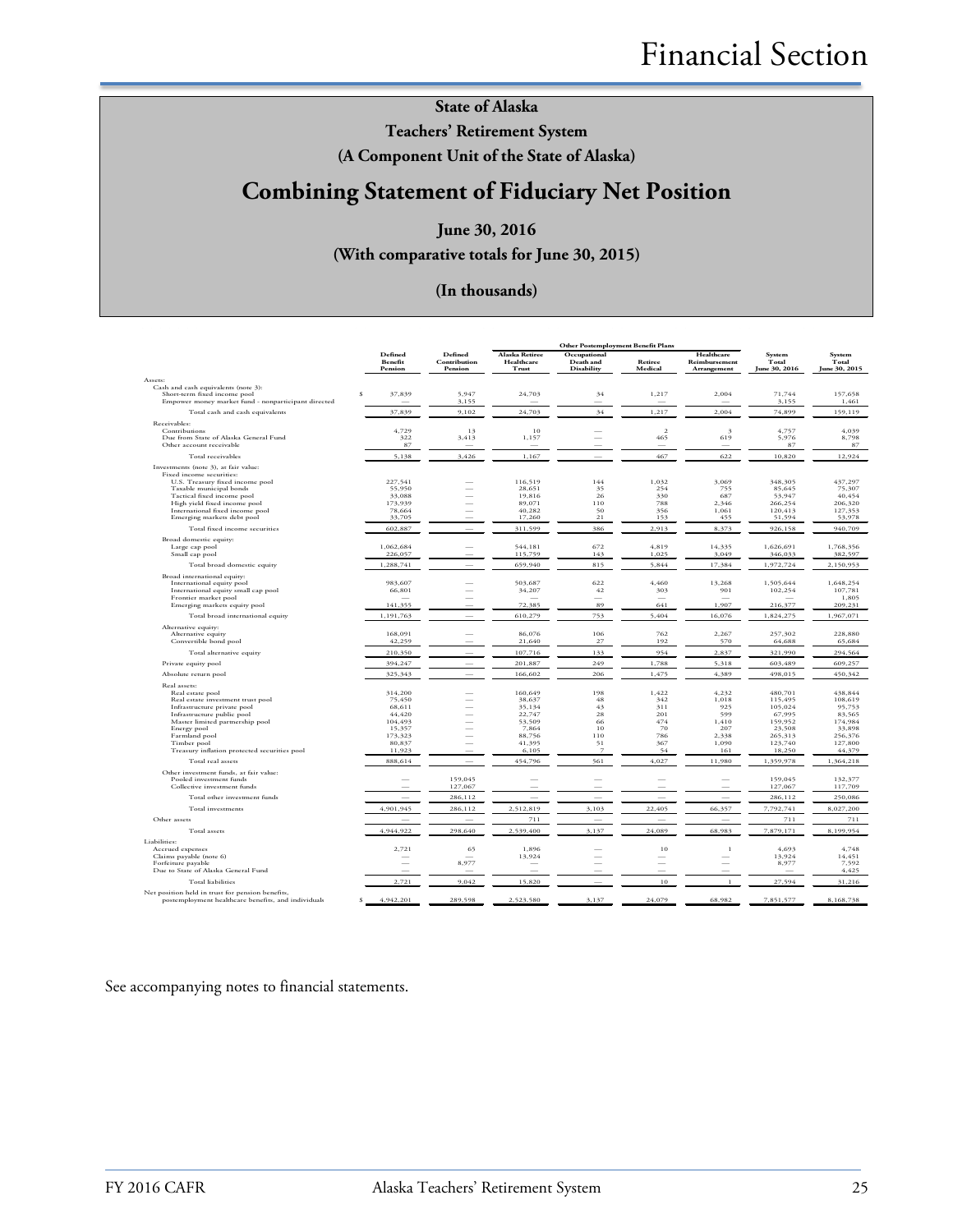# State of Alaska

## Teachers' Retirement System

### (A Component Unit of the State of Alaska)

# Combining Statement of Fiduciary Net Position

**June 30, 2016**

**(With comparative totals for June 30, 2015)**

**(In thousands)**

| | Defined Benefit Pension | Defined Contribution Pension | Other Postemployment Benefit Plans: Alaska Retiree Healthcare Trust | Occupational Death and Disability | Retiree Medical | Healthcare Reimbursement Arrangement | System Total June 30, 2016 | System Total June 30, 2015 |
|---|---|---|---|---|---|---|---|---|
| Assets: | | | | | | | | |
| Cash and cash equivalents (note 3): | | | | | | | | |
| Short-term fixed income pool | $ 37,839 | 5,947 | 24,703 | 34 | 1,217 | 2,004 | 71,744 | 157,658 |
| Empower money market fund - nonparticipant directed | — | 3,155 | — | — | — | — | 3,155 | 1,461 |
| Total cash and cash equivalents | 37,839 | 9,102 | 24,703 | 34 | 1,217 | 2,004 | 74,899 | 159,119 |
| Receivables: | | | | | | | | |
| Contributions | 4,729 | 13 | 10 | — | 2 | 3 | 4,757 | 4,039 |
| Due from State of Alaska General Fund | 322 | 3,413 | 1,157 | — | 465 | 619 | 5,976 | 8,798 |
| Other account receivable | 87 | — | — | — | — | — | 87 | 87 |
| Total receivables | 5,138 | 3,426 | 1,167 | — | 467 | 622 | 10,820 | 12,924 |
| Investments (note 3), at fair value: | | | | | | | | |
| Fixed income securities: | | | | | | | | |
| U.S. Treasury fixed income pool | 227,541 | — | 116,519 | 144 | 1,032 | 3,069 | 348,305 | 437,297 |
| Taxable municipal bonds | 55,950 | — | 28,651 | 35 | 254 | 755 | 85,645 | 75,307 |
| Tactical fixed income pool | 33,088 | — | 19,816 | 26 | 330 | 687 | 53,947 | 40,454 |
| High yield fixed income pool | 173,939 | — | 89,071 | 110 | 788 | 2,346 | 266,254 | 206,320 |
| International fixed income pool | 78,664 | — | 40,282 | 50 | 356 | 1,061 | 120,413 | 127,353 |
| Emerging markets debt pool | 33,705 | — | 17,260 | 21 | 153 | 455 | 51,594 | 53,978 |
| Total fixed income securities | 602,887 | — | 311,599 | 386 | 2,913 | 8,373 | 926,158 | 940,709 |
| Broad domestic equity: | | | | | | | | |
| Large cap pool | 1,062,684 | — | 544,181 | 672 | 4,819 | 14,335 | 1,626,691 | 1,768,356 |
| Small cap pool | 226,057 | — | 115,759 | 143 | 1,025 | 3,049 | 346,033 | 382,597 |
| Total broad domestic equity | 1,288,741 | — | 659,940 | 815 | 5,844 | 17,384 | 1,972,724 | 2,150,953 |
| Broad international equity: | | | | | | | | |
| International equity pool | 983,607 | — | 503,687 | 622 | 4,460 | 13,268 | 1,505,644 | 1,648,254 |
| International equity small cap pool | 66,801 | — | 34,207 | 42 | 303 | 901 | 102,254 | 107,781 |
| Frontier market pool | — | — | — | — | — | — | — | 1,805 |
| Emerging markets equity pool | 141,355 | — | 72,385 | 89 | 641 | 1,907 | 216,377 | 209,231 |
| Total broad international equity | 1,191,763 | — | 610,279 | 753 | 5,404 | 16,076 | 1,824,275 | 1,967,071 |
| Alternative equity: | | | | | | | | |
| Alternative equity | 168,091 | — | 86,076 | 106 | 762 | 2,267 | 257,302 | 228,880 |
| Convertible bond pool | 42,259 | — | 21,640 | 27 | 192 | 570 | 64,688 | 65,684 |
| Total alternative equity | 210,350 | — | 107,716 | 133 | 954 | 2,837 | 321,990 | 294,564 |
| Private equity pool | 394,247 | — | 201,887 | 249 | 1,788 | 5,318 | 603,489 | 609,257 |
| Absolute return pool | 325,343 | — | 166,602 | 206 | 1,475 | 4,389 | 498,015 | 450,342 |
| Real assets: | | | | | | | | |
| Real estate pool | 314,200 | — | 160,649 | 198 | 1,422 | 4,232 | 480,701 | 438,844 |
| Real estate investment trust pool | 75,450 | — | 38,637 | 48 | 342 | 1,018 | 115,495 | 108,619 |
| Infrastructure private pool | 68,611 | — | 35,134 | 43 | 311 | 925 | 105,024 | 95,753 |
| Infrastructure public pool | 44,420 | — | 22,747 | 28 | 201 | 599 | 67,995 | 83,565 |
| Master limited partnership pool | 104,493 | — | 53,509 | 66 | 474 | 1,410 | 159,952 | 174,984 |
| Energy pool | 15,357 | — | 7,864 | 10 | 70 | 207 | 23,508 | 33,898 |
| Farmland pool | 173,323 | — | 88,756 | 110 | 786 | 2,338 | 265,313 | 256,376 |
| Timber pool | 80,837 | — | 41,395 | 51 | 367 | 1,090 | 123,740 | 127,800 |
| Treasury inflation protected securities pool | 11,923 | — | 6,105 | 7 | 54 | 161 | 18,250 | 44,379 |
| Total real assets | 888,614 | — | 454,796 | 561 | 4,027 | 11,980 | 1,359,978 | 1,364,218 |
| Other investment funds, at fair value: | | | | | | | | |
| Pooled investment funds | — | 159,045 | — | — | — | — | 159,045 | 132,377 |
| Collective investment funds | — | 127,067 | — | — | — | — | 127,067 | 117,709 |
| Total other investment funds | — | 286,112 | — | — | — | — | 286,112 | 250,086 |
| Total investments | 4,901,945 | 286,112 | 2,512,819 | 3,103 | 22,405 | 66,357 | 7,792,741 | 8,027,200 |
| Other assets | — | — | 711 | — | — | — | 711 | 711 |
| Total assets | 4,944,922 | 298,640 | 2,539,400 | 3,137 | 24,089 | 68,983 | 7,879,171 | 8,199,954 |
| Liabilities: | | | | | | | | |
| Accrued expenses | 2,721 | 65 | 1,896 | — | 10 | 1 | 4,693 | 4,748 |
| Claims payable (note 6) | — | — | 13,924 | — | — | — | 13,924 | 14,451 |
| Forfeiture payable | — | 8,977 | — | — | — | — | 8,977 | 7,592 |
| Due to State of Alaska General Fund | — | — | — | — | — | — | — | 4,425 |
| Total liabilities | 2,721 | 9,042 | 15,820 | — | 10 | 1 | 27,594 | 31,216 |
| Net position held in trust for pension benefits, postemployment healthcare benefits, and individuals | $ 4,942,201 | 289,598 | 2,523,580 | 3,137 | 24,079 | 68,982 | 7,851,577 | 8,168,738 |

See accompanying notes to financial statements.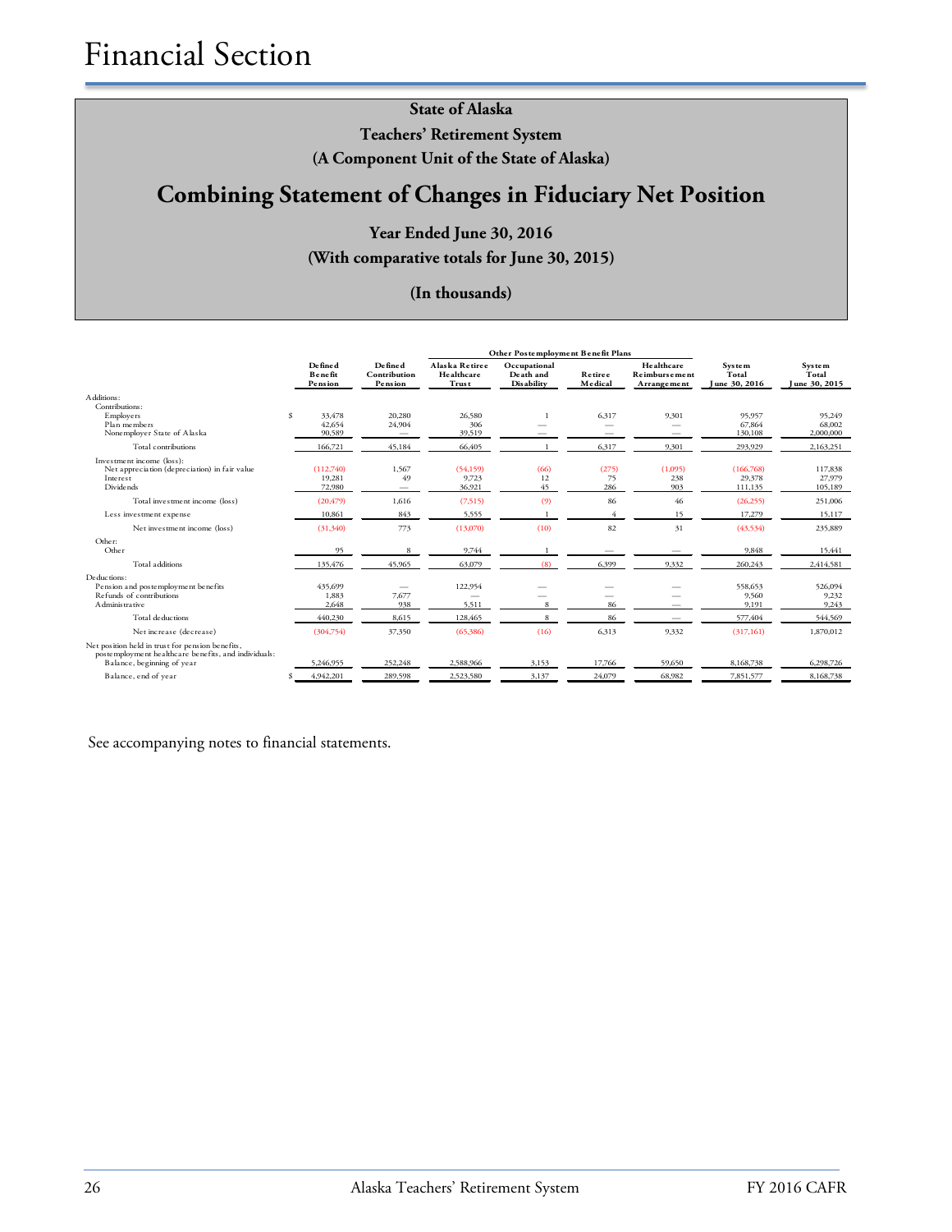# Financial Section

## State of Alaska
## Teachers' Retirement System
## (A Component Unit of the State of Alaska)

# Combining Statement of Changes in Fiduciary Net Position

### Year Ended June 30, 2016
### (With comparative totals for June 30, 2015)
### (In thousands)

| | Defined Benefit Pension | Defined Contribution Pension | Other Postemployment Benefit Plans: Alaska Retiree Healthcare Trust | Occupational Death and Disability | Retiree Medical | Healthcare Reimbursement Arrangement | System Total June 30, 2016 | System Total June 30, 2015 |
|---|---|---|---|---|---|---|---|---|
| Additions: | | | | | | | | |
| Contributions: | | | | | | | | |
| Employers | $ 33,478 | 20,280 | 26,580 | 1 | 6,317 | 9,301 | 95,957 | 95,249 |
| Plan members | 42,654 | 24,904 | 306 | — | — | — | 67,864 | 68,002 |
| Nonemployer State of Alaska | 90,589 | — | 39,519 | — | — | — | 130,108 | 2,000,000 |
| Total contributions | 166,721 | 45,184 | 66,405 | 1 | 6,317 | 9,301 | 293,929 | 2,163,251 |
| Investment income (loss): | | | | | | | | |
| Net appreciation (depreciation) in fair value | (112,740) | 1,567 | (54,159) | (66) | (275) | (1,095) | (166,768) | 117,838 |
| Interest | 19,281 | 49 | 9,723 | 12 | 75 | 238 | 29,378 | 27,979 |
| Dividends | 72,980 | — | 36,921 | 45 | 286 | 903 | 111,135 | 105,189 |
| Total investment income (loss) | (20,479) | 1,616 | (7,515) | (9) | 86 | 46 | (26,255) | 251,006 |
| Less investment expense | 10,861 | 843 | 5,555 | 1 | 4 | 15 | 17,279 | 15,117 |
| Net investment income (loss) | (31,340) | 773 | (13,070) | (10) | 82 | 31 | (43,534) | 235,889 |
| Other: | | | | | | | | |
| Other | 95 | 8 | 9,744 | 1 | — | — | 9,848 | 15,441 |
| Total additions | 135,476 | 45,965 | 63,079 | (8) | 6,399 | 9,332 | 260,243 | 2,414,581 |
| Deductions: | | | | | | | | |
| Pension and postemployment benefits | 435,699 | — | 122,954 | — | — | — | 558,653 | 526,094 |
| Refunds of contributions | 1,883 | 7,677 | — | — | — | — | 9,560 | 9,232 |
| Administrative | 2,648 | 938 | 5,511 | 8 | 86 | — | 9,191 | 9,243 |
| Total deductions | 440,230 | 8,615 | 128,465 | 8 | 86 | — | 577,404 | 544,569 |
| Net increase (decrease) | (304,754) | 37,350 | (65,386) | (16) | 6,313 | 9,332 | (317,161) | 1,870,012 |
| Net position held in trust for pension benefits, postemployment healthcare benefits, and individuals: | | | | | | | | |
| Balance, beginning of year | 5,246,955 | 252,248 | 2,588,966 | 3,153 | 17,766 | 59,650 | 8,168,738 | 6,298,726 |
| Balance, end of year | $ 4,942,201 | 289,598 | 2,523,580 | 3,137 | 24,079 | 68,982 | 7,851,577 | 8,168,738 |

See accompanying notes to financial statements.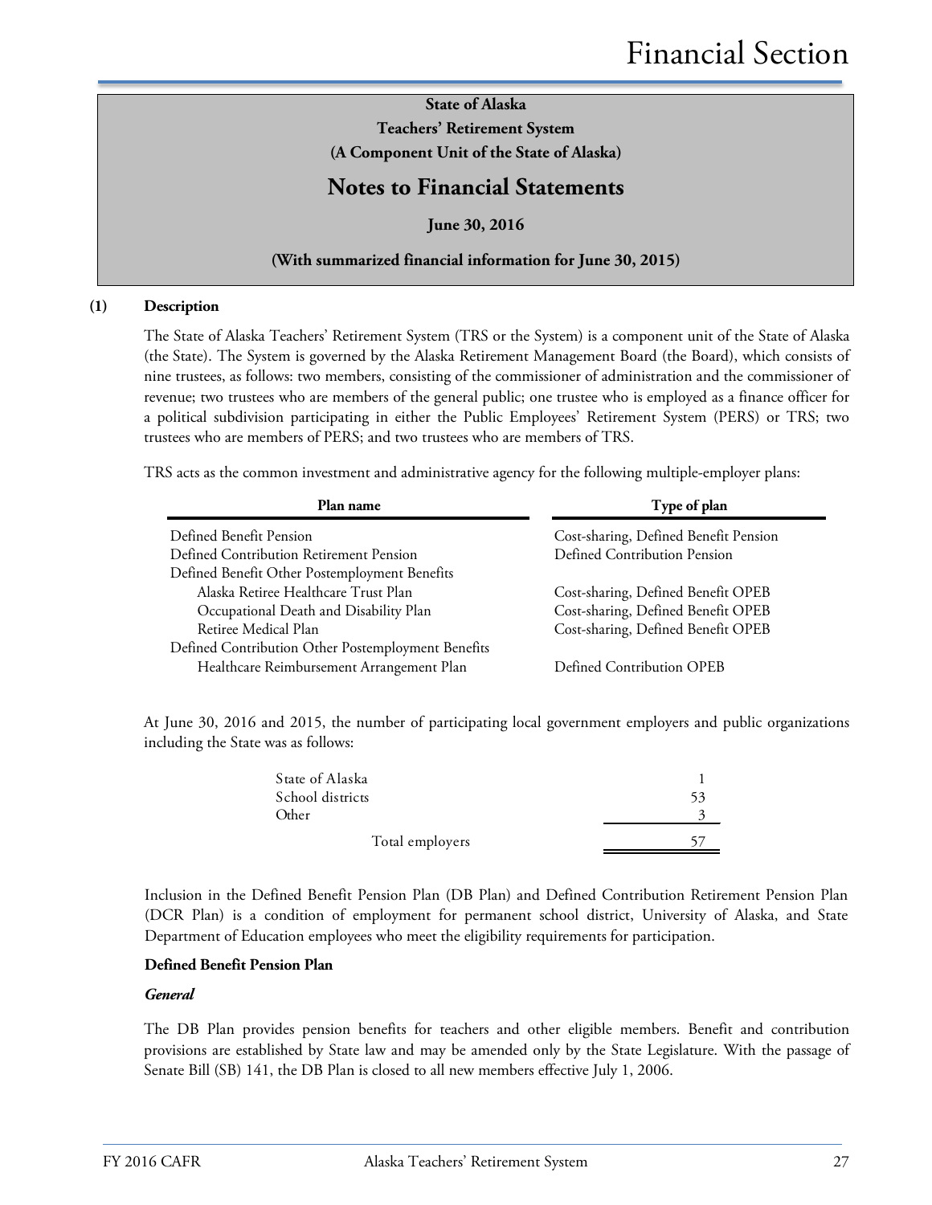**State of Alaska**
**Teachers' Retirement System**
**(A Component Unit of the State of Alaska)**

## Notes to Financial Statements

**June 30, 2016**

**(With summarized financial information for June 30, 2015)**

### (1) Description

The State of Alaska Teachers' Retirement System (TRS or the System) is a component unit of the State of Alaska (the State). The System is governed by the Alaska Retirement Management Board (the Board), which consists of nine trustees, as follows: two members, consisting of the commissioner of administration and the commissioner of revenue; two trustees who are members of the general public; one trustee who is employed as a finance officer for a political subdivision participating in either the Public Employees' Retirement System (PERS) or TRS; two trustees who are members of PERS; and two trustees who are members of TRS.

TRS acts as the common investment and administrative agency for the following multiple-employer plans:

| Plan name | Type of plan |
|---|---|
| Defined Benefit Pension | Cost-sharing, Defined Benefit Pension |
| Defined Contribution Retirement Pension | Defined Contribution Pension |
| Defined Benefit Other Postemployment Benefits | |
| Alaska Retiree Healthcare Trust Plan | Cost-sharing, Defined Benefit OPEB |
| Occupational Death and Disability Plan | Cost-sharing, Defined Benefit OPEB |
| Retiree Medical Plan | Cost-sharing, Defined Benefit OPEB |
| Defined Contribution Other Postemployment Benefits | |
| Healthcare Reimbursement Arrangement Plan | Defined Contribution OPEB |

At June 30, 2016 and 2015, the number of participating local government employers and public organizations including the State was as follows:

| | |
|---|---|
| State of Alaska | 1 |
| School districts | 53 |
| Other | 3 |
| Total employers | 57 |

Inclusion in the Defined Benefit Pension Plan (DB Plan) and Defined Contribution Retirement Pension Plan (DCR Plan) is a condition of employment for permanent school district, University of Alaska, and State Department of Education employees who meet the eligibility requirements for participation.

**Defined Benefit Pension Plan**

***General***

The DB Plan provides pension benefits for teachers and other eligible members. Benefit and contribution provisions are established by State law and may be amended only by the State Legislature. With the passage of Senate Bill (SB) 141, the DB Plan is closed to all new members effective July 1, 2006.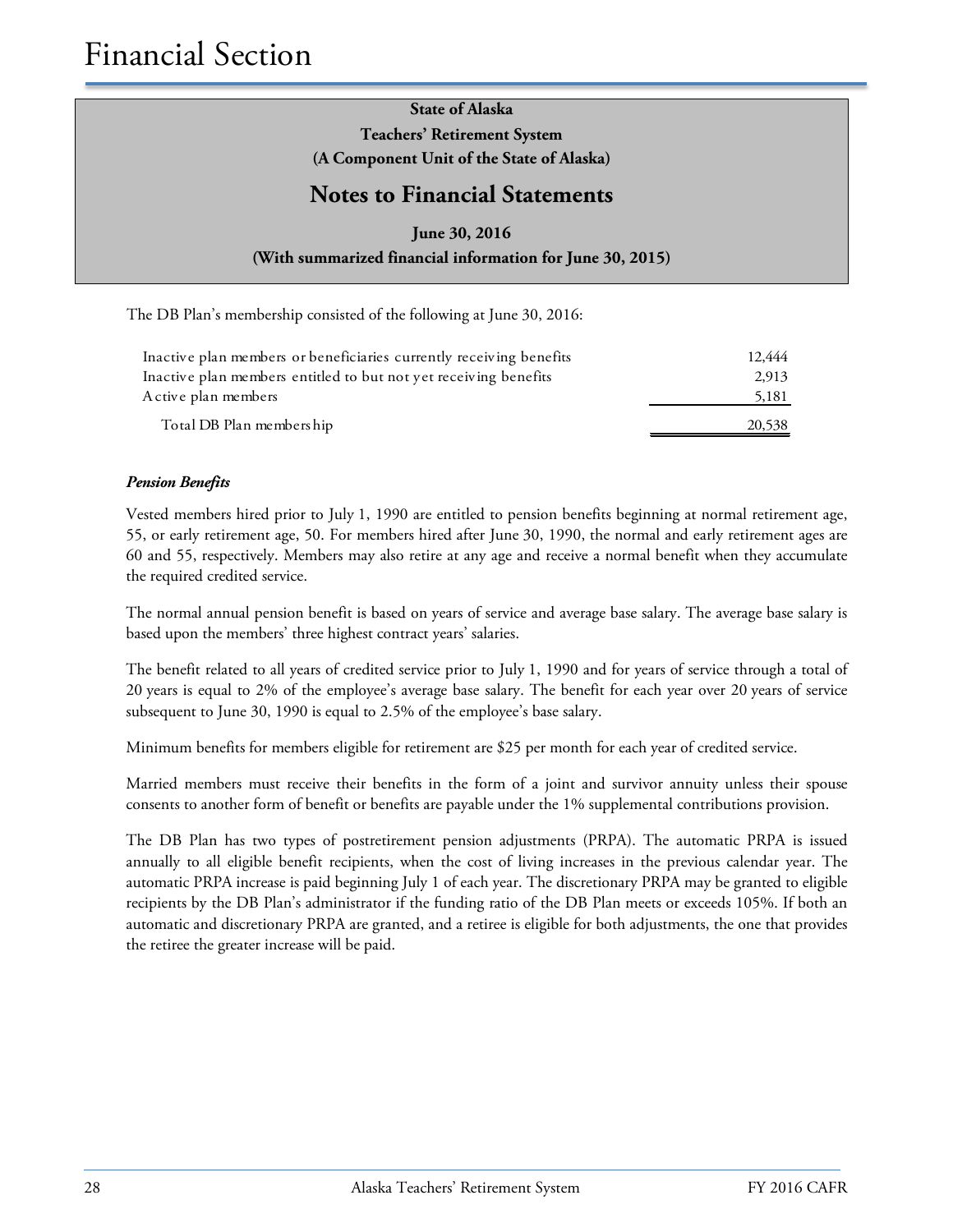State of Alaska

Teachers' Retirement System

(A Component Unit of the State of Alaska)

## Notes to Financial Statements

June 30, 2016

(With summarized financial information for June 30, 2015)

The DB Plan's membership consisted of the following at June 30, 2016:

| | |
|---|---|
| Inactive plan members or beneficiaries currently receiving benefits | 12,444 |
| Inactive plan members entitled to but not yet receiving benefits | 2,913 |
| Active plan members | 5,181 |
| Total DB Plan membership | 20,538 |

***Pension Benefits***

Vested members hired prior to July 1, 1990 are entitled to pension benefits beginning at normal retirement age, 55, or early retirement age, 50. For members hired after June 30, 1990, the normal and early retirement ages are 60 and 55, respectively. Members may also retire at any age and receive a normal benefit when they accumulate the required credited service.

The normal annual pension benefit is based on years of service and average base salary. The average base salary is based upon the members' three highest contract years' salaries.

The benefit related to all years of credited service prior to July 1, 1990 and for years of service through a total of 20 years is equal to 2% of the employee's average base salary. The benefit for each year over 20 years of service subsequent to June 30, 1990 is equal to 2.5% of the employee's base salary.

Minimum benefits for members eligible for retirement are $25 per month for each year of credited service.

Married members must receive their benefits in the form of a joint and survivor annuity unless their spouse consents to another form of benefit or benefits are payable under the 1% supplemental contributions provision.

The DB Plan has two types of postretirement pension adjustments (PRPA). The automatic PRPA is issued annually to all eligible benefit recipients, when the cost of living increases in the previous calendar year. The automatic PRPA increase is paid beginning July 1 of each year. The discretionary PRPA may be granted to eligible recipients by the DB Plan's administrator if the funding ratio of the DB Plan meets or exceeds 105%. If both an automatic and discretionary PRPA are granted, and a retiree is eligible for both adjustments, the one that provides the retiree the greater increase will be paid.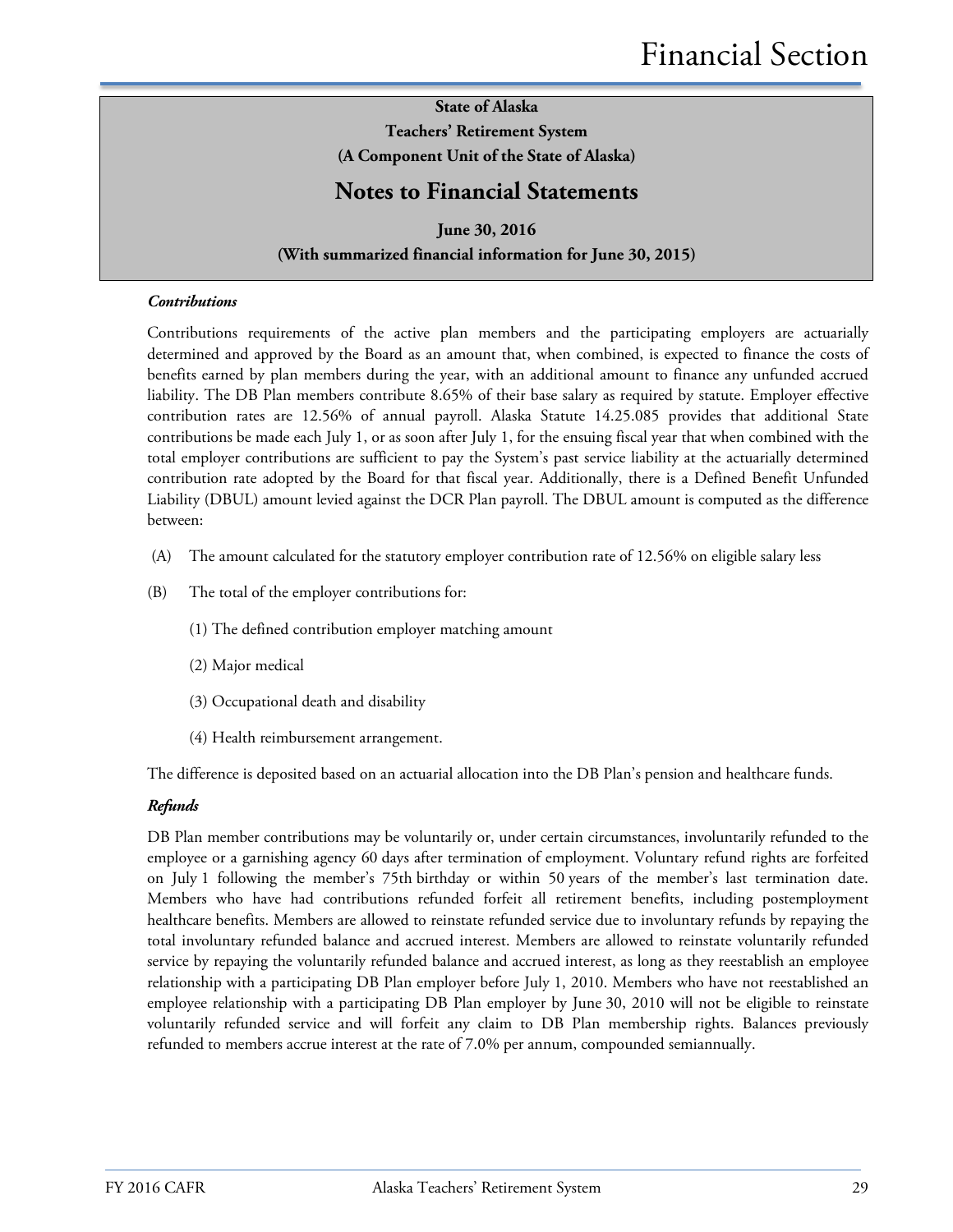**State of Alaska**
**Teachers' Retirement System**
**(A Component Unit of the State of Alaska)**

## Notes to Financial Statements

**June 30, 2016**
**(With summarized financial information for June 30, 2015)**

***Contributions***

Contributions requirements of the active plan members and the participating employers are actuarially determined and approved by the Board as an amount that, when combined, is expected to finance the costs of benefits earned by plan members during the year, with an additional amount to finance any unfunded accrued liability. The DB Plan members contribute 8.65% of their base salary as required by statute. Employer effective contribution rates are 12.56% of annual payroll. Alaska Statute 14.25.085 provides that additional State contributions be made each July 1, or as soon after July 1, for the ensuing fiscal year that when combined with the total employer contributions are sufficient to pay the System's past service liability at the actuarially determined contribution rate adopted by the Board for that fiscal year. Additionally, there is a Defined Benefit Unfunded Liability (DBUL) amount levied against the DCR Plan payroll. The DBUL amount is computed as the difference between:

(A) The amount calculated for the statutory employer contribution rate of 12.56% on eligible salary less

(B) The total of the employer contributions for:

(1) The defined contribution employer matching amount

(2) Major medical

(3) Occupational death and disability

(4) Health reimbursement arrangement.

The difference is deposited based on an actuarial allocation into the DB Plan's pension and healthcare funds.

***Refunds***

DB Plan member contributions may be voluntarily or, under certain circumstances, involuntarily refunded to the employee or a garnishing agency 60 days after termination of employment. Voluntary refund rights are forfeited on July 1 following the member's 75th birthday or within 50 years of the member's last termination date. Members who have had contributions refunded forfeit all retirement benefits, including postemployment healthcare benefits. Members are allowed to reinstate refunded service due to involuntary refunds by repaying the total involuntary refunded balance and accrued interest. Members are allowed to reinstate voluntarily refunded service by repaying the voluntarily refunded balance and accrued interest, as long as they reestablish an employee relationship with a participating DB Plan employer before July 1, 2010. Members who have not reestablished an employee relationship with a participating DB Plan employer by June 30, 2010 will not be eligible to reinstate voluntarily refunded service and will forfeit any claim to DB Plan membership rights. Balances previously refunded to members accrue interest at the rate of 7.0% per annum, compounded semiannually.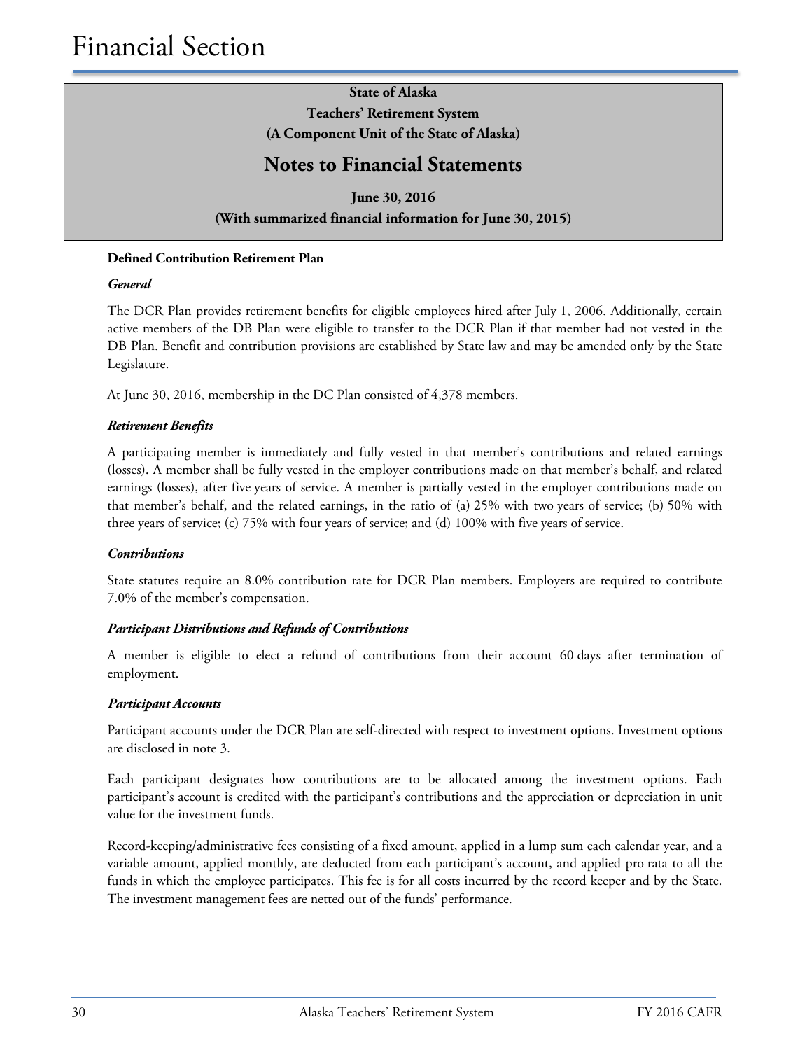**State of Alaska**
**Teachers' Retirement System**
**(A Component Unit of the State of Alaska)**

## Notes to Financial Statements

**June 30, 2016**
**(With summarized financial information for June 30, 2015)**

**Defined Contribution Retirement Plan**

***General***

The DCR Plan provides retirement benefits for eligible employees hired after July 1, 2006. Additionally, certain active members of the DB Plan were eligible to transfer to the DCR Plan if that member had not vested in the DB Plan. Benefit and contribution provisions are established by State law and may be amended only by the State Legislature.

At June 30, 2016, membership in the DC Plan consisted of 4,378 members.

***Retirement Benefits***

A participating member is immediately and fully vested in that member's contributions and related earnings (losses). A member shall be fully vested in the employer contributions made on that member's behalf, and related earnings (losses), after five years of service. A member is partially vested in the employer contributions made on that member's behalf, and the related earnings, in the ratio of (a) 25% with two years of service; (b) 50% with three years of service; (c) 75% with four years of service; and (d) 100% with five years of service.

***Contributions***

State statutes require an 8.0% contribution rate for DCR Plan members. Employers are required to contribute 7.0% of the member's compensation.

***Participant Distributions and Refunds of Contributions***

A member is eligible to elect a refund of contributions from their account 60 days after termination of employment.

***Participant Accounts***

Participant accounts under the DCR Plan are self-directed with respect to investment options. Investment options are disclosed in note 3.

Each participant designates how contributions are to be allocated among the investment options. Each participant's account is credited with the participant's contributions and the appreciation or depreciation in unit value for the investment funds.

Record-keeping/administrative fees consisting of a fixed amount, applied in a lump sum each calendar year, and a variable amount, applied monthly, are deducted from each participant's account, and applied pro rata to all the funds in which the employee participates. This fee is for all costs incurred by the record keeper and by the State. The investment management fees are netted out of the funds' performance.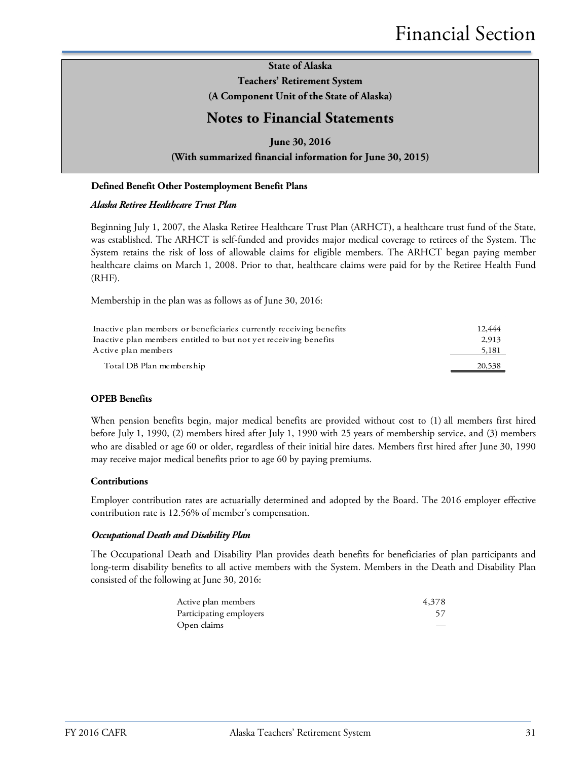# State of Alaska

## Teachers' Retirement System

### (A Component Unit of the State of Alaska)

# Notes to Financial Statements

**June 30, 2016**

**(With summarized financial information for June 30, 2015)**

**Defined Benefit Other Postemployment Benefit Plans**

***Alaska Retiree Healthcare Trust Plan***

Beginning July 1, 2007, the Alaska Retiree Healthcare Trust Plan (ARHCT), a healthcare trust fund of the State, was established. The ARHCT is self-funded and provides major medical coverage to retirees of the System. The System retains the risk of loss of allowable claims for eligible members. The ARHCT began paying member healthcare claims on March 1, 2008. Prior to that, healthcare claims were paid for by the Retiree Health Fund (RHF).

Membership in the plan was as follows as of June 30, 2016:

| | |
|---|---|
| Inactive plan members or beneficiaries currently receiving benefits | 12,444 |
| Inactive plan members entitled to but not yet receiving benefits | 2,913 |
| Active plan members | 5,181 |
| Total DB Plan membership | 20,538 |

**OPEB Benefits**

When pension benefits begin, major medical benefits are provided without cost to (1) all members first hired before July 1, 1990, (2) members hired after July 1, 1990 with 25 years of membership service, and (3) members who are disabled or age 60 or older, regardless of their initial hire dates. Members first hired after June 30, 1990 may receive major medical benefits prior to age 60 by paying premiums.

**Contributions**

Employer contribution rates are actuarially determined and adopted by the Board. The 2016 employer effective contribution rate is 12.56% of member's compensation.

***Occupational Death and Disability Plan***

The Occupational Death and Disability Plan provides death benefits for beneficiaries of plan participants and long-term disability benefits to all active members with the System. Members in the Death and Disability Plan consisted of the following at June 30, 2016:

| | |
|---|---|
| Active plan members | 4,378 |
| Participating employers | 57 |
| Open claims | — |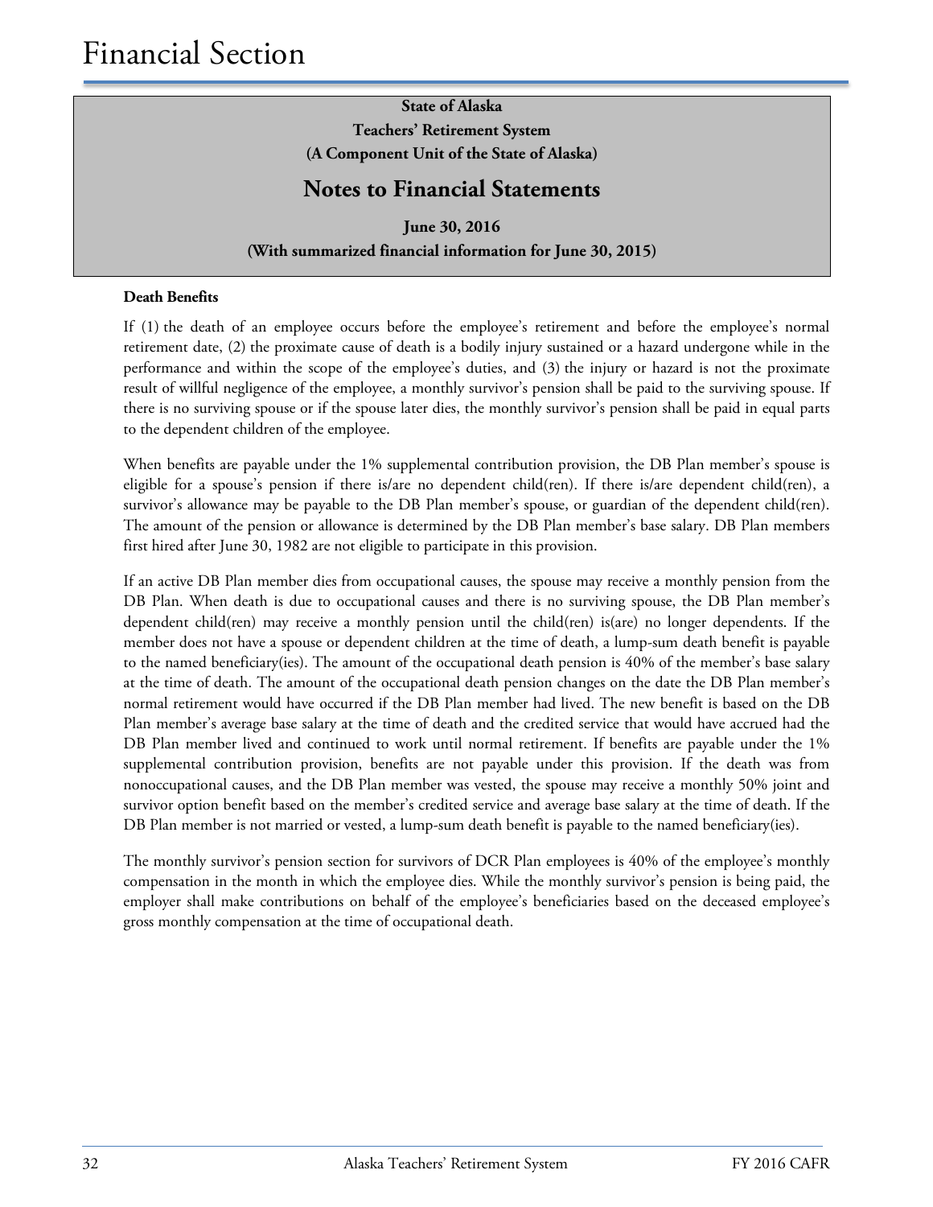**Death Benefits**

If (1) the death of an employee occurs before the employee's retirement and before the employee's normal retirement date, (2) the proximate cause of death is a bodily injury sustained or a hazard undergone while in the performance and within the scope of the employee's duties, and (3) the injury or hazard is not the proximate result of willful negligence of the employee, a monthly survivor's pension shall be paid to the surviving spouse. If there is no surviving spouse or if the spouse later dies, the monthly survivor's pension shall be paid in equal parts to the dependent children of the employee.

When benefits are payable under the 1% supplemental contribution provision, the DB Plan member's spouse is eligible for a spouse's pension if there is/are no dependent child(ren). If there is/are dependent child(ren), a survivor's allowance may be payable to the DB Plan member's spouse, or guardian of the dependent child(ren). The amount of the pension or allowance is determined by the DB Plan member's base salary. DB Plan members first hired after June 30, 1982 are not eligible to participate in this provision.

If an active DB Plan member dies from occupational causes, the spouse may receive a monthly pension from the DB Plan. When death is due to occupational causes and there is no surviving spouse, the DB Plan member's dependent child(ren) may receive a monthly pension until the child(ren) is(are) no longer dependents. If the member does not have a spouse or dependent children at the time of death, a lump-sum death benefit is payable to the named beneficiary(ies). The amount of the occupational death pension is 40% of the member's base salary at the time of death. The amount of the occupational death pension changes on the date the DB Plan member's normal retirement would have occurred if the DB Plan member had lived. The new benefit is based on the DB Plan member's average base salary at the time of death and the credited service that would have accrued had the DB Plan member lived and continued to work until normal retirement. If benefits are payable under the 1% supplemental contribution provision, benefits are not payable under this provision. If the death was from nonoccupational causes, and the DB Plan member was vested, the spouse may receive a monthly 50% joint and survivor option benefit based on the member's credited service and average base salary at the time of death. If the DB Plan member is not married or vested, a lump-sum death benefit is payable to the named beneficiary(ies).

The monthly survivor's pension section for survivors of DCR Plan employees is 40% of the employee's monthly compensation in the month in which the employee dies. While the monthly survivor's pension is being paid, the employer shall make contributions on behalf of the employee's beneficiaries based on the deceased employee's gross monthly compensation at the time of occupational death.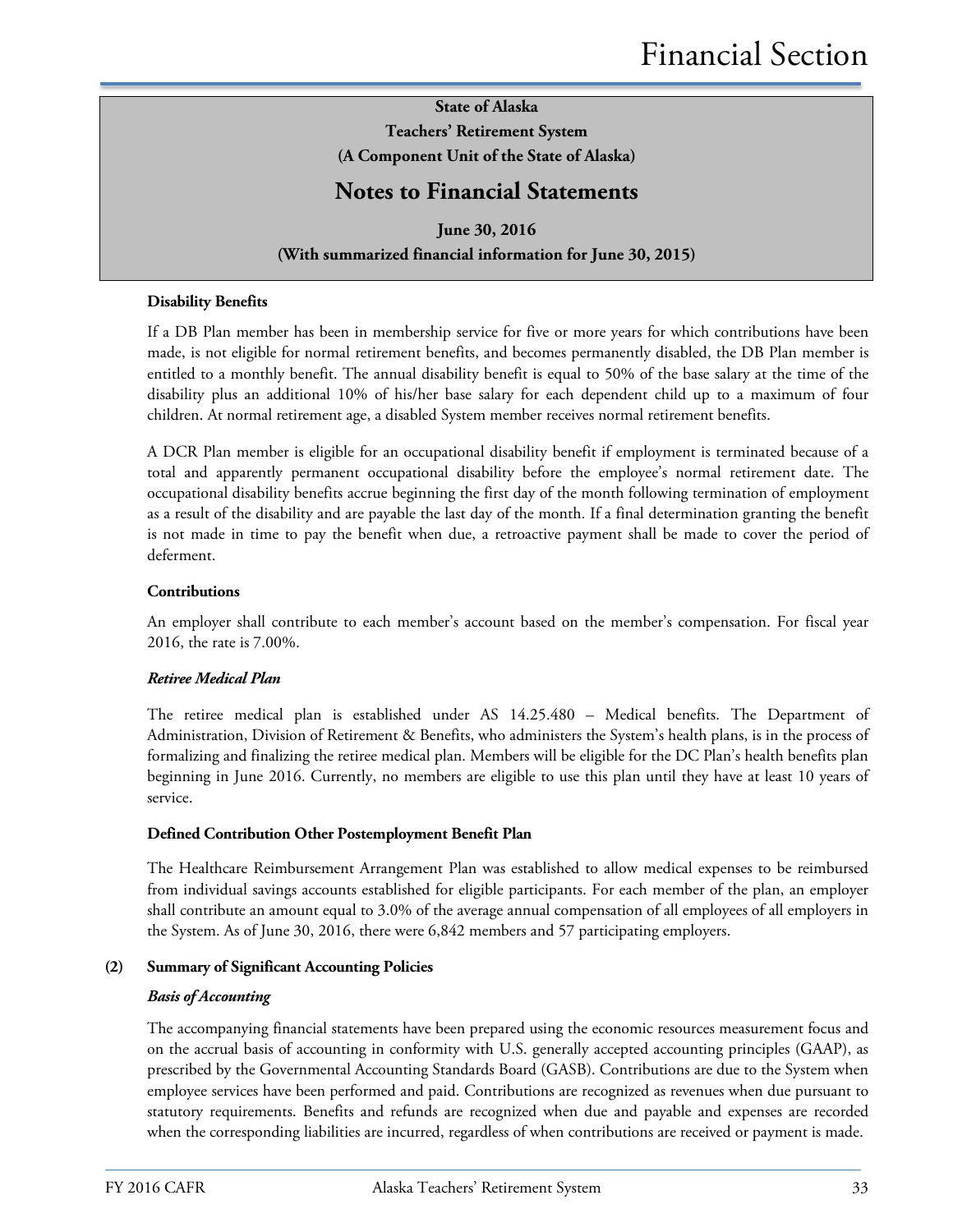**State of Alaska**
**Teachers' Retirement System**
**(A Component Unit of the State of Alaska)**

## Notes to Financial Statements

**June 30, 2016**
**(With summarized financial information for June 30, 2015)**

**Disability Benefits**

If a DB Plan member has been in membership service for five or more years for which contributions have been made, is not eligible for normal retirement benefits, and becomes permanently disabled, the DB Plan member is entitled to a monthly benefit. The annual disability benefit is equal to 50% of the base salary at the time of the disability plus an additional 10% of his/her base salary for each dependent child up to a maximum of four children. At normal retirement age, a disabled System member receives normal retirement benefits.

A DCR Plan member is eligible for an occupational disability benefit if employment is terminated because of a total and apparently permanent occupational disability before the employee's normal retirement date. The occupational disability benefits accrue beginning the first day of the month following termination of employment as a result of the disability and are payable the last day of the month. If a final determination granting the benefit is not made in time to pay the benefit when due, a retroactive payment shall be made to cover the period of deferment.

**Contributions**

An employer shall contribute to each member's account based on the member's compensation. For fiscal year 2016, the rate is 7.00%.

***Retiree Medical Plan***

The retiree medical plan is established under AS 14.25.480 – Medical benefits. The Department of Administration, Division of Retirement & Benefits, who administers the System's health plans, is in the process of formalizing and finalizing the retiree medical plan. Members will be eligible for the DC Plan's health benefits plan beginning in June 2016. Currently, no members are eligible to use this plan until they have at least 10 years of service.

**Defined Contribution Other Postemployment Benefit Plan**

The Healthcare Reimbursement Arrangement Plan was established to allow medical expenses to be reimbursed from individual savings accounts established for eligible participants. For each member of the plan, an employer shall contribute an amount equal to 3.0% of the average annual compensation of all employees of all employers in the System. As of June 30, 2016, there were 6,842 members and 57 participating employers.

**(2) Summary of Significant Accounting Policies**

***Basis of Accounting***

The accompanying financial statements have been prepared using the economic resources measurement focus and on the accrual basis of accounting in conformity with U.S. generally accepted accounting principles (GAAP), as prescribed by the Governmental Accounting Standards Board (GASB). Contributions are due to the System when employee services have been performed and paid. Contributions are recognized as revenues when due pursuant to statutory requirements. Benefits and refunds are recognized when due and payable and expenses are recorded when the corresponding liabilities are incurred, regardless of when contributions are received or payment is made.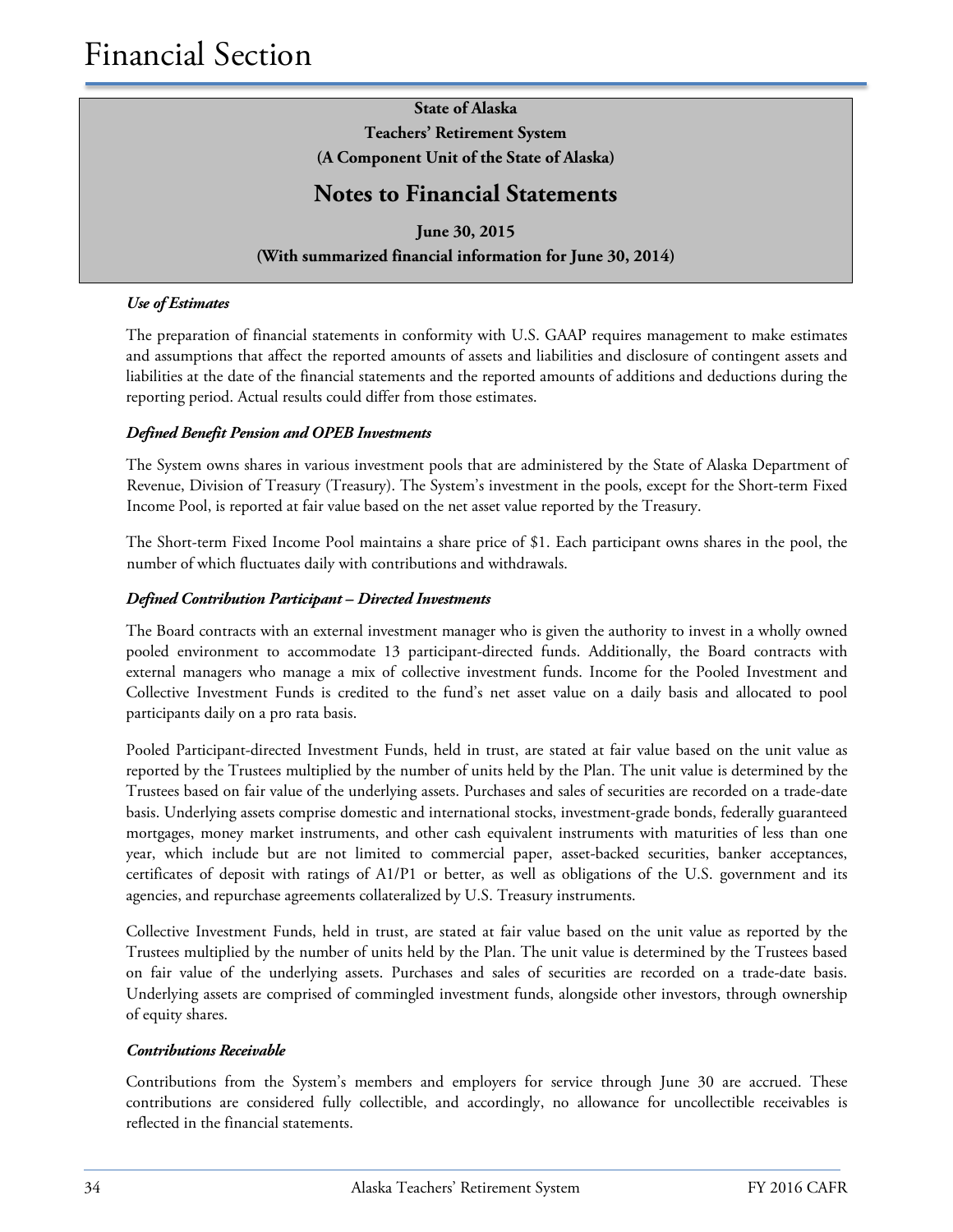### Use of Estimates

The preparation of financial statements in conformity with U.S. GAAP requires management to make estimates and assumptions that affect the reported amounts of assets and liabilities and disclosure of contingent assets and liabilities at the date of the financial statements and the reported amounts of additions and deductions during the reporting period. Actual results could differ from those estimates.

### Defined Benefit Pension and OPEB Investments

The System owns shares in various investment pools that are administered by the State of Alaska Department of Revenue, Division of Treasury (Treasury). The System's investment in the pools, except for the Short-term Fixed Income Pool, is reported at fair value based on the net asset value reported by the Treasury.

The Short-term Fixed Income Pool maintains a share price of $1. Each participant owns shares in the pool, the number of which fluctuates daily with contributions and withdrawals.

### Defined Contribution Participant – Directed Investments

The Board contracts with an external investment manager who is given the authority to invest in a wholly owned pooled environment to accommodate 13 participant-directed funds. Additionally, the Board contracts with external managers who manage a mix of collective investment funds. Income for the Pooled Investment and Collective Investment Funds is credited to the fund's net asset value on a daily basis and allocated to pool participants daily on a pro rata basis.

Pooled Participant-directed Investment Funds, held in trust, are stated at fair value based on the unit value as reported by the Trustees multiplied by the number of units held by the Plan. The unit value is determined by the Trustees based on fair value of the underlying assets. Purchases and sales of securities are recorded on a trade-date basis. Underlying assets comprise domestic and international stocks, investment-grade bonds, federally guaranteed mortgages, money market instruments, and other cash equivalent instruments with maturities of less than one year, which include but are not limited to commercial paper, asset-backed securities, banker acceptances, certificates of deposit with ratings of A1/P1 or better, as well as obligations of the U.S. government and its agencies, and repurchase agreements collateralized by U.S. Treasury instruments.

Collective Investment Funds, held in trust, are stated at fair value based on the unit value as reported by the Trustees multiplied by the number of units held by the Plan. The unit value is determined by the Trustees based on fair value of the underlying assets. Purchases and sales of securities are recorded on a trade-date basis. Underlying assets are comprised of commingled investment funds, alongside other investors, through ownership of equity shares.

### Contributions Receivable

Contributions from the System's members and employers for service through June 30 are accrued. These contributions are considered fully collectible, and accordingly, no allowance for uncollectible receivables is reflected in the financial statements.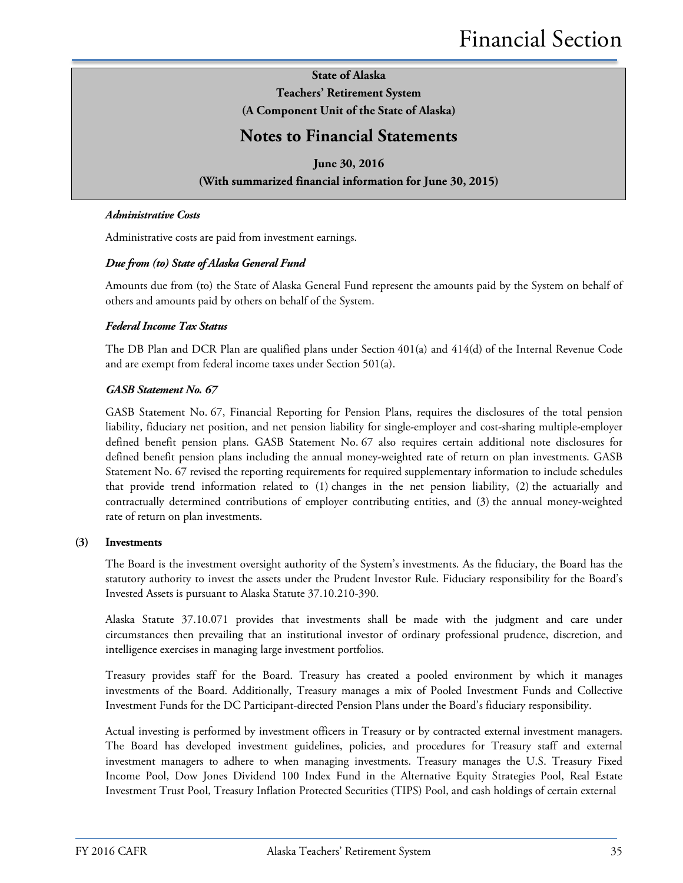### *Administrative Costs*

Administrative costs are paid from investment earnings.

### *Due from (to) State of Alaska General Fund*

Amounts due from (to) the State of Alaska General Fund represent the amounts paid by the System on behalf of others and amounts paid by others on behalf of the System.

### *Federal Income Tax Status*

The DB Plan and DCR Plan are qualified plans under Section 401(a) and 414(d) of the Internal Revenue Code and are exempt from federal income taxes under Section 501(a).

### *GASB Statement No. 67*

GASB Statement No. 67, Financial Reporting for Pension Plans, requires the disclosures of the total pension liability, fiduciary net position, and net pension liability for single-employer and cost-sharing multiple-employer defined benefit pension plans. GASB Statement No. 67 also requires certain additional note disclosures for defined benefit pension plans including the annual money-weighted rate of return on plan investments. GASB Statement No. 67 revised the reporting requirements for required supplementary information to include schedules that provide trend information related to (1) changes in the net pension liability, (2) the actuarially and contractually determined contributions of employer contributing entities, and (3) the annual money-weighted rate of return on plan investments.

## (3) Investments

The Board is the investment oversight authority of the System's investments. As the fiduciary, the Board has the statutory authority to invest the assets under the Prudent Investor Rule. Fiduciary responsibility for the Board's Invested Assets is pursuant to Alaska Statute 37.10.210-390.

Alaska Statute 37.10.071 provides that investments shall be made with the judgment and care under circumstances then prevailing that an institutional investor of ordinary professional prudence, discretion, and intelligence exercises in managing large investment portfolios.

Treasury provides staff for the Board. Treasury has created a pooled environment by which it manages investments of the Board. Additionally, Treasury manages a mix of Pooled Investment Funds and Collective Investment Funds for the DC Participant-directed Pension Plans under the Board's fiduciary responsibility.

Actual investing is performed by investment officers in Treasury or by contracted external investment managers. The Board has developed investment guidelines, policies, and procedures for Treasury staff and external investment managers to adhere to when managing investments. Treasury manages the U.S. Treasury Fixed Income Pool, Dow Jones Dividend 100 Index Fund in the Alternative Equity Strategies Pool, Real Estate Investment Trust Pool, Treasury Inflation Protected Securities (TIPS) Pool, and cash holdings of certain external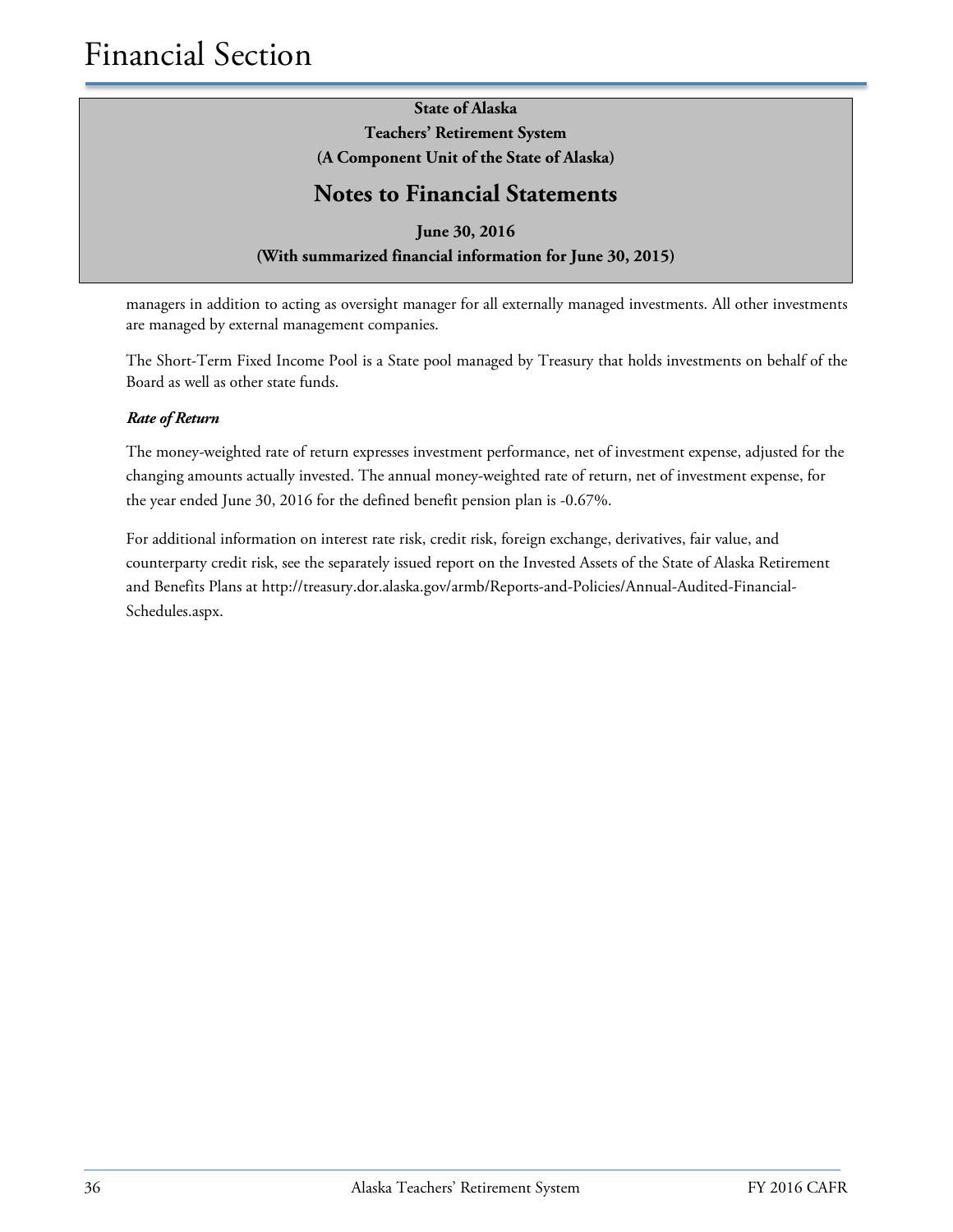managers in addition to acting as oversight manager for all externally managed investments. All other investments are managed by external management companies.

The Short-Term Fixed Income Pool is a State pool managed by Treasury that holds investments on behalf of the Board as well as other state funds.

***Rate of Return***

The money-weighted rate of return expresses investment performance, net of investment expense, adjusted for the changing amounts actually invested. The annual money-weighted rate of return, net of investment expense, for the year ended June 30, 2016 for the defined benefit pension plan is -0.67%.

For additional information on interest rate risk, credit risk, foreign exchange, derivatives, fair value, and counterparty credit risk, see the separately issued report on the Invested Assets of the State of Alaska Retirement and Benefits Plans at http://treasury.dor.alaska.gov/armb/Reports-and-Policies/Annual-Audited-Financial-Schedules.aspx.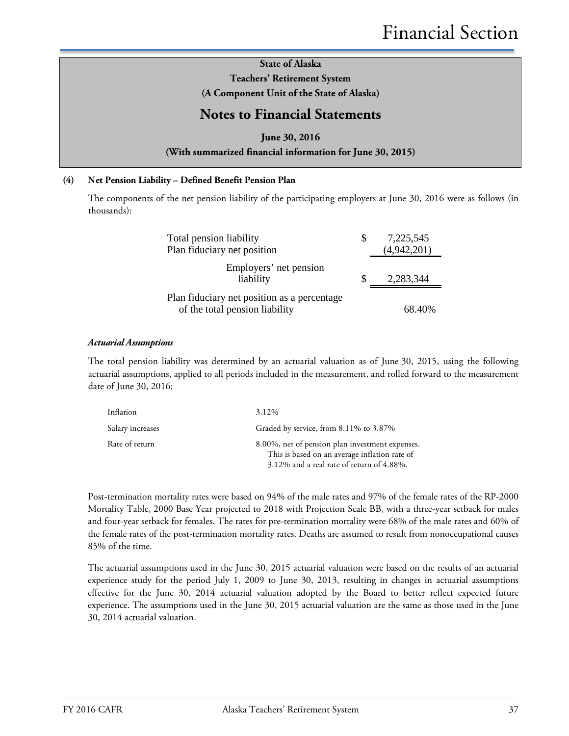**State of Alaska**
**Teachers' Retirement System**
**(A Component Unit of the State of Alaska)**

## Notes to Financial Statements

**June 30, 2016**
**(With summarized financial information for June 30, 2015)**

**(4) Net Pension Liability – Defined Benefit Pension Plan**

The components of the net pension liability of the participating employers at June 30, 2016 were as follows (in thousands):

| | | |
|---|---|---|
| Total pension liability | $ | 7,225,545 |
| Plan fiduciary net position | | (4,942,201) |
| Employers' net pension liability | $ | 2,283,344 |
| Plan fiduciary net position as a percentage of the total pension liability | | 68.40% |

***Actuarial Assumptions***

The total pension liability was determined by an actuarial valuation as of June 30, 2015, using the following actuarial assumptions, applied to all periods included in the measurement, and rolled forward to the measurement date of June 30, 2016:

| | |
|---|---|
| Inflation | 3.12% |
| Salary increases | Graded by service, from 8.11% to 3.87% |
| Rate of return | 8.00%, net of pension plan investment expenses. This is based on an average inflation rate of 3.12% and a real rate of return of 4.88%. |

Post-termination mortality rates were based on 94% of the male rates and 97% of the female rates of the RP-2000 Mortality Table, 2000 Base Year projected to 2018 with Projection Scale BB, with a three-year setback for males and four-year setback for females. The rates for pre-termination mortality were 68% of the male rates and 60% of the female rates of the post-termination mortality rates. Deaths are assumed to result from nonoccupational causes 85% of the time.

The actuarial assumptions used in the June 30, 2015 actuarial valuation were based on the results of an actuarial experience study for the period July 1, 2009 to June 30, 2013, resulting in changes in actuarial assumptions effective for the June 30, 2014 actuarial valuation adopted by the Board to better reflect expected future experience. The assumptions used in the June 30, 2015 actuarial valuation are the same as those used in the June 30, 2014 actuarial valuation.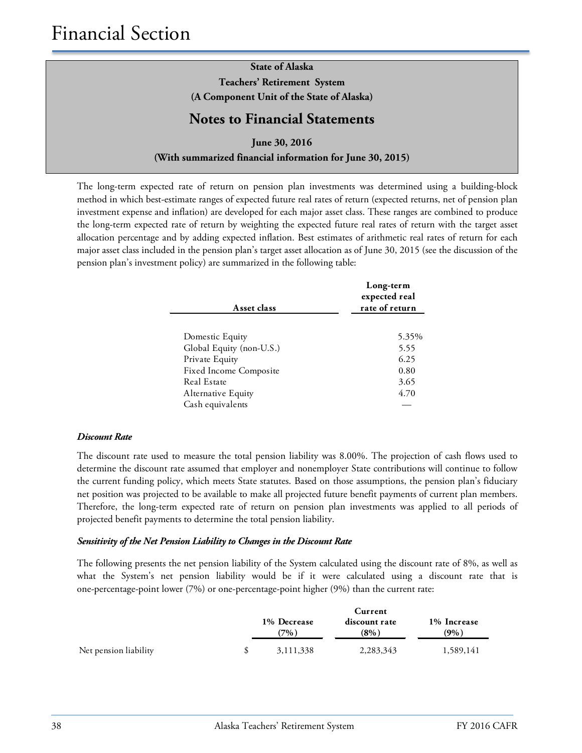State of Alaska
Teachers' Retirement System
(A Component Unit of the State of Alaska)

## Notes to Financial Statements

June 30, 2016

(With summarized financial information for June 30, 2015)

The long-term expected rate of return on pension plan investments was determined using a building-block method in which best-estimate ranges of expected future real rates of return (expected returns, net of pension plan investment expense and inflation) are developed for each major asset class. These ranges are combined to produce the long-term expected rate of return by weighting the expected future real rates of return with the target asset allocation percentage and by adding expected inflation. Best estimates of arithmetic real rates of return for each major asset class included in the pension plan's target asset allocation as of June 30, 2015 (see the discussion of the pension plan's investment policy) are summarized in the following table:

| Asset class | Long-term expected real rate of return |
|---|---|
| Domestic Equity | 5.35% |
| Global Equity (non-U.S.) | 5.55 |
| Private Equity | 6.25 |
| Fixed Income Composite | 0.80 |
| Real Estate | 3.65 |
| Alternative Equity | 4.70 |
| Cash equivalents | — |

***Discount Rate***

The discount rate used to measure the total pension liability was 8.00%. The projection of cash flows used to determine the discount rate assumed that employer and nonemployer State contributions will continue to follow the current funding policy, which meets State statutes. Based on those assumptions, the pension plan's fiduciary net position was projected to be available to make all projected future benefit payments of current plan members. Therefore, the long-term expected rate of return on pension plan investments was applied to all periods of projected benefit payments to determine the total pension liability.

***Sensitivity of the Net Pension Liability to Changes in the Discount Rate***

The following presents the net pension liability of the System calculated using the discount rate of 8%, as well as what the System's net pension liability would be if it were calculated using a discount rate that is one-percentage-point lower (7%) or one-percentage-point higher (9%) than the current rate:

| | 1% Decrease (7%) | Current discount rate (8%) | 1% Increase (9%) |
|---|---|---|---|
| Net pension liability | $ 3,111,338 | 2,283,343 | 1,589,141 |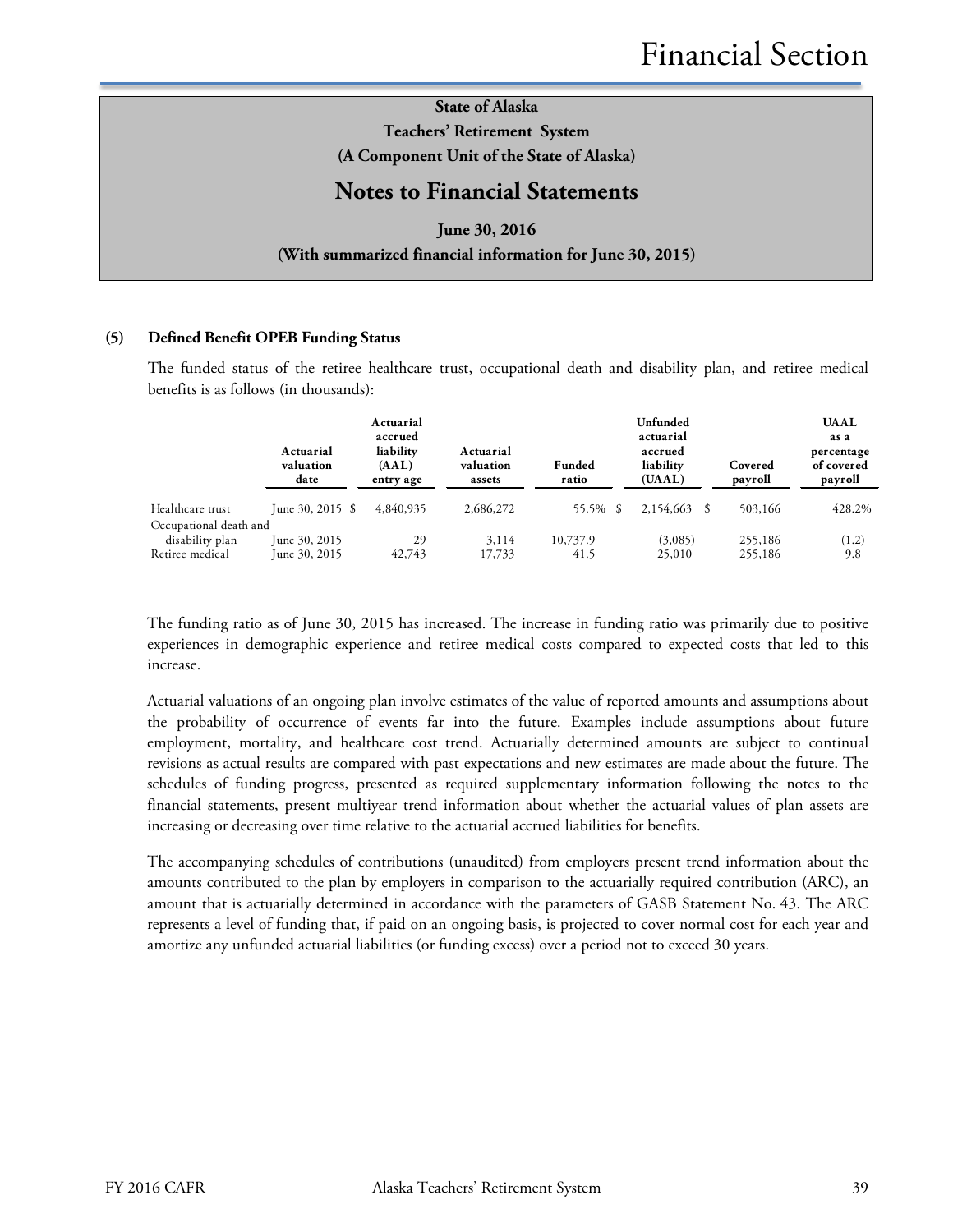State of Alaska

Teachers' Retirement System

(A Component Unit of the State of Alaska)

## Notes to Financial Statements

June 30, 2016

(With summarized financial information for June 30, 2015)

### (5) Defined Benefit OPEB Funding Status

The funded status of the retiree healthcare trust, occupational death and disability plan, and retiree medical benefits is as follows (in thousands):

| | Actuarial valuation date | Actuarial accrued liability (AAL) entry age | Actuarial valuation assets | Funded ratio | Unfunded actuarial accrued liability (UAAL) | Covered payroll | UAAL as a percentage of covered payroll |
|---|---|---|---|---|---|---|---|
| Healthcare trust | June 30, 2015 | $ 4,840,935 | 2,686,272 | 55.5% | $ 2,154,663 | $ 503,166 | 428.2% |
| Occupational death and disability plan | June 30, 2015 | 29 | 3,114 | 10,737.9 | (3,085) | 255,186 | (1.2) |
| Retiree medical | June 30, 2015 | 42,743 | 17,733 | 41.5 | 25,010 | 255,186 | 9.8 |

The funding ratio as of June 30, 2015 has increased. The increase in funding ratio was primarily due to positive experiences in demographic experience and retiree medical costs compared to expected costs that led to this increase.

Actuarial valuations of an ongoing plan involve estimates of the value of reported amounts and assumptions about the probability of occurrence of events far into the future. Examples include assumptions about future employment, mortality, and healthcare cost trend. Actuarially determined amounts are subject to continual revisions as actual results are compared with past expectations and new estimates are made about the future. The schedules of funding progress, presented as required supplementary information following the notes to the financial statements, present multiyear trend information about whether the actuarial values of plan assets are increasing or decreasing over time relative to the actuarial accrued liabilities for benefits.

The accompanying schedules of contributions (unaudited) from employers present trend information about the amounts contributed to the plan by employers in comparison to the actuarially required contribution (ARC), an amount that is actuarially determined in accordance with the parameters of GASB Statement No. 43. The ARC represents a level of funding that, if paid on an ongoing basis, is projected to cover normal cost for each year and amortize any unfunded actuarial liabilities (or funding excess) over a period not to exceed 30 years.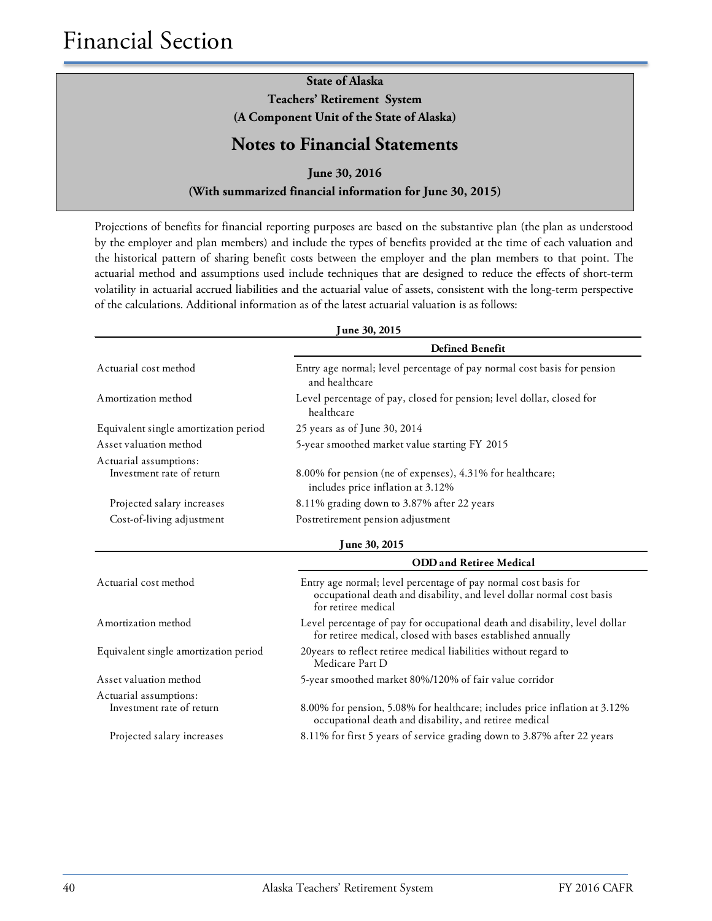# Financial Section

**State of Alaska**
**Teachers' Retirement System**
**(A Component Unit of the State of Alaska)**

## Notes to Financial Statements

**June 30, 2016**
**(With summarized financial information for June 30, 2015)**

Projections of benefits for financial reporting purposes are based on the substantive plan (the plan as understood by the employer and plan members) and include the types of benefits provided at the time of each valuation and the historical pattern of sharing benefit costs between the employer and the plan members to that point. The actuarial method and assumptions used include techniques that are designed to reduce the effects of short-term volatility in actuarial accrued liabilities and the actuarial value of assets, consistent with the long-term perspective of the calculations. Additional information as of the latest actuarial valuation is as follows:

**June 30, 2015**

| | Defined Benefit |
|---|---|
| Actuarial cost method | Entry age normal; level percentage of pay normal cost basis for pension and healthcare |
| Amortization method | Level percentage of pay, closed for pension; level dollar, closed for healthcare |
| Equivalent single amortization period | 25 years as of June 30, 2014 |
| Asset valuation method | 5-year smoothed market value starting FY 2015 |
| Actuarial assumptions: | |
| Investment rate of return | 8.00% for pension (ne of expenses), 4.31% for healthcare; includes price inflation at 3.12% |
| Projected salary increases | 8.11% grading down to 3.87% after 22 years |
| Cost-of-living adjustment | Postretirement pension adjustment |

**June 30, 2015**

| | ODD and Retiree Medical |
|---|---|
| Actuarial cost method | Entry age normal; level percentage of pay normal cost basis for occupational death and disability, and level dollar normal cost basis for retiree medical |
| Amortization method | Level percentage of pay for occupational death and disability, level dollar for retiree medical, closed with bases established annually |
| Equivalent single amortization period | 20years to reflect retiree medical liabilities without regard to Medicare Part D |
| Asset valuation method | 5-year smoothed market 80%/120% of fair value corridor |
| Actuarial assumptions: | |
| Investment rate of return | 8.00% for pension, 5.08% for healthcare; includes price inflation at 3.12% occupational death and disability, and retiree medical |
| Projected salary increases | 8.11% for first 5 years of service grading down to 3.87% after 22 years |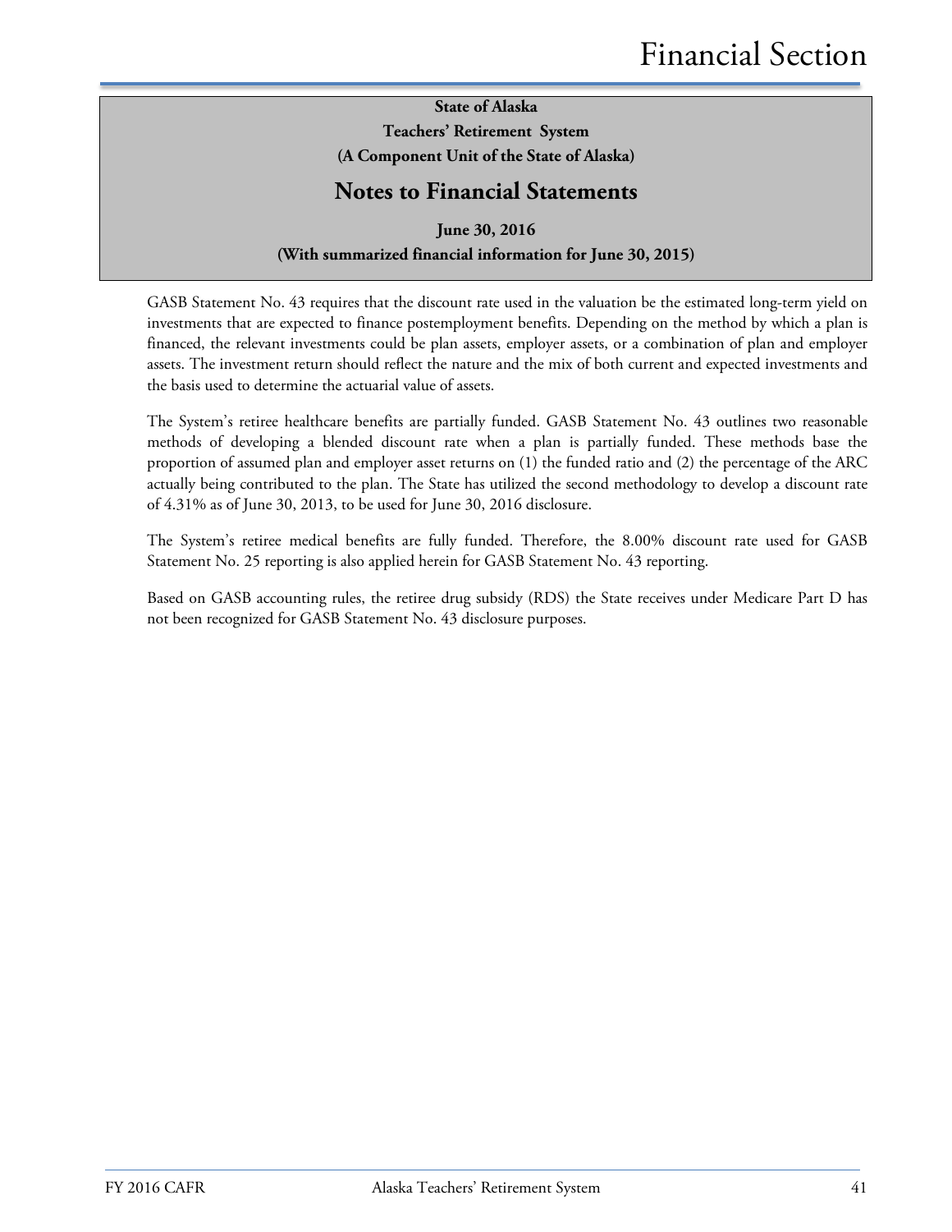GASB Statement No. 43 requires that the discount rate used in the valuation be the estimated long-term yield on investments that are expected to finance postemployment benefits. Depending on the method by which a plan is financed, the relevant investments could be plan assets, employer assets, or a combination of plan and employer assets. The investment return should reflect the nature and the mix of both current and expected investments and the basis used to determine the actuarial value of assets.

The System's retiree healthcare benefits are partially funded. GASB Statement No. 43 outlines two reasonable methods of developing a blended discount rate when a plan is partially funded. These methods base the proportion of assumed plan and employer asset returns on (1) the funded ratio and (2) the percentage of the ARC actually being contributed to the plan. The State has utilized the second methodology to develop a discount rate of 4.31% as of June 30, 2013, to be used for June 30, 2016 disclosure.

The System's retiree medical benefits are fully funded. Therefore, the 8.00% discount rate used for GASB Statement No. 25 reporting is also applied herein for GASB Statement No. 43 reporting.

Based on GASB accounting rules, the retiree drug subsidy (RDS) the State receives under Medicare Part D has not been recognized for GASB Statement No. 43 disclosure purposes.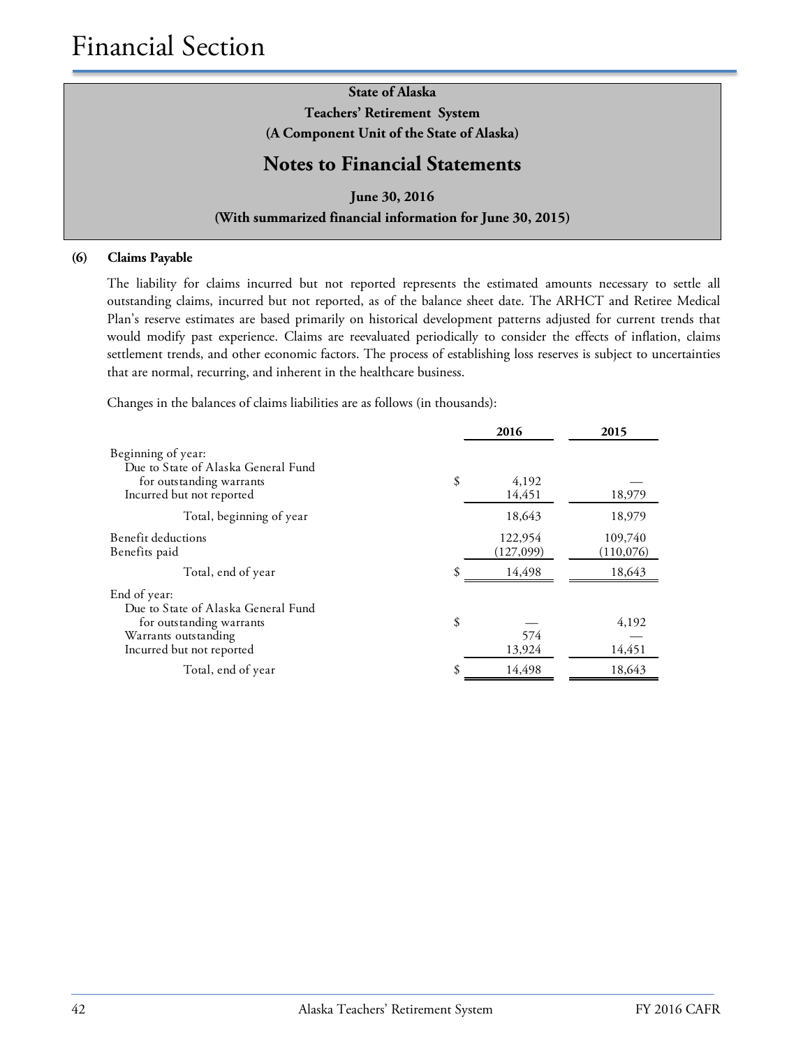## State of Alaska
## Teachers' Retirement System
## (A Component Unit of the State of Alaska)

# Notes to Financial Statements

**June 30, 2016**
**(With summarized financial information for June 30, 2015)**

### (6) Claims Payable

The liability for claims incurred but not reported represents the estimated amounts necessary to settle all outstanding claims, incurred but not reported, as of the balance sheet date. The ARHCT and Retiree Medical Plan's reserve estimates are based primarily on historical development patterns adjusted for current trends that would modify past experience. Claims are reevaluated periodically to consider the effects of inflation, claims settlement trends, and other economic factors. The process of establishing loss reserves is subject to uncertainties that are normal, recurring, and inherent in the healthcare business.

Changes in the balances of claims liabilities are as follows (in thousands):

| | 2016 | 2015 |
|---|---|---|
| Beginning of year: | | |
| Due to State of Alaska General Fund for outstanding warrants | $ 4,192 | — |
| Incurred but not reported | 14,451 | 18,979 |
| Total, beginning of year | 18,643 | 18,979 |
| Benefit deductions | 122,954 | 109,740 |
| Benefits paid | (127,099) | (110,076) |
| Total, end of year | $ 14,498 | 18,643 |
| End of year: | | |
| Due to State of Alaska General Fund for outstanding warrants | $ — | 4,192 |
| Warrants outstanding | 574 | — |
| Incurred but not reported | 13,924 | 14,451 |
| Total, end of year | $ 14,498 | 18,643 |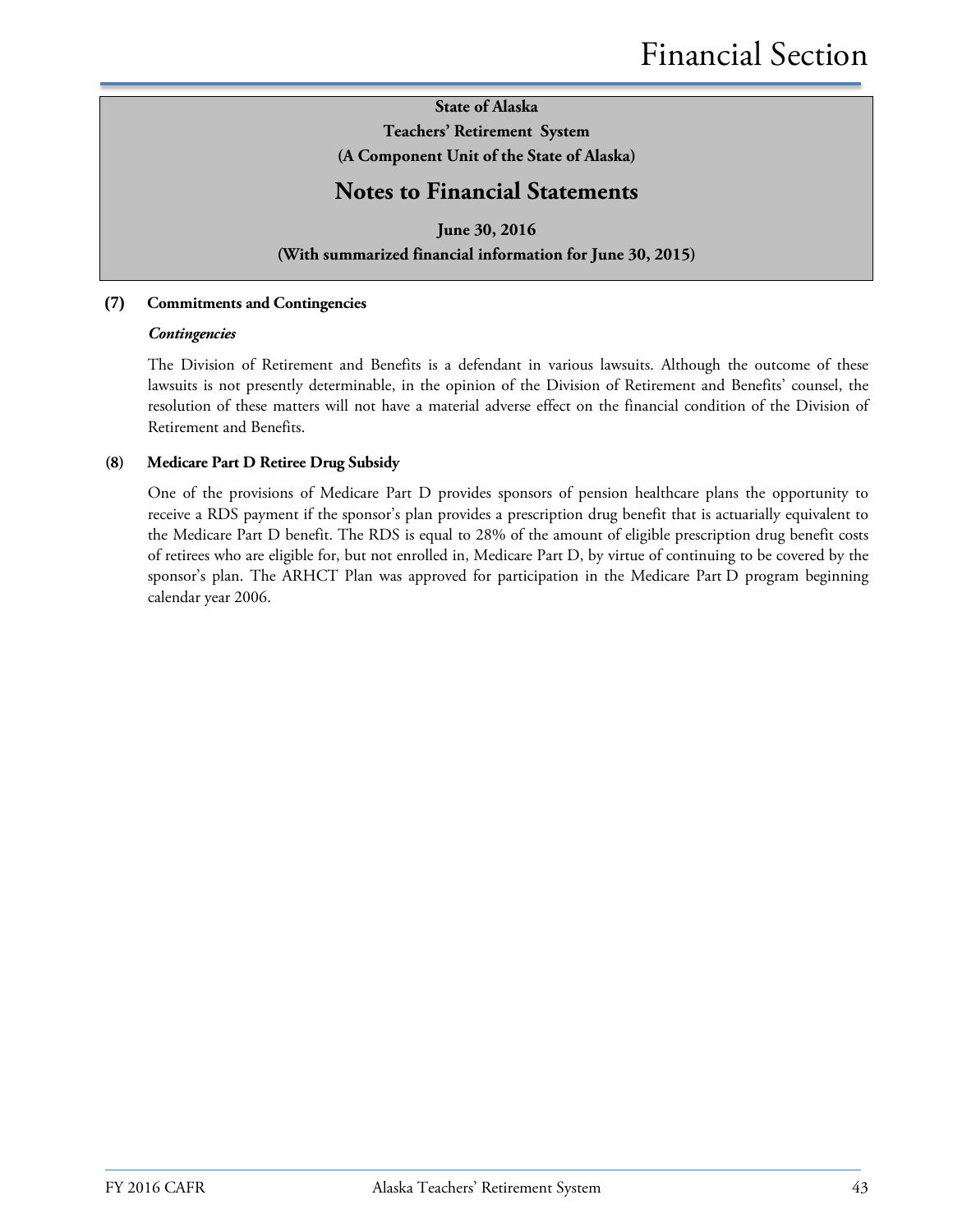**State of Alaska**
**Teachers' Retirement System**
**(A Component Unit of the State of Alaska)**

# Notes to Financial Statements

**June 30, 2016**
**(With summarized financial information for June 30, 2015)**

## (7) Commitments and Contingencies

***Contingencies***

The Division of Retirement and Benefits is a defendant in various lawsuits. Although the outcome of these lawsuits is not presently determinable, in the opinion of the Division of Retirement and Benefits' counsel, the resolution of these matters will not have a material adverse effect on the financial condition of the Division of Retirement and Benefits.

## (8) Medicare Part D Retiree Drug Subsidy

One of the provisions of Medicare Part D provides sponsors of pension healthcare plans the opportunity to receive a RDS payment if the sponsor's plan provides a prescription drug benefit that is actuarially equivalent to the Medicare Part D benefit. The RDS is equal to 28% of the amount of eligible prescription drug benefit costs of retirees who are eligible for, but not enrolled in, Medicare Part D, by virtue of continuing to be covered by the sponsor's plan. The ARHCT Plan was approved for participation in the Medicare Part D program beginning calendar year 2006.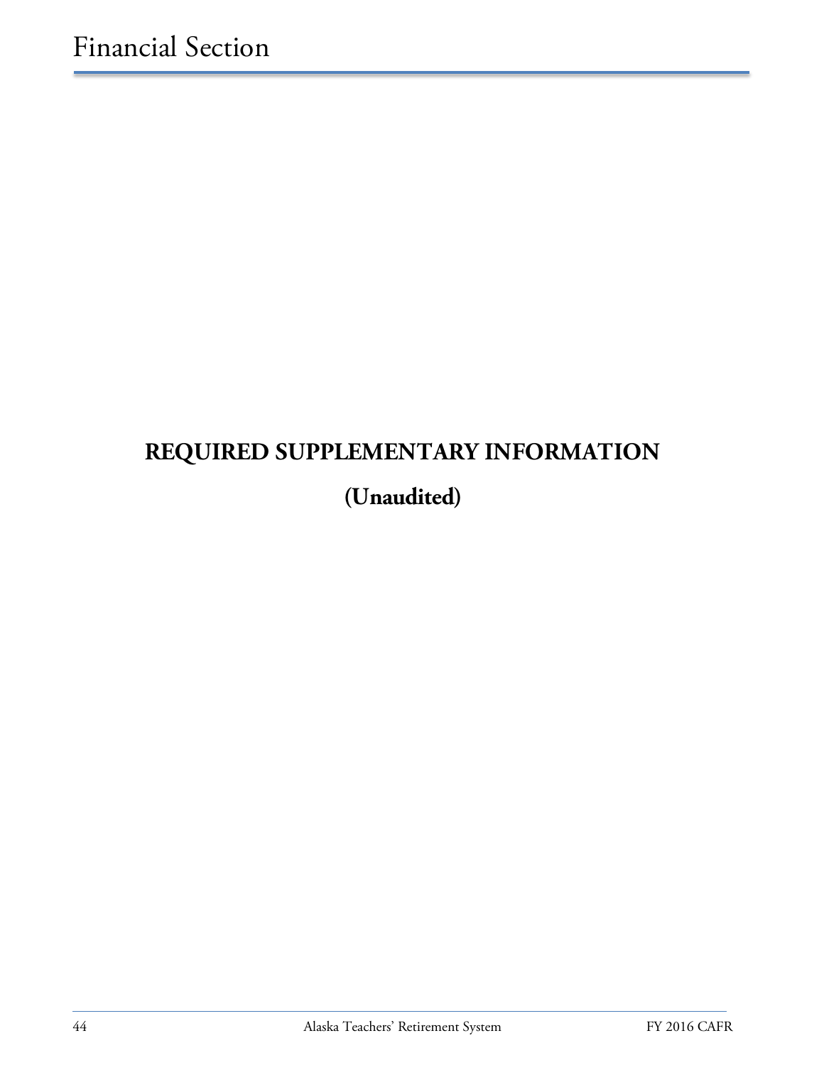# REQUIRED SUPPLEMENTARY INFORMATION

## (Unaudited)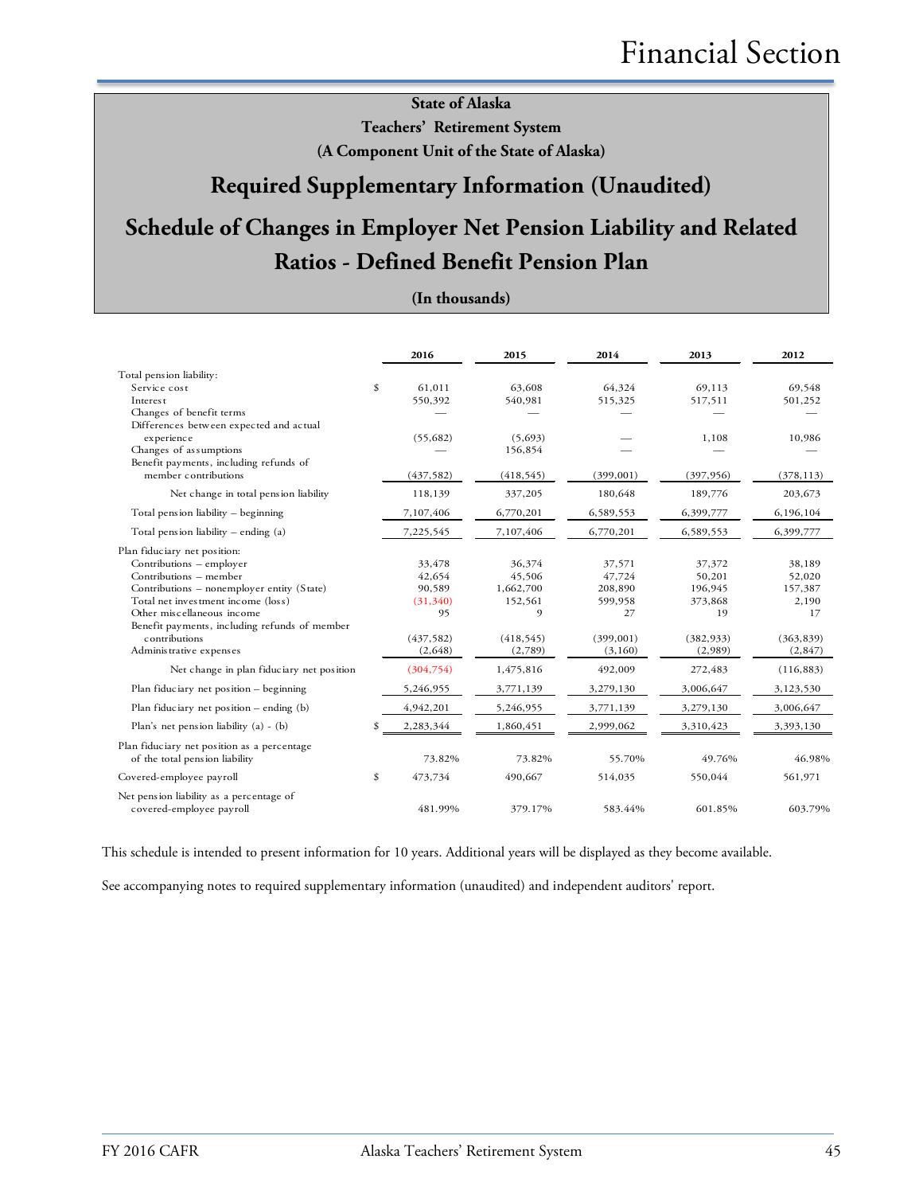# Financial Section

**State of Alaska**

**Teachers' Retirement System**

**(A Component Unit of the State of Alaska)**

## Required Supplementary Information (Unaudited)

## Schedule of Changes in Employer Net Pension Liability and Related Ratios - Defined Benefit Pension Plan

**(In thousands)**

| | | 2016 | 2015 | 2014 | 2013 | 2012 |
|---|---|---|---|---|---|---|
| Total pension liability: | | | | | | |
| Service cost | $ | 61,011 | 63,608 | 64,324 | 69,113 | 69,548 |
| Interest | | 550,392 | 540,981 | 515,325 | 517,511 | 501,252 |
| Changes of benefit terms | | — | — | — | — | — |
| Differences between expected and actual experience | | (55,682) | (5,693) | — | 1,108 | 10,986 |
| Changes of assumptions | | — | 156,854 | — | — | — |
| Benefit payments, including refunds of member contributions | | (437,582) | (418,545) | (399,001) | (397,956) | (378,113) |
| Net change in total pension liability | | 118,139 | 337,205 | 180,648 | 189,776 | 203,673 |
| Total pension liability – beginning | | 7,107,406 | 6,770,201 | 6,589,553 | 6,399,777 | 6,196,104 |
| Total pension liability – ending (a) | | 7,225,545 | 7,107,406 | 6,770,201 | 6,589,553 | 6,399,777 |
| Plan fiduciary net position: | | | | | | |
| Contributions – employer | | 33,478 | 36,374 | 37,571 | 37,372 | 38,189 |
| Contributions – member | | 42,654 | 45,506 | 47,724 | 50,201 | 52,020 |
| Contributions – nonemployer entity (State) | | 90,589 | 1,662,700 | 208,890 | 196,945 | 157,387 |
| Total net investment income (loss) | | (31,340) | 152,561 | 599,958 | 373,868 | 2,190 |
| Other miscellaneous income | | 95 | 9 | 27 | 19 | 17 |
| Benefit payments, including refunds of member contributions | | (437,582) | (418,545) | (399,001) | (382,933) | (363,839) |
| Administrative expenses | | (2,648) | (2,789) | (3,160) | (2,989) | (2,847) |
| Net change in plan fiduciary net position | | (304,754) | 1,475,816 | 492,009 | 272,483 | (116,883) |
| Plan fiduciary net position – beginning | | 5,246,955 | 3,771,139 | 3,279,130 | 3,006,647 | 3,123,530 |
| Plan fiduciary net position – ending (b) | | 4,942,201 | 5,246,955 | 3,771,139 | 3,279,130 | 3,006,647 |
| Plan's net pension liability (a) - (b) | $ | 2,283,344 | 1,860,451 | 2,999,062 | 3,310,423 | 3,393,130 |
| Plan fiduciary net position as a percentage of the total pension liability | | 73.82% | 73.82% | 55.70% | 49.76% | 46.98% |
| Covered-employee payroll | $ | 473,734 | 490,667 | 514,035 | 550,044 | 561,971 |
| Net pension liability as a percentage of covered-employee payroll | | 481.99% | 379.17% | 583.44% | 601.85% | 603.79% |

This schedule is intended to present information for 10 years. Additional years will be displayed as they become available.

See accompanying notes to required supplementary information (unaudited) and independent auditors' report.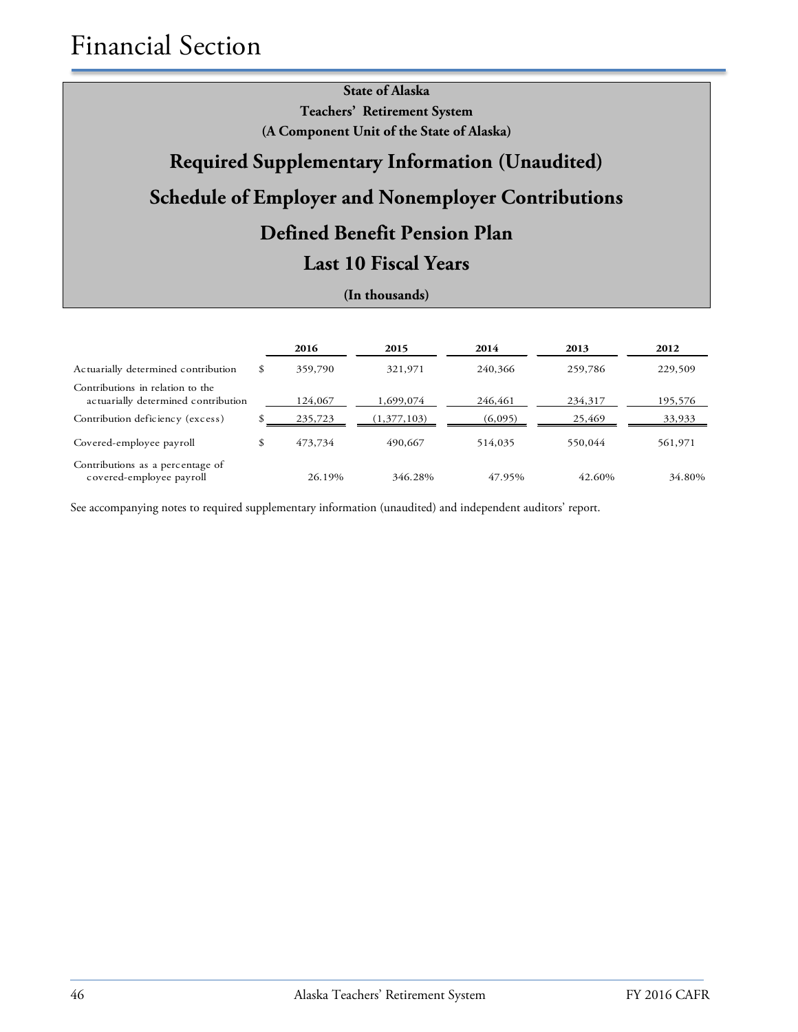## State of Alaska
## Teachers' Retirement System
## (A Component Unit of the State of Alaska)

# Required Supplementary Information (Unaudited)

# Schedule of Employer and Nonemployer Contributions

# Defined Benefit Pension Plan

# Last 10 Fiscal Years

**(In thousands)**

| | | 2016 | 2015 | 2014 | 2013 | 2012 |
|---|---|---|---|---|---|---|
| Actuarially determined contribution | $ | 359,790 | 321,971 | 240,366 | 259,786 | 229,509 |
| Contributions in relation to the actuarially determined contribution | | 124,067 | 1,699,074 | 246,461 | 234,317 | 195,576 |
| Contribution deficiency (excess) | $ | 235,723 | (1,377,103) | (6,095) | 25,469 | 33,933 |
| Covered-employee payroll | $ | 473,734 | 490,667 | 514,035 | 550,044 | 561,971 |
| Contributions as a percentage of covered-employee payroll | | 26.19% | 346.28% | 47.95% | 42.60% | 34.80% |

See accompanying notes to required supplementary information (unaudited) and independent auditors' report.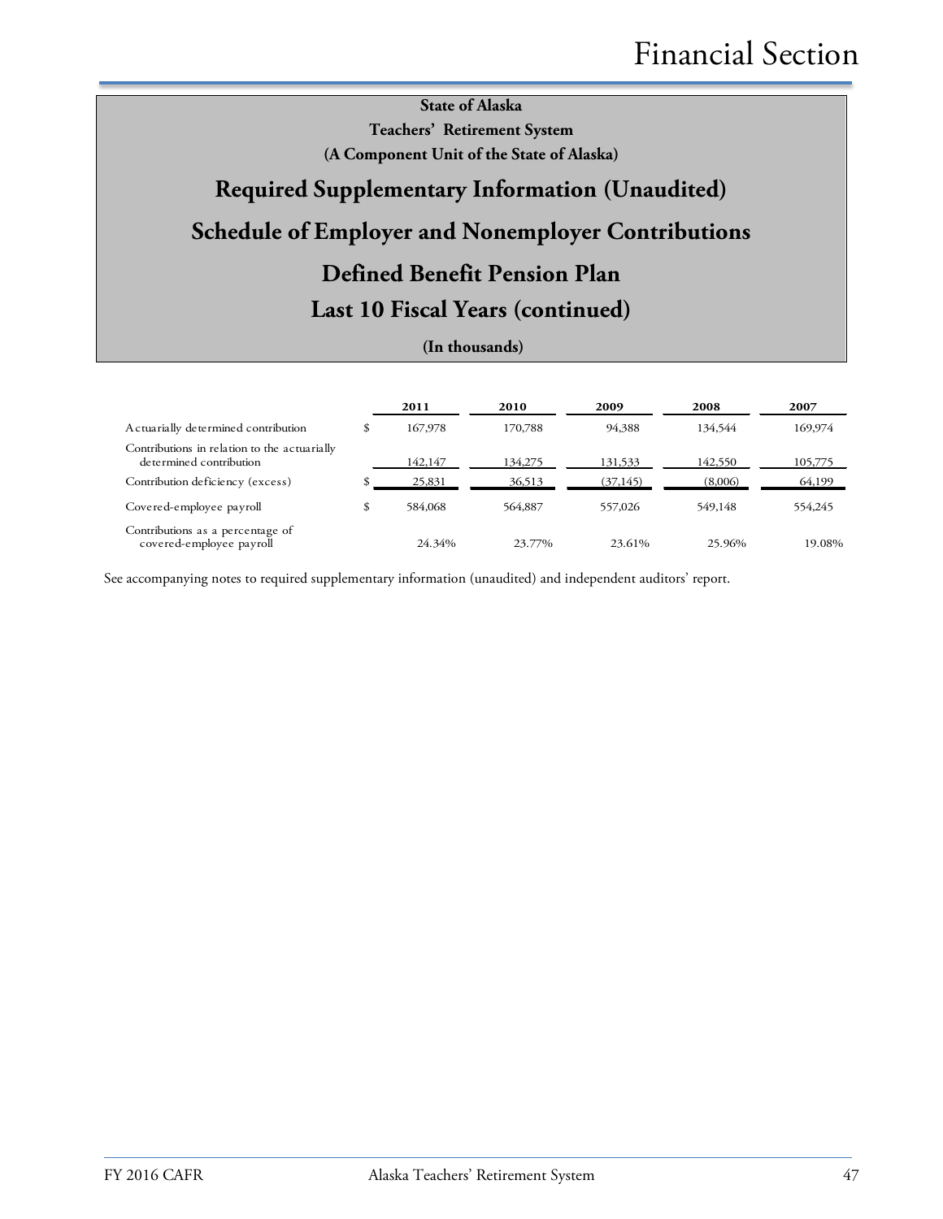**State of Alaska**

**Teachers' Retirement System**

**(A Component Unit of the State of Alaska)**

## Required Supplementary Information (Unaudited)

## Schedule of Employer and Nonemployer Contributions

## Defined Benefit Pension Plan

## Last 10 Fiscal Years (continued)

**(In thousands)**

| | | 2011 | 2010 | 2009 | 2008 | 2007 |
|---|---|---|---|---|---|---|
| Actuarially determined contribution | $ | 167,978 | 170,788 | 94,388 | 134,544 | 169,974 |
| Contributions in relation to the actuarially determined contribution | | 142,147 | 134,275 | 131,533 | 142,550 | 105,775 |
| Contribution deficiency (excess) | $ | 25,831 | 36,513 | (37,145) | (8,006) | 64,199 |
| Covered-employee payroll | $ | 584,068 | 564,887 | 557,026 | 549,148 | 554,245 |
| Contributions as a percentage of covered-employee payroll | | 24.34% | 23.77% | 23.61% | 25.96% | 19.08% |

See accompanying notes to required supplementary information (unaudited) and independent auditors' report.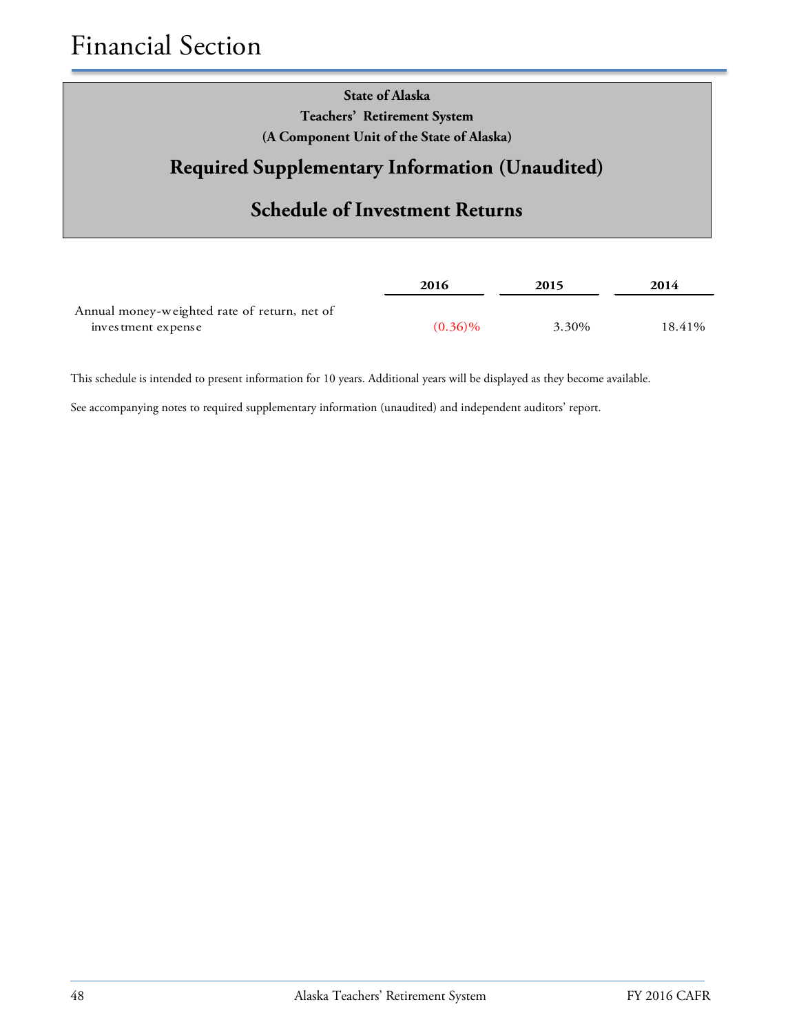# Financial Section

**State of Alaska**

**Teachers' Retirement System**

**(A Component Unit of the State of Alaska)**

## Required Supplementary Information (Unaudited)

## Schedule of Investment Returns

| | 2016 | 2015 | 2014 |
|---|---|---|---|
| Annual money-weighted rate of return, net of investment expense | (0.36)% | 3.30% | 18.41% |

This schedule is intended to present information for 10 years. Additional years will be displayed as they become available.

See accompanying notes to required supplementary information (unaudited) and independent auditors' report.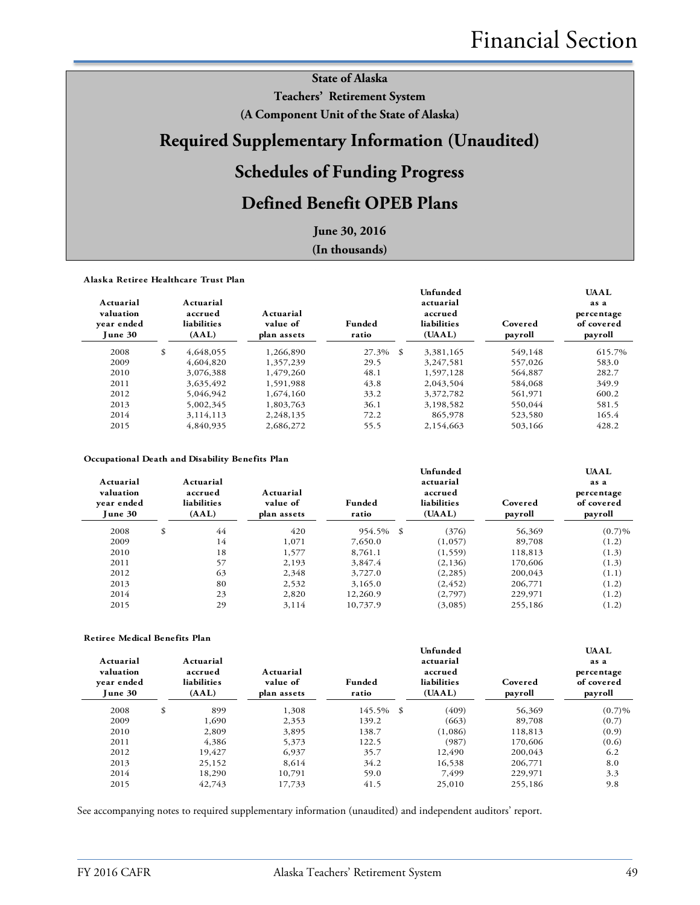# State of Alaska

## Teachers' Retirement System

## (A Component Unit of the State of Alaska)

# Required Supplementary Information (Unaudited)

# Schedules of Funding Progress

# Defined Benefit OPEB Plans

**June 30, 2016**

**(In thousands)**

**Alaska Retiree Healthcare Trust Plan**

| Actuarial valuation year ended June 30 | Actuarial accrued liabilities (AAL) | Actuarial value of plan assets | Funded ratio | Unfunded actuarial accrued liabilities (UAAL) | Covered payroll | UAAL as a percentage of covered payroll |
|---|---|---|---|---|---|---|
| 2008 | $ 4,648,055 | 1,266,890 | 27.3% | $ 3,381,165 | 549,148 | 615.7% |
| 2009 | 4,604,820 | 1,357,239 | 29.5 | 3,247,581 | 557,026 | 583.0 |
| 2010 | 3,076,388 | 1,479,260 | 48.1 | 1,597,128 | 564,887 | 282.7 |
| 2011 | 3,635,492 | 1,591,988 | 43.8 | 2,043,504 | 584,068 | 349.9 |
| 2012 | 5,046,942 | 1,674,160 | 33.2 | 3,372,782 | 561,971 | 600.2 |
| 2013 | 5,002,345 | 1,803,763 | 36.1 | 3,198,582 | 550,044 | 581.5 |
| 2014 | 3,114,113 | 2,248,135 | 72.2 | 865,978 | 523,580 | 165.4 |
| 2015 | 4,840,935 | 2,686,272 | 55.5 | 2,154,663 | 503,166 | 428.2 |

**Occupational Death and Disability Benefits Plan**

| Actuarial valuation year ended June 30 | Actuarial accrued liabilities (AAL) | Actuarial value of plan assets | Funded ratio | Unfunded actuarial accrued liabilities (UAAL) | Covered payroll | UAAL as a percentage of covered payroll |
|---|---|---|---|---|---|---|
| 2008 | $ 44 | 420 | 954.5% | $ (376) | 56,369 | (0.7)% |
| 2009 | 14 | 1,071 | 7,650.0 | (1,057) | 89,708 | (1.2) |
| 2010 | 18 | 1,577 | 8,761.1 | (1,559) | 118,813 | (1.3) |
| 2011 | 57 | 2,193 | 3,847.4 | (2,136) | 170,606 | (1.3) |
| 2012 | 63 | 2,348 | 3,727.0 | (2,285) | 200,043 | (1.1) |
| 2013 | 80 | 2,532 | 3,165.0 | (2,452) | 206,771 | (1.2) |
| 2014 | 23 | 2,820 | 12,260.9 | (2,797) | 229,971 | (1.2) |
| 2015 | 29 | 3,114 | 10,737.9 | (3,085) | 255,186 | (1.2) |

**Retiree Medical Benefits Plan**

| Actuarial valuation year ended June 30 | Actuarial accrued liabilities (AAL) | Actuarial value of plan assets | Funded ratio | Unfunded actuarial accrued liabilities (UAAL) | Covered payroll | UAAL as a percentage of covered payroll |
|---|---|---|---|---|---|---|
| 2008 | $ 899 | 1,308 | 145.5% | $ (409) | 56,369 | (0.7)% |
| 2009 | 1,690 | 2,353 | 139.2 | (663) | 89,708 | (0.7) |
| 2010 | 2,809 | 3,895 | 138.7 | (1,086) | 118,813 | (0.9) |
| 2011 | 4,386 | 5,373 | 122.5 | (987) | 170,606 | (0.6) |
| 2012 | 19,427 | 6,937 | 35.7 | 12,490 | 200,043 | 6.2 |
| 2013 | 25,152 | 8,614 | 34.2 | 16,538 | 206,771 | 8.0 |
| 2014 | 18,290 | 10,791 | 59.0 | 7,499 | 229,971 | 3.3 |
| 2015 | 42,743 | 17,733 | 41.5 | 25,010 | 255,186 | 9.8 |

See accompanying notes to required supplementary information (unaudited) and independent auditors' report.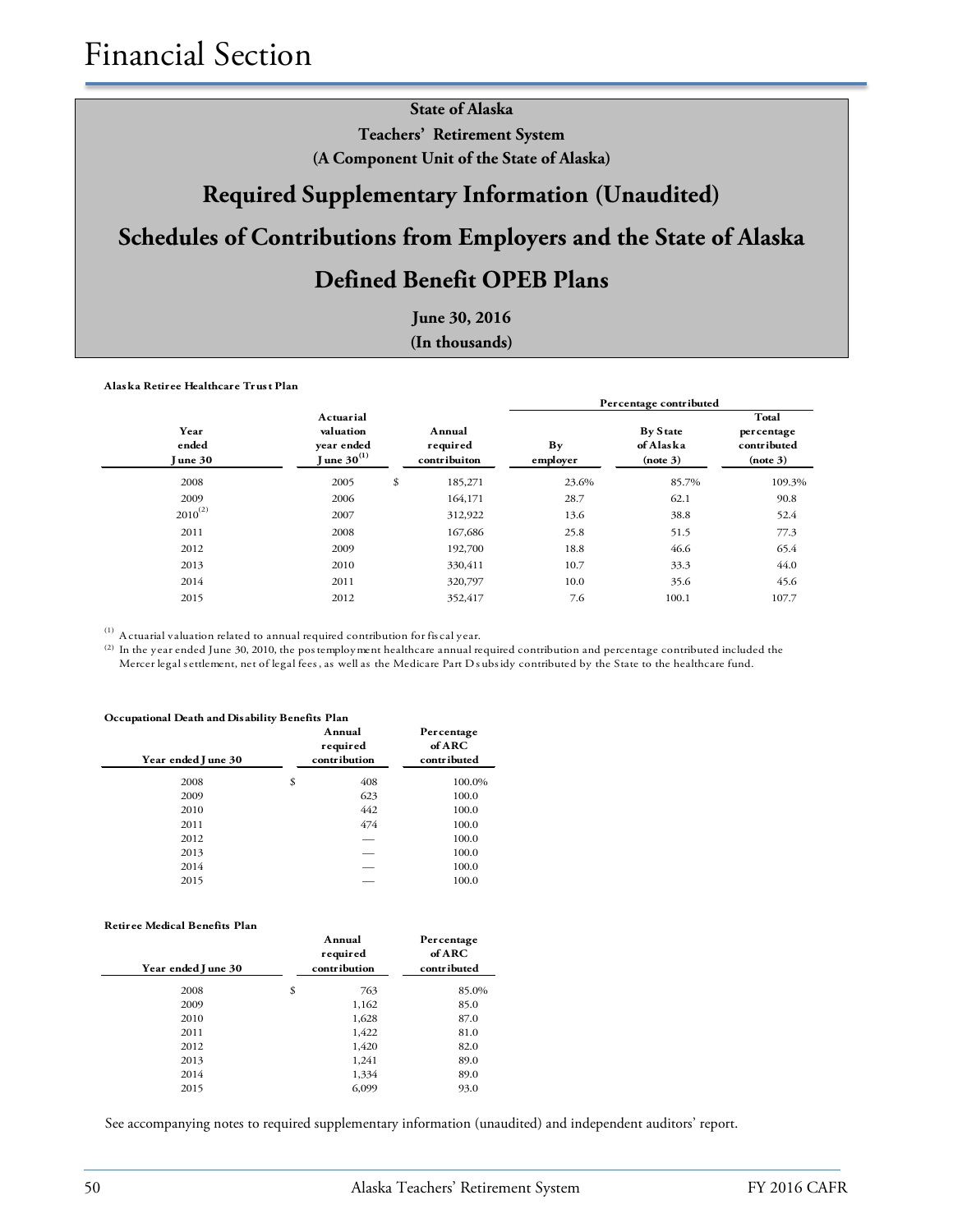# Financial Section

**State of Alaska**

**Teachers' Retirement System**

**(A Component Unit of the State of Alaska)**

## Required Supplementary Information (Unaudited)

## Schedules of Contributions from Employers and the State of Alaska

## Defined Benefit OPEB Plans

**June 30, 2016**

**(In thousands)**

**Alaska Retiree Healthcare Trust Plan**

| Year ended June 30 | Actuarial valuation year ended June 30[(1)] | Annual required contribuiton | Percentage contributed: By employer | Percentage contributed: By State of Alaska (note 3) | Percentage contributed: Total percentage contributed (note 3) |
|---|---|---|---|---|---|
| 2008 | 2005 | $ 185,271 | 23.6% | 85.7% | 109.3% |
| 2009 | 2006 | 164,171 | 28.7 | 62.1 | 90.8 |
| 2010[(2)] | 2007 | 312,922 | 13.6 | 38.8 | 52.4 |
| 2011 | 2008 | 167,686 | 25.8 | 51.5 | 77.3 |
| 2012 | 2009 | 192,700 | 18.8 | 46.6 | 65.4 |
| 2013 | 2010 | 330,411 | 10.7 | 33.3 | 44.0 |
| 2014 | 2011 | 320,797 | 10.0 | 35.6 | 45.6 |
| 2015 | 2012 | 352,417 | 7.6 | 100.1 | 107.7 |

(1) Actuarial valuation related to annual required contribution for fiscal year.

(2) In the year ended June 30, 2010, the postemployment healthcare annual required contribution and percentage contributed included the Mercer legal settlement, net of legal fees, as well as the Medicare Part D subsidy contributed by the State to the healthcare fund.

**Occupational Death and Disability Benefits Plan**

| Year ended June 30 | Annual required contribution | Percentage of ARC contributed |
|---|---|---|
| 2008 | $ 408 | 100.0% |
| 2009 | 623 | 100.0 |
| 2010 | 442 | 100.0 |
| 2011 | 474 | 100.0 |
| 2012 | — | 100.0 |
| 2013 | — | 100.0 |
| 2014 | — | 100.0 |
| 2015 | — | 100.0 |

**Retiree Medical Benefits Plan**

| Year ended June 30 | Annual required contribution | Percentage of ARC contributed |
|---|---|---|
| 2008 | $ 763 | 85.0% |
| 2009 | 1,162 | 85.0 |
| 2010 | 1,628 | 87.0 |
| 2011 | 1,422 | 81.0 |
| 2012 | 1,420 | 82.0 |
| 2013 | 1,241 | 89.0 |
| 2014 | 1,334 | 89.0 |
| 2015 | 6,099 | 93.0 |

See accompanying notes to required supplementary information (unaudited) and independent auditors' report.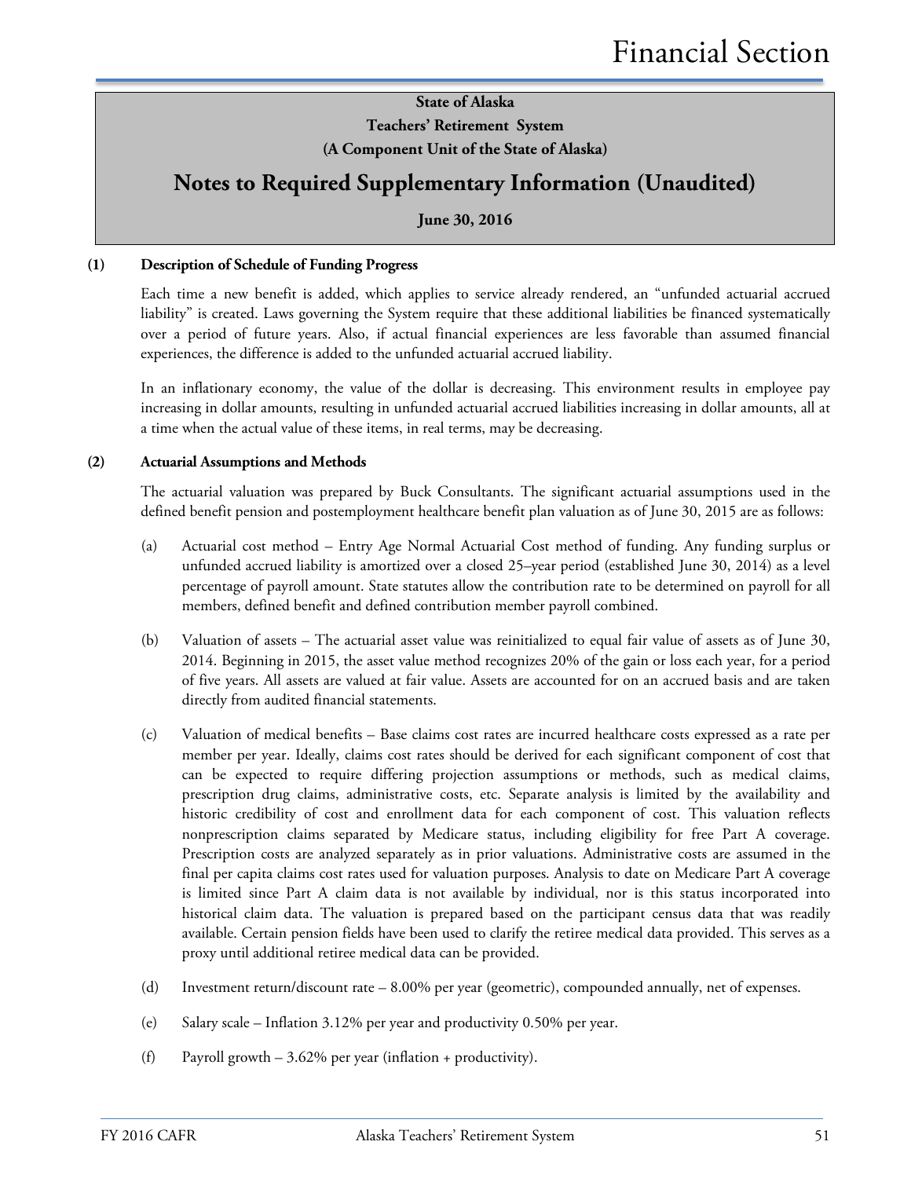## State of Alaska
## Teachers' Retirement System
## (A Component Unit of the State of Alaska)

# Notes to Required Supplementary Information (Unaudited)

**June 30, 2016**

### (1) Description of Schedule of Funding Progress

Each time a new benefit is added, which applies to service already rendered, an "unfunded actuarial accrued liability" is created. Laws governing the System require that these additional liabilities be financed systematically over a period of future years. Also, if actual financial experiences are less favorable than assumed financial experiences, the difference is added to the unfunded actuarial accrued liability.

In an inflationary economy, the value of the dollar is decreasing. This environment results in employee pay increasing in dollar amounts, resulting in unfunded actuarial accrued liabilities increasing in dollar amounts, all at a time when the actual value of these items, in real terms, may be decreasing.

### (2) Actuarial Assumptions and Methods

The actuarial valuation was prepared by Buck Consultants. The significant actuarial assumptions used in the defined benefit pension and postemployment healthcare benefit plan valuation as of June 30, 2015 are as follows:

(a) Actuarial cost method – Entry Age Normal Actuarial Cost method of funding. Any funding surplus or unfunded accrued liability is amortized over a closed 25–year period (established June 30, 2014) as a level percentage of payroll amount. State statutes allow the contribution rate to be determined on payroll for all members, defined benefit and defined contribution member payroll combined.

(b) Valuation of assets – The actuarial asset value was reinitialized to equal fair value of assets as of June 30, 2014. Beginning in 2015, the asset value method recognizes 20% of the gain or loss each year, for a period of five years. All assets are valued at fair value. Assets are accounted for on an accrued basis and are taken directly from audited financial statements.

(c) Valuation of medical benefits – Base claims cost rates are incurred healthcare costs expressed as a rate per member per year. Ideally, claims cost rates should be derived for each significant component of cost that can be expected to require differing projection assumptions or methods, such as medical claims, prescription drug claims, administrative costs, etc. Separate analysis is limited by the availability and historic credibility of cost and enrollment data for each component of cost. This valuation reflects nonprescription claims separated by Medicare status, including eligibility for free Part A coverage. Prescription costs are analyzed separately as in prior valuations. Administrative costs are assumed in the final per capita claims cost rates used for valuation purposes. Analysis to date on Medicare Part A coverage is limited since Part A claim data is not available by individual, nor is this status incorporated into historical claim data. The valuation is prepared based on the participant census data that was readily available. Certain pension fields have been used to clarify the retiree medical data provided. This serves as a proxy until additional retiree medical data can be provided.

(d) Investment return/discount rate – 8.00% per year (geometric), compounded annually, net of expenses.

(e) Salary scale – Inflation 3.12% per year and productivity 0.50% per year.

(f) Payroll growth – 3.62% per year (inflation + productivity).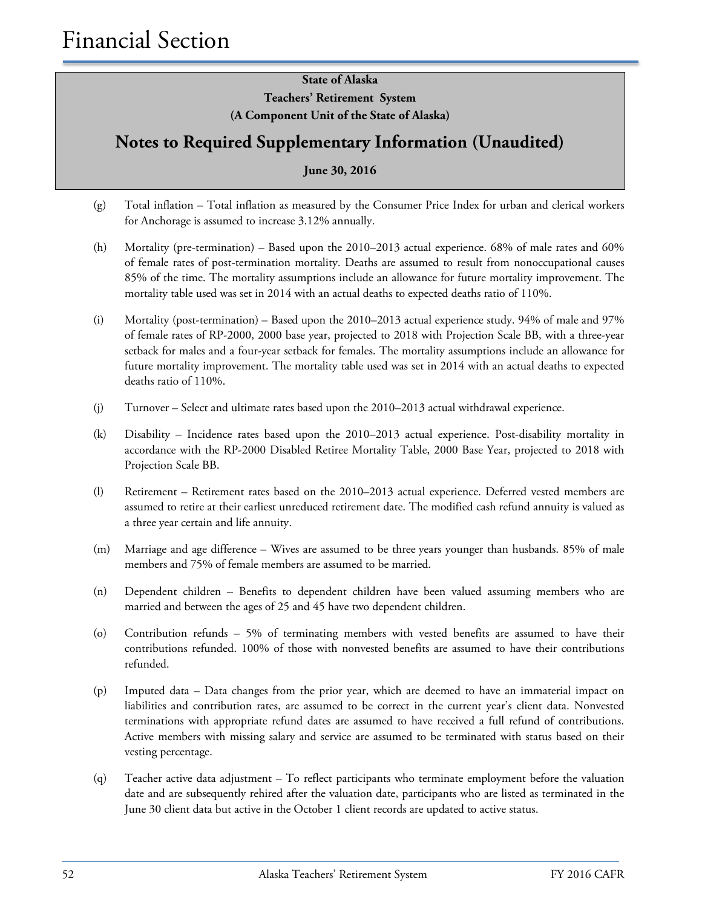# Financial Section

**State of Alaska**
**Teachers' Retirement System**
**(A Component Unit of the State of Alaska)**

## Notes to Required Supplementary Information (Unaudited)

**June 30, 2016**

(g) Total inflation – Total inflation as measured by the Consumer Price Index for urban and clerical workers for Anchorage is assumed to increase 3.12% annually.

(h) Mortality (pre-termination) – Based upon the 2010–2013 actual experience. 68% of male rates and 60% of female rates of post-termination mortality. Deaths are assumed to result from nonoccupational causes 85% of the time. The mortality assumptions include an allowance for future mortality improvement. The mortality table used was set in 2014 with an actual deaths to expected deaths ratio of 110%.

(i) Mortality (post-termination) – Based upon the 2010–2013 actual experience study. 94% of male and 97% of female rates of RP-2000, 2000 base year, projected to 2018 with Projection Scale BB, with a three-year setback for males and a four-year setback for females. The mortality assumptions include an allowance for future mortality improvement. The mortality table used was set in 2014 with an actual deaths to expected deaths ratio of 110%.

(j) Turnover – Select and ultimate rates based upon the 2010–2013 actual withdrawal experience.

(k) Disability – Incidence rates based upon the 2010–2013 actual experience. Post-disability mortality in accordance with the RP-2000 Disabled Retiree Mortality Table, 2000 Base Year, projected to 2018 with Projection Scale BB.

(l) Retirement – Retirement rates based on the 2010–2013 actual experience. Deferred vested members are assumed to retire at their earliest unreduced retirement date. The modified cash refund annuity is valued as a three year certain and life annuity.

(m) Marriage and age difference – Wives are assumed to be three years younger than husbands. 85% of male members and 75% of female members are assumed to be married.

(n) Dependent children – Benefits to dependent children have been valued assuming members who are married and between the ages of 25 and 45 have two dependent children.

(o) Contribution refunds – 5% of terminating members with vested benefits are assumed to have their contributions refunded. 100% of those with nonvested benefits are assumed to have their contributions refunded.

(p) Imputed data – Data changes from the prior year, which are deemed to have an immaterial impact on liabilities and contribution rates, are assumed to be correct in the current year's client data. Nonvested terminations with appropriate refund dates are assumed to have received a full refund of contributions. Active members with missing salary and service are assumed to be terminated with status based on their vesting percentage.

(q) Teacher active data adjustment – To reflect participants who terminate employment before the valuation date and are subsequently rehired after the valuation date, participants who are listed as terminated in the June 30 client data but active in the October 1 client records are updated to active status.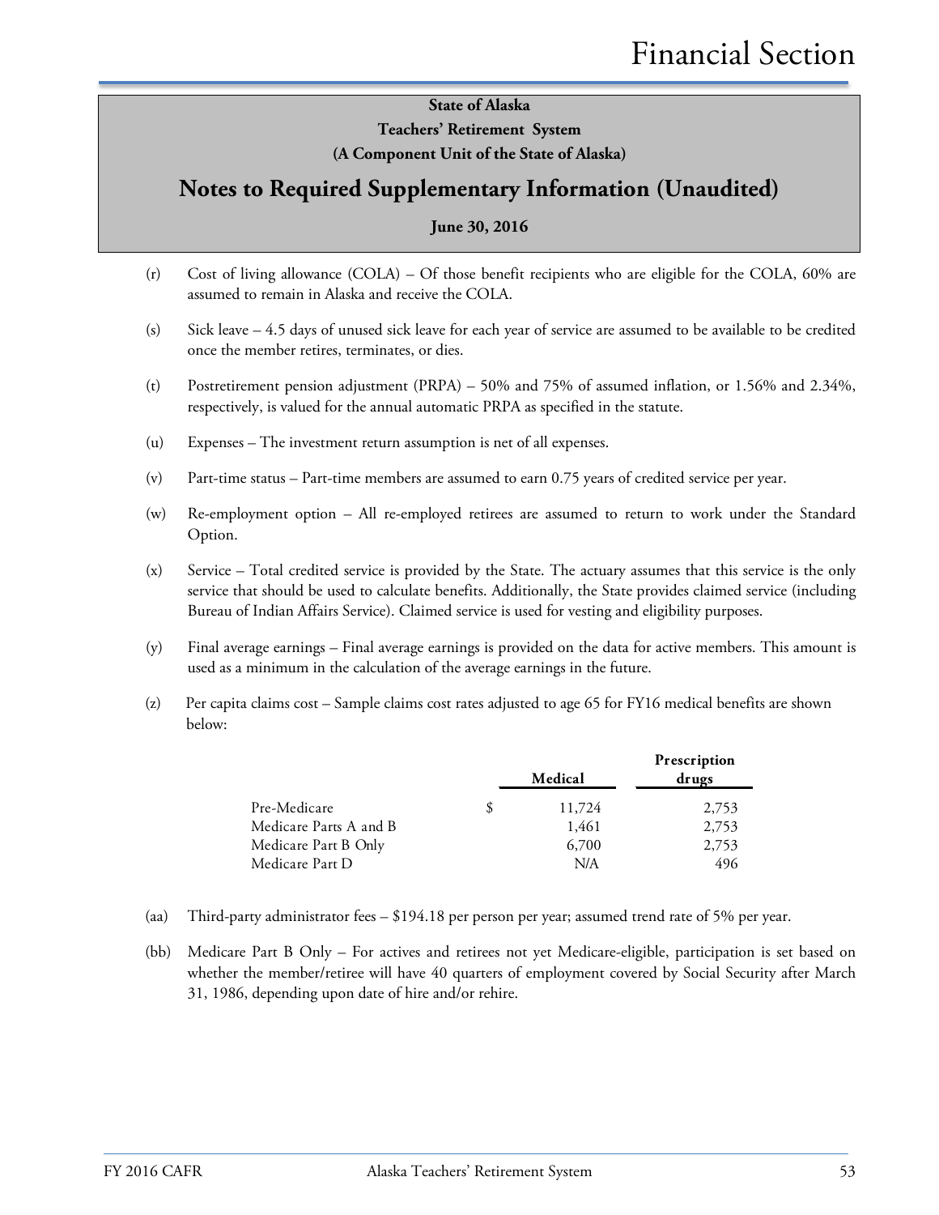State of Alaska
Teachers' Retirement System
(A Component Unit of the State of Alaska)

## Notes to Required Supplementary Information (Unaudited)

June 30, 2016

(r) Cost of living allowance (COLA) – Of those benefit recipients who are eligible for the COLA, 60% are assumed to remain in Alaska and receive the COLA.

(s) Sick leave – 4.5 days of unused sick leave for each year of service are assumed to be available to be credited once the member retires, terminates, or dies.

(t) Postretirement pension adjustment (PRPA) – 50% and 75% of assumed inflation, or 1.56% and 2.34%, respectively, is valued for the annual automatic PRPA as specified in the statute.

(u) Expenses – The investment return assumption is net of all expenses.

(v) Part-time status – Part-time members are assumed to earn 0.75 years of credited service per year.

(w) Re-employment option – All re-employed retirees are assumed to return to work under the Standard Option.

(x) Service – Total credited service is provided by the State. The actuary assumes that this service is the only service that should be used to calculate benefits. Additionally, the State provides claimed service (including Bureau of Indian Affairs Service). Claimed service is used for vesting and eligibility purposes.

(y) Final average earnings – Final average earnings is provided on the data for active members. This amount is used as a minimum in the calculation of the average earnings in the future.

(z) Per capita claims cost – Sample claims cost rates adjusted to age 65 for FY16 medical benefits are shown below:

| | Medical | Prescription drugs |
|---|---|---|
| Pre-Medicare | $ 11,724 | 2,753 |
| Medicare Parts A and B | 1,461 | 2,753 |
| Medicare Part B Only | 6,700 | 2,753 |
| Medicare Part D | N/A | 496 |

(aa) Third-party administrator fees – $194.18 per person per year; assumed trend rate of 5% per year.

(bb) Medicare Part B Only – For actives and retirees not yet Medicare-eligible, participation is set based on whether the member/retiree will have 40 quarters of employment covered by Social Security after March 31, 1986, depending upon date of hire and/or rehire.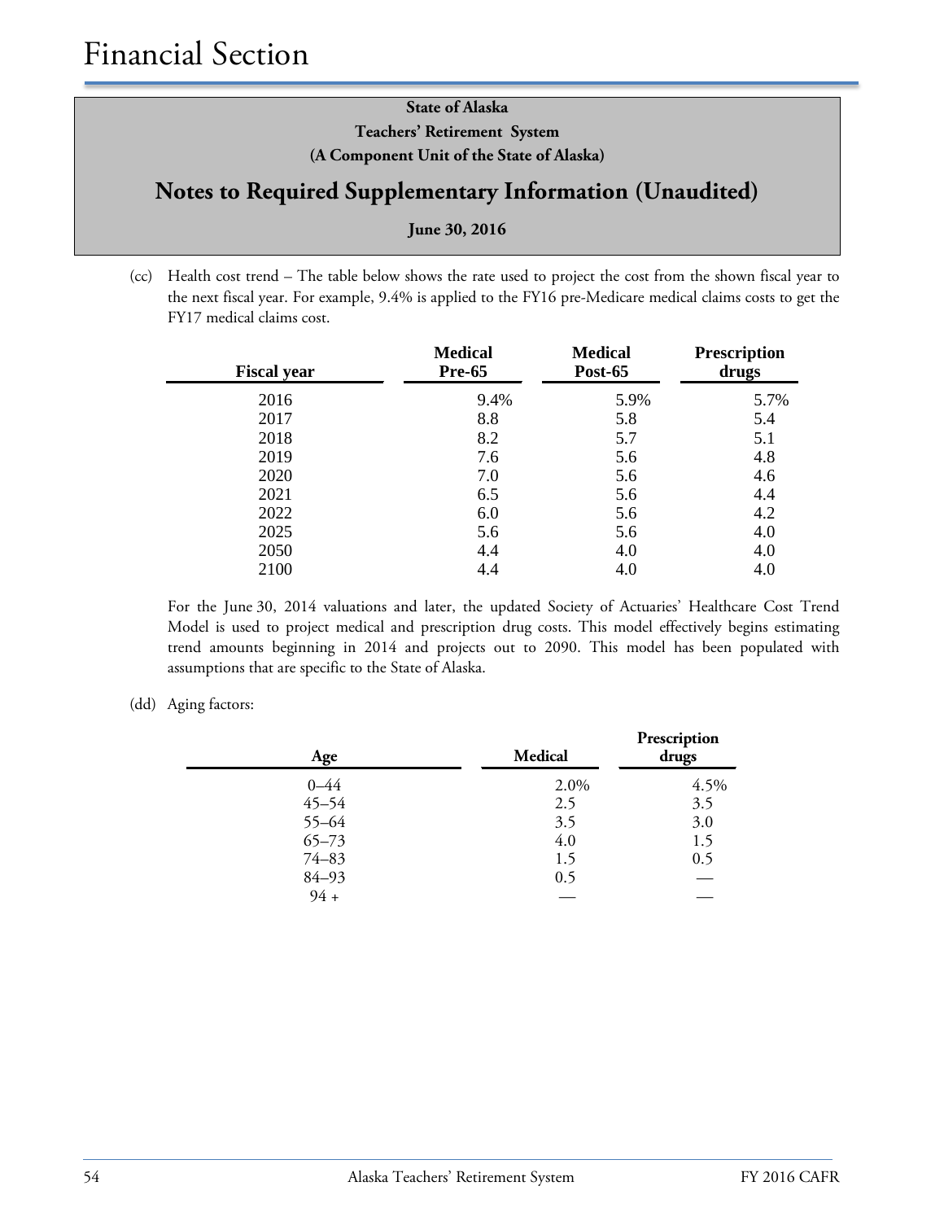# Financial Section

**State of Alaska**
**Teachers' Retirement System**
**(A Component Unit of the State of Alaska)**

## Notes to Required Supplementary Information (Unaudited)

**June 30, 2016**

(cc) Health cost trend – The table below shows the rate used to project the cost from the shown fiscal year to the next fiscal year. For example, 9.4% is applied to the FY16 pre-Medicare medical claims costs to get the FY17 medical claims cost.

| Fiscal year | Medical Pre-65 | Medical Post-65 | Prescription drugs |
|---|---|---|---|
| 2016 | 9.4% | 5.9% | 5.7% |
| 2017 | 8.8 | 5.8 | 5.4 |
| 2018 | 8.2 | 5.7 | 5.1 |
| 2019 | 7.6 | 5.6 | 4.8 |
| 2020 | 7.0 | 5.6 | 4.6 |
| 2021 | 6.5 | 5.6 | 4.4 |
| 2022 | 6.0 | 5.6 | 4.2 |
| 2025 | 5.6 | 5.6 | 4.0 |
| 2050 | 4.4 | 4.0 | 4.0 |
| 2100 | 4.4 | 4.0 | 4.0 |

For the June 30, 2014 valuations and later, the updated Society of Actuaries' Healthcare Cost Trend Model is used to project medical and prescription drug costs. This model effectively begins estimating trend amounts beginning in 2014 and projects out to 2090. This model has been populated with assumptions that are specific to the State of Alaska.

(dd) Aging factors:

| Age | Medical | Prescription drugs |
|---|---|---|
| 0–44 | 2.0% | 4.5% |
| 45–54 | 2.5 | 3.5 |
| 55–64 | 3.5 | 3.0 |
| 65–73 | 4.0 | 1.5 |
| 74–83 | 1.5 | 0.5 |
| 84–93 | 0.5 | — |
| 94 + | — | — |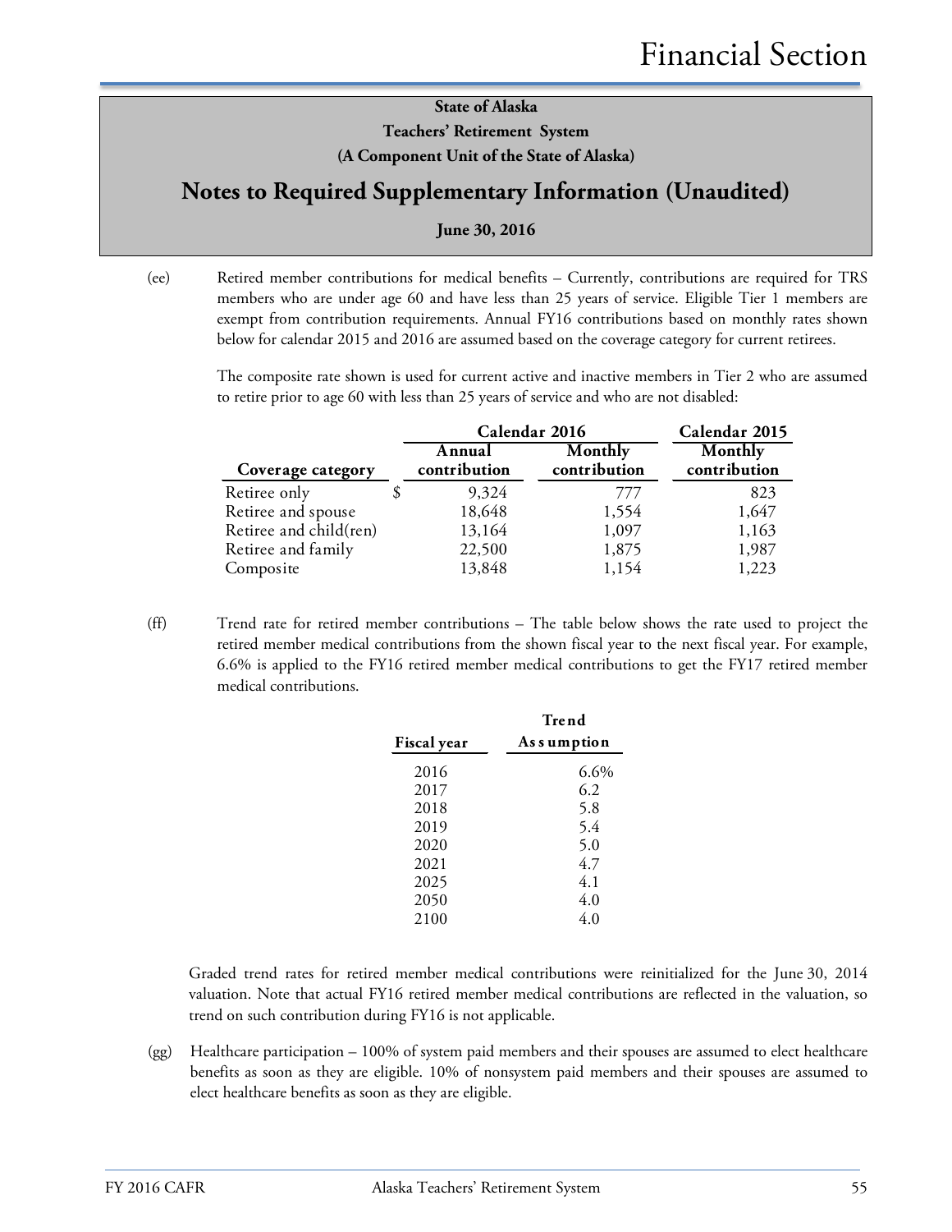State of Alaska
Teachers' Retirement System
(A Component Unit of the State of Alaska)

## Notes to Required Supplementary Information (Unaudited)

June 30, 2016

(ee) Retired member contributions for medical benefits – Currently, contributions are required for TRS members who are under age 60 and have less than 25 years of service. Eligible Tier 1 members are exempt from contribution requirements. Annual FY16 contributions based on monthly rates shown below for calendar 2015 and 2016 are assumed based on the coverage category for current retirees.

The composite rate shown is used for current active and inactive members in Tier 2 who are assumed to retire prior to age 60 with less than 25 years of service and who are not disabled:

| | Calendar 2016 | | Calendar 2015 |
|---|---|---|---|
| Coverage category | Annual contribution | Monthly contribution | Monthly contribution |
| Retiree only | $ 9,324 | 777 | 823 |
| Retiree and spouse | 18,648 | 1,554 | 1,647 |
| Retiree and child(ren) | 13,164 | 1,097 | 1,163 |
| Retiree and family | 22,500 | 1,875 | 1,987 |
| Composite | 13,848 | 1,154 | 1,223 |

(ff) Trend rate for retired member contributions – The table below shows the rate used to project the retired member medical contributions from the shown fiscal year to the next fiscal year. For example, 6.6% is applied to the FY16 retired member medical contributions to get the FY17 retired member medical contributions.

| Fiscal year | Trend Assumption |
|---|---|
| 2016 | 6.6% |
| 2017 | 6.2 |
| 2018 | 5.8 |
| 2019 | 5.4 |
| 2020 | 5.0 |
| 2021 | 4.7 |
| 2025 | 4.1 |
| 2050 | 4.0 |
| 2100 | 4.0 |

Graded trend rates for retired member medical contributions were reinitialized for the June 30, 2014 valuation. Note that actual FY16 retired member medical contributions are reflected in the valuation, so trend on such contribution during FY16 is not applicable.

(gg) Healthcare participation – 100% of system paid members and their spouses are assumed to elect healthcare benefits as soon as they are eligible. 10% of nonsystem paid members and their spouses are assumed to elect healthcare benefits as soon as they are eligible.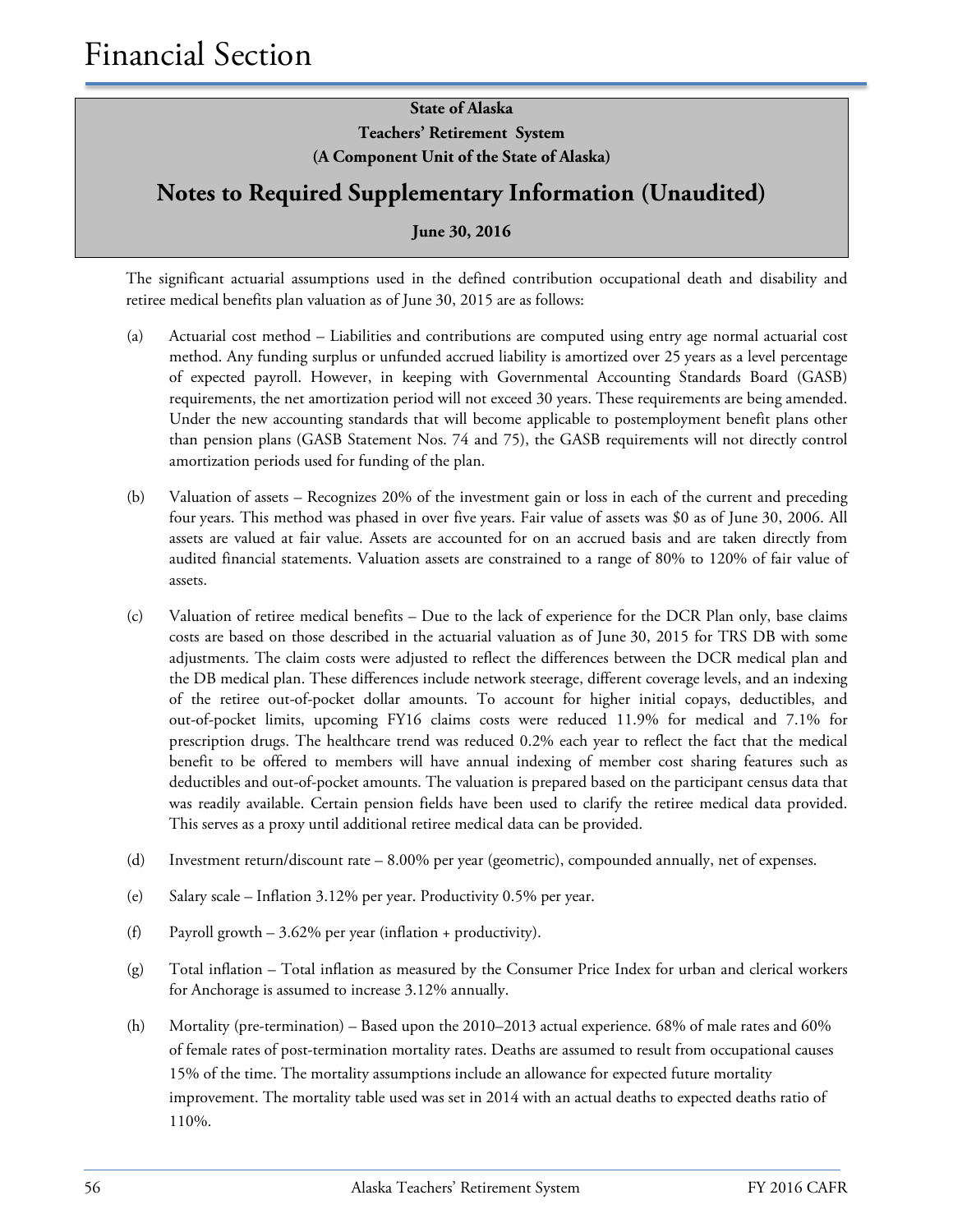# Financial Section

**State of Alaska**
**Teachers' Retirement System**
**(A Component Unit of the State of Alaska)**

## Notes to Required Supplementary Information (Unaudited)

**June 30, 2016**

The significant actuarial assumptions used in the defined contribution occupational death and disability and retiree medical benefits plan valuation as of June 30, 2015 are as follows:

(a) Actuarial cost method – Liabilities and contributions are computed using entry age normal actuarial cost method. Any funding surplus or unfunded accrued liability is amortized over 25 years as a level percentage of expected payroll. However, in keeping with Governmental Accounting Standards Board (GASB) requirements, the net amortization period will not exceed 30 years. These requirements are being amended. Under the new accounting standards that will become applicable to postemployment benefit plans other than pension plans (GASB Statement Nos. 74 and 75), the GASB requirements will not directly control amortization periods used for funding of the plan.

(b) Valuation of assets – Recognizes 20% of the investment gain or loss in each of the current and preceding four years. This method was phased in over five years. Fair value of assets was $0 as of June 30, 2006. All assets are valued at fair value. Assets are accounted for on an accrued basis and are taken directly from audited financial statements. Valuation assets are constrained to a range of 80% to 120% of fair value of assets.

(c) Valuation of retiree medical benefits – Due to the lack of experience for the DCR Plan only, base claims costs are based on those described in the actuarial valuation as of June 30, 2015 for TRS DB with some adjustments. The claim costs were adjusted to reflect the differences between the DCR medical plan and the DB medical plan. These differences include network steerage, different coverage levels, and an indexing of the retiree out-of-pocket dollar amounts. To account for higher initial copays, deductibles, and out-of-pocket limits, upcoming FY16 claims costs were reduced 11.9% for medical and 7.1% for prescription drugs. The healthcare trend was reduced 0.2% each year to reflect the fact that the medical benefit to be offered to members will have annual indexing of member cost sharing features such as deductibles and out-of-pocket amounts. The valuation is prepared based on the participant census data that was readily available. Certain pension fields have been used to clarify the retiree medical data provided. This serves as a proxy until additional retiree medical data can be provided.

(d) Investment return/discount rate – 8.00% per year (geometric), compounded annually, net of expenses.

(e) Salary scale – Inflation 3.12% per year. Productivity 0.5% per year.

(f) Payroll growth – 3.62% per year (inflation + productivity).

(g) Total inflation – Total inflation as measured by the Consumer Price Index for urban and clerical workers for Anchorage is assumed to increase 3.12% annually.

(h) Mortality (pre-termination) – Based upon the 2010–2013 actual experience. 68% of male rates and 60% of female rates of post-termination mortality rates. Deaths are assumed to result from occupational causes 15% of the time. The mortality assumptions include an allowance for expected future mortality improvement. The mortality table used was set in 2014 with an actual deaths to expected deaths ratio of 110%.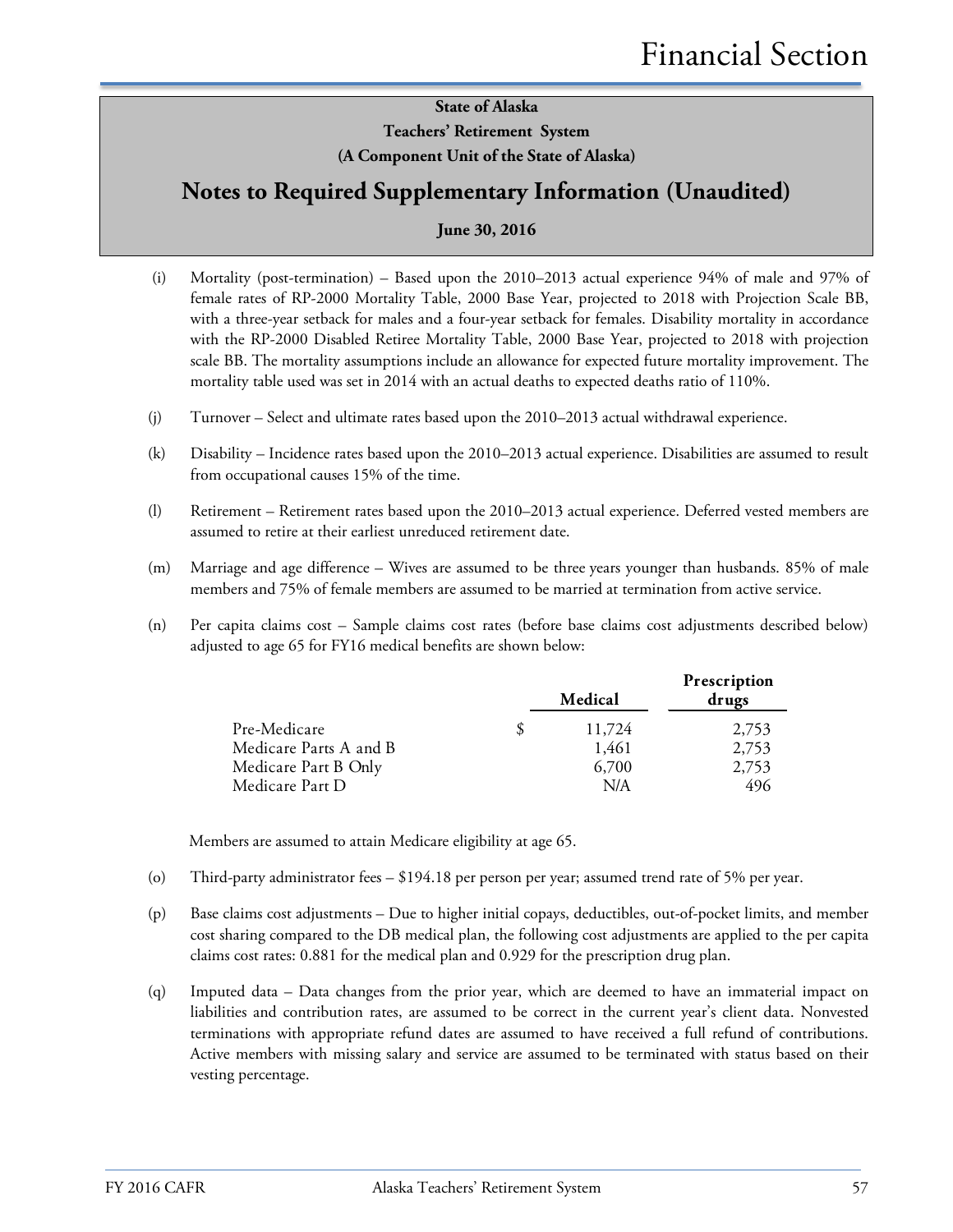**State of Alaska**
**Teachers' Retirement System**
**(A Component Unit of the State of Alaska)**

## Notes to Required Supplementary Information (Unaudited)

**June 30, 2016**

(i) Mortality (post-termination) – Based upon the 2010–2013 actual experience 94% of male and 97% of female rates of RP-2000 Mortality Table, 2000 Base Year, projected to 2018 with Projection Scale BB, with a three-year setback for males and a four-year setback for females. Disability mortality in accordance with the RP-2000 Disabled Retiree Mortality Table, 2000 Base Year, projected to 2018 with projection scale BB. The mortality assumptions include an allowance for expected future mortality improvement. The mortality table used was set in 2014 with an actual deaths to expected deaths ratio of 110%.

(j) Turnover – Select and ultimate rates based upon the 2010–2013 actual withdrawal experience.

(k) Disability – Incidence rates based upon the 2010–2013 actual experience. Disabilities are assumed to result from occupational causes 15% of the time.

(l) Retirement – Retirement rates based upon the 2010–2013 actual experience. Deferred vested members are assumed to retire at their earliest unreduced retirement date.

(m) Marriage and age difference – Wives are assumed to be three years younger than husbands. 85% of male members and 75% of female members are assumed to be married at termination from active service.

(n) Per capita claims cost – Sample claims cost rates (before base claims cost adjustments described below) adjusted to age 65 for FY16 medical benefits are shown below:

| | Medical | Prescription drugs |
|---|---|---|
| Pre-Medicare | $ 11,724 | 2,753 |
| Medicare Parts A and B | 1,461 | 2,753 |
| Medicare Part B Only | 6,700 | 2,753 |
| Medicare Part D | N/A | 496 |

Members are assumed to attain Medicare eligibility at age 65.

(o) Third-party administrator fees – $194.18 per person per year; assumed trend rate of 5% per year.

(p) Base claims cost adjustments – Due to higher initial copays, deductibles, out-of-pocket limits, and member cost sharing compared to the DB medical plan, the following cost adjustments are applied to the per capita claims cost rates: 0.881 for the medical plan and 0.929 for the prescription drug plan.

(q) Imputed data – Data changes from the prior year, which are deemed to have an immaterial impact on liabilities and contribution rates, are assumed to be correct in the current year's client data. Nonvested terminations with appropriate refund dates are assumed to have received a full refund of contributions. Active members with missing salary and service are assumed to be terminated with status based on their vesting percentage.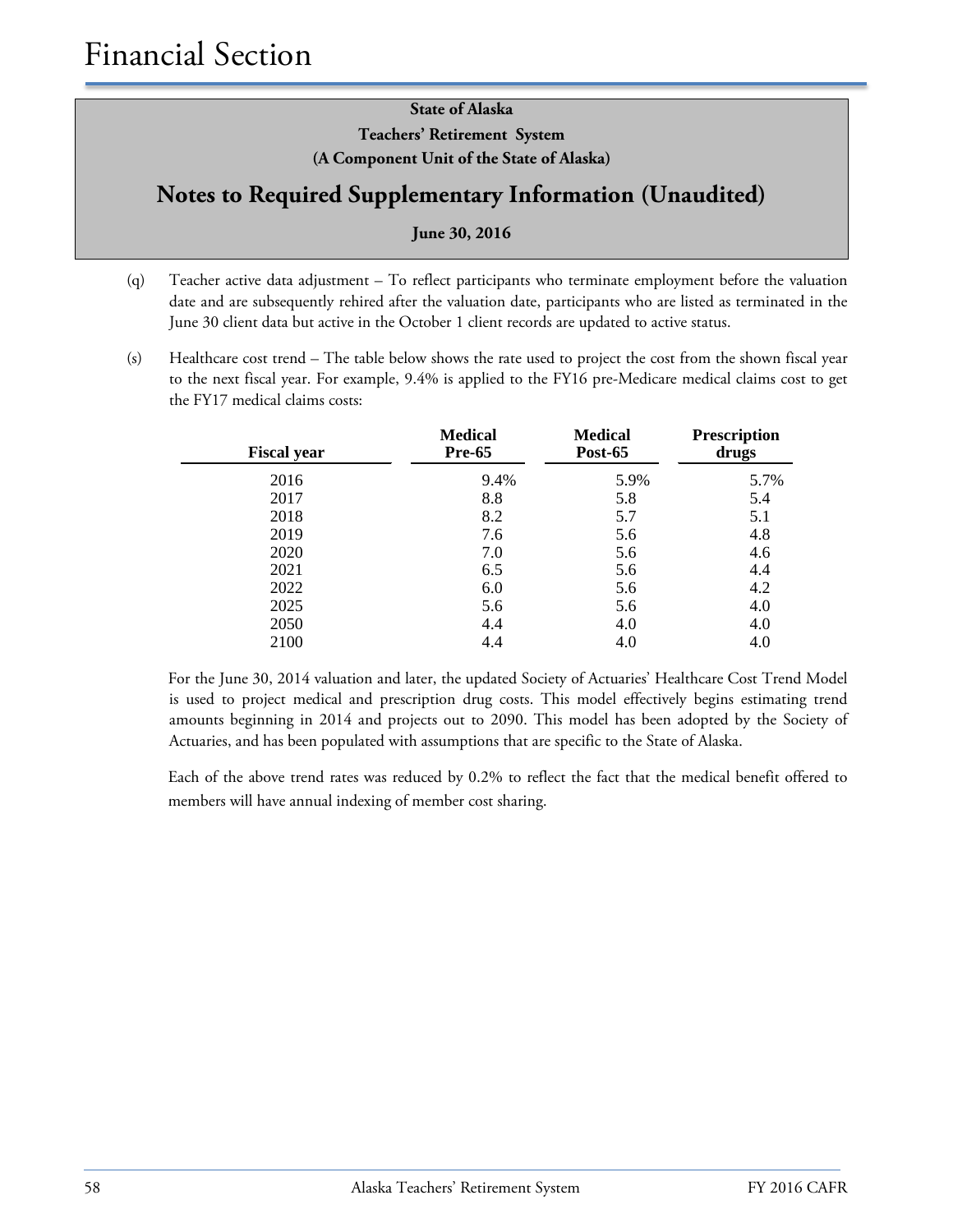# Financial Section

**State of Alaska**
**Teachers' Retirement System**
**(A Component Unit of the State of Alaska)**

## Notes to Required Supplementary Information (Unaudited)

**June 30, 2016**

(q) Teacher active data adjustment – To reflect participants who terminate employment before the valuation date and are subsequently rehired after the valuation date, participants who are listed as terminated in the June 30 client data but active in the October 1 client records are updated to active status.

(s) Healthcare cost trend – The table below shows the rate used to project the cost from the shown fiscal year to the next fiscal year. For example, 9.4% is applied to the FY16 pre-Medicare medical claims cost to get the FY17 medical claims costs:

| Fiscal year | Medical Pre-65 | Medical Post-65 | Prescription drugs |
|---|---|---|---|
| 2016 | 9.4% | 5.9% | 5.7% |
| 2017 | 8.8 | 5.8 | 5.4 |
| 2018 | 8.2 | 5.7 | 5.1 |
| 2019 | 7.6 | 5.6 | 4.8 |
| 2020 | 7.0 | 5.6 | 4.6 |
| 2021 | 6.5 | 5.6 | 4.4 |
| 2022 | 6.0 | 5.6 | 4.2 |
| 2025 | 5.6 | 5.6 | 4.0 |
| 2050 | 4.4 | 4.0 | 4.0 |
| 2100 | 4.4 | 4.0 | 4.0 |

For the June 30, 2014 valuation and later, the updated Society of Actuaries' Healthcare Cost Trend Model is used to project medical and prescription drug costs. This model effectively begins estimating trend amounts beginning in 2014 and projects out to 2090. This model has been adopted by the Society of Actuaries, and has been populated with assumptions that are specific to the State of Alaska.

Each of the above trend rates was reduced by 0.2% to reflect the fact that the medical benefit offered to members will have annual indexing of member cost sharing.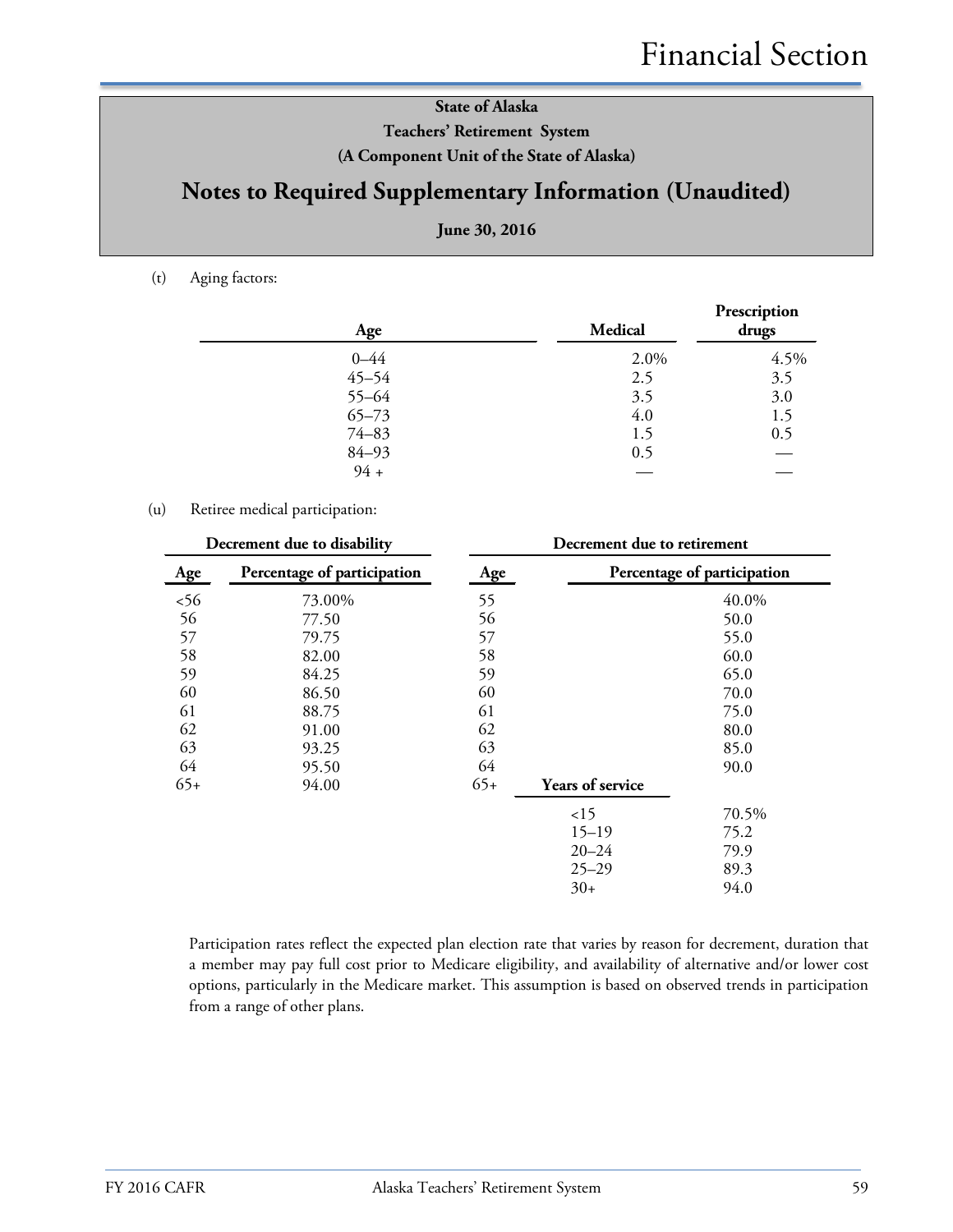# Financial Section

**State of Alaska**
**Teachers' Retirement System**
**(A Component Unit of the State of Alaska)**

## Notes to Required Supplementary Information (Unaudited)

**June 30, 2016**

(t) Aging factors:

| Age | Medical | Prescription drugs |
|---|---|---|
| 0–44 | 2.0% | 4.5% |
| 45–54 | 2.5 | 3.5 |
| 55–64 | 3.5 | 3.0 |
| 65–73 | 4.0 | 1.5 |
| 74–83 | 1.5 | 0.5 |
| 84–93 | 0.5 | — |
| 94 + | — | — |

(u) Retiree medical participation:

| Decrement due to disability | | Decrement due to retirement | | |
|---|---|---|---|---|
| **Age** | **Percentage of participation** | **Age** | | **Percentage of participation** |
| <56 | 73.00% | 55 | | 40.0% |
| 56 | 77.50 | 56 | | 50.0 |
| 57 | 79.75 | 57 | | 55.0 |
| 58 | 82.00 | 58 | | 60.0 |
| 59 | 84.25 | 59 | | 65.0 |
| 60 | 86.50 | 60 | | 70.0 |
| 61 | 88.75 | 61 | | 75.0 |
| 62 | 91.00 | 62 | | 80.0 |
| 63 | 93.25 | 63 | | 85.0 |
| 64 | 95.50 | 64 | | 90.0 |
| 65+ | 94.00 | 65+ | **Years of service** | |
| | | | <15 | 70.5% |
| | | | 15–19 | 75.2 |
| | | | 20–24 | 79.9 |
| | | | 25–29 | 89.3 |
| | | | 30+ | 94.0 |

Participation rates reflect the expected plan election rate that varies by reason for decrement, duration that a member may pay full cost prior to Medicare eligibility, and availability of alternative and/or lower cost options, particularly in the Medicare market. This assumption is based on observed trends in participation from a range of other plans.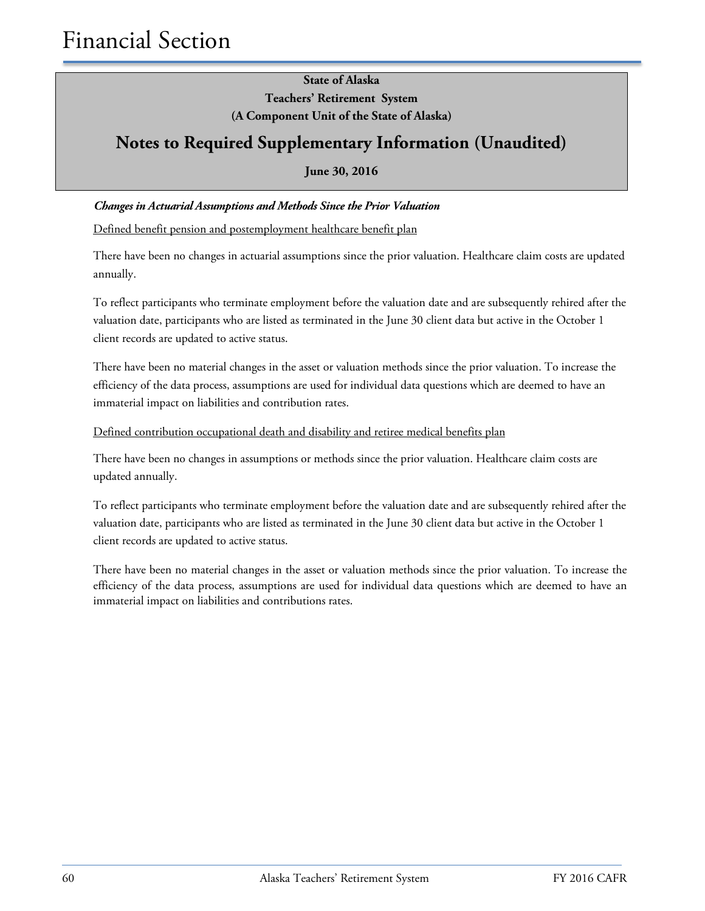# Financial Section

**State of Alaska**
**Teachers' Retirement System**
**(A Component Unit of the State of Alaska)**

## Notes to Required Supplementary Information (Unaudited)

**June 30, 2016**

***Changes in Actuarial Assumptions and Methods Since the Prior Valuation***

Defined benefit pension and postemployment healthcare benefit plan

There have been no changes in actuarial assumptions since the prior valuation. Healthcare claim costs are updated annually.

To reflect participants who terminate employment before the valuation date and are subsequently rehired after the valuation date, participants who are listed as terminated in the June 30 client data but active in the October 1 client records are updated to active status.

There have been no material changes in the asset or valuation methods since the prior valuation. To increase the efficiency of the data process, assumptions are used for individual data questions which are deemed to have an immaterial impact on liabilities and contribution rates.

Defined contribution occupational death and disability and retiree medical benefits plan

There have been no changes in assumptions or methods since the prior valuation. Healthcare claim costs are updated annually.

To reflect participants who terminate employment before the valuation date and are subsequently rehired after the valuation date, participants who are listed as terminated in the June 30 client data but active in the October 1 client records are updated to active status.

There have been no material changes in the asset or valuation methods since the prior valuation. To increase the efficiency of the data process, assumptions are used for individual data questions which are deemed to have an immaterial impact on liabilities and contributions rates.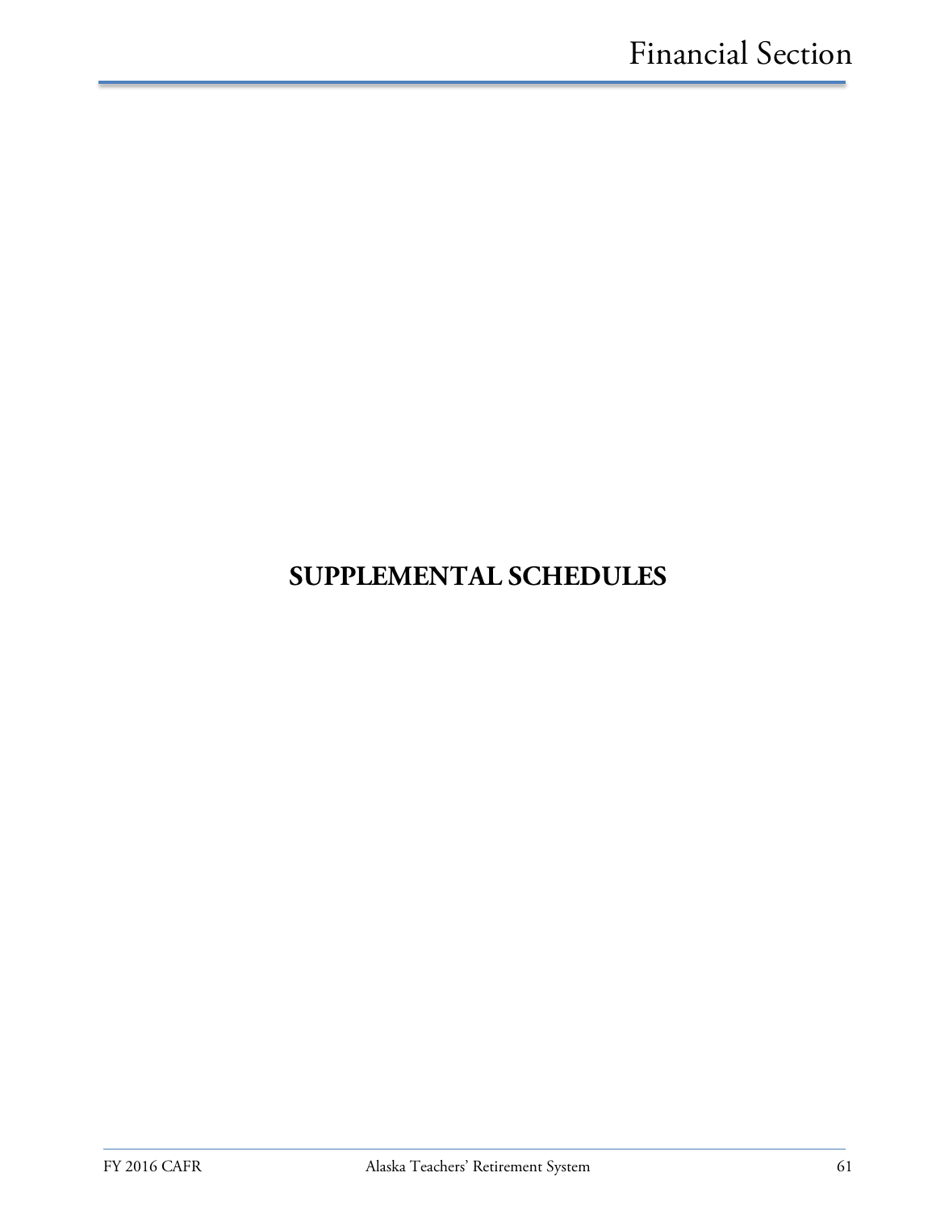# SUPPLEMENTAL SCHEDULES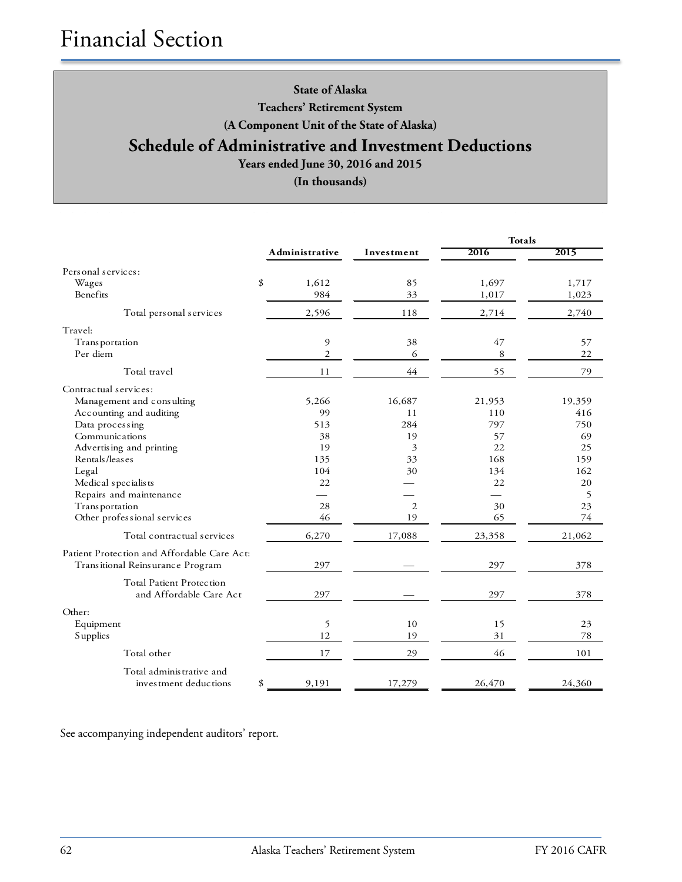# Financial Section

**State of Alaska**
**Teachers' Retirement System**
**(A Component Unit of the State of Alaska)**

## Schedule of Administrative and Investment Deductions

**Years ended June 30, 2016 and 2015**
**(In thousands)**

| | Administrative | Investment | Totals 2016 | Totals 2015 |
|---|---|---|---|---|
| Personal services: | | | | |
| Wages | $ 1,612 | 85 | 1,697 | 1,717 |
| Benefits | 984 | 33 | 1,017 | 1,023 |
| Total personal services | 2,596 | 118 | 2,714 | 2,740 |
| Travel: | | | | |
| Transportation | 9 | 38 | 47 | 57 |
| Per diem | 2 | 6 | 8 | 22 |
| Total travel | 11 | 44 | 55 | 79 |
| Contractual services: | | | | |
| Management and consulting | 5,266 | 16,687 | 21,953 | 19,359 |
| Accounting and auditing | 99 | 11 | 110 | 416 |
| Data processing | 513 | 284 | 797 | 750 |
| Communications | 38 | 19 | 57 | 69 |
| Advertising and printing | 19 | 3 | 22 | 25 |
| Rentals/leases | 135 | 33 | 168 | 159 |
| Legal | 104 | 30 | 134 | 162 |
| Medical specialists | 22 | — | 22 | 20 |
| Repairs and maintenance | — | — | — | 5 |
| Transportation | 28 | 2 | 30 | 23 |
| Other professional services | 46 | 19 | 65 | 74 |
| Total contractual services | 6,270 | 17,088 | 23,358 | 21,062 |
| Patient Protection and Affordable Care Act: | | | | |
| Transitional Reinsurance Program | 297 | — | 297 | 378 |
| Total Patient Protection and Affordable Care Act | 297 | — | 297 | 378 |
| Other: | | | | |
| Equipment | 5 | 10 | 15 | 23 |
| Supplies | 12 | 19 | 31 | 78 |
| Total other | 17 | 29 | 46 | 101 |
| Total administrative and investment deductions | $ 9,191 | 17,279 | 26,470 | 24,360 |

See accompanying independent auditors' report.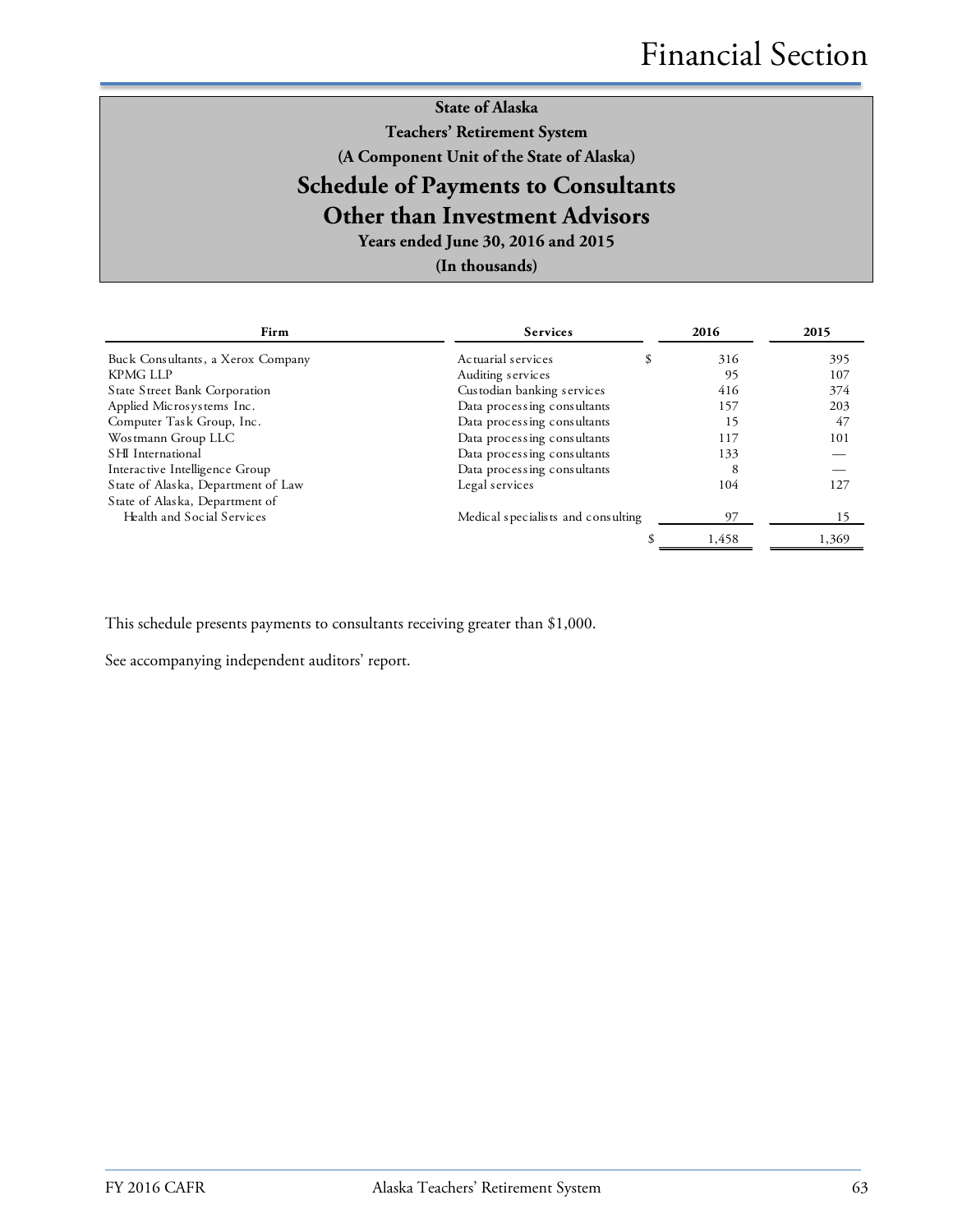**State of Alaska**

**Teachers' Retirement System**

**(A Component Unit of the State of Alaska)**

## Schedule of Payments to Consultants Other than Investment Advisors

**Years ended June 30, 2016 and 2015**

**(In thousands)**

| Firm | Services | | 2016 | 2015 |
|---|---|---|---|---|
| Buck Consultants, a Xerox Company | Actuarial services | $ | 316 | 395 |
| KPMG LLP | Auditing services | | 95 | 107 |
| State Street Bank Corporation | Custodian banking services | | 416 | 374 |
| Applied Microsystems Inc. | Data processing consultants | | 157 | 203 |
| Computer Task Group, Inc. | Data processing consultants | | 15 | 47 |
| Wostmann Group LLC | Data processing consultants | | 117 | 101 |
| SHI International | Data processing consultants | | 133 | — |
| Interactive Intelligence Group | Data processing consultants | | 8 | — |
| State of Alaska, Department of Law | Legal services | | 104 | 127 |
| State of Alaska, Department of Health and Social Services | Medical specialists and consulting | | 97 | 15 |
| | | $ | 1,458 | 1,369 |

This schedule presents payments to consultants receiving greater than $1,000.

See accompanying independent auditors' report.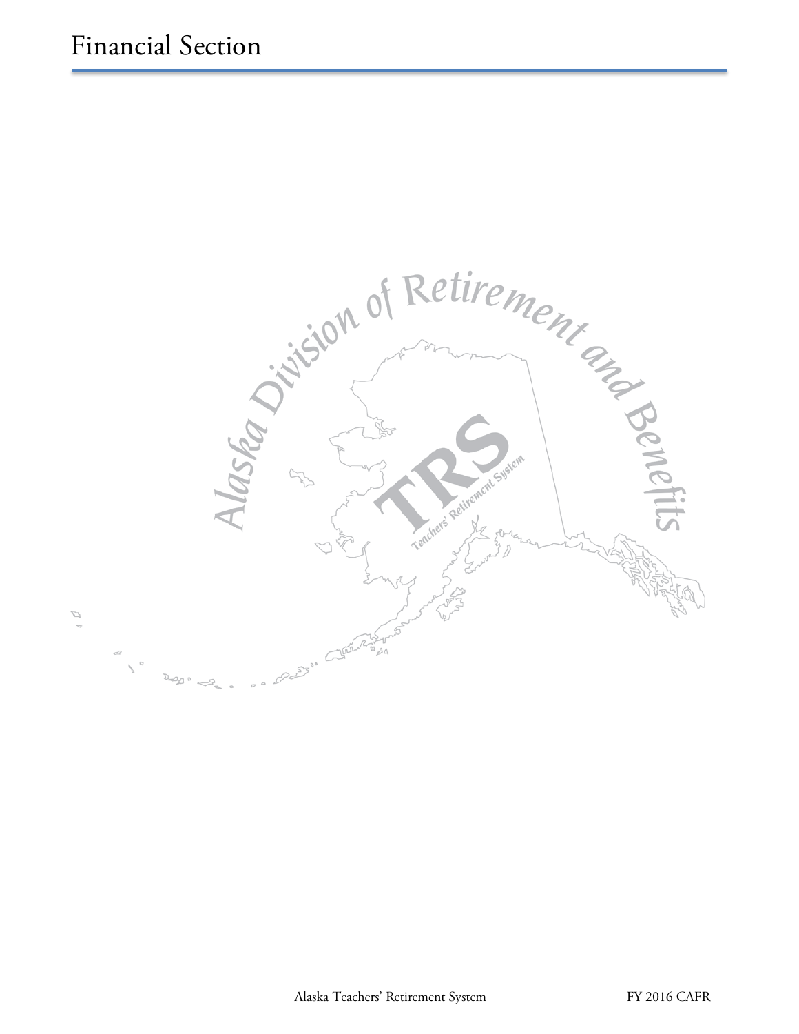# Financial Section